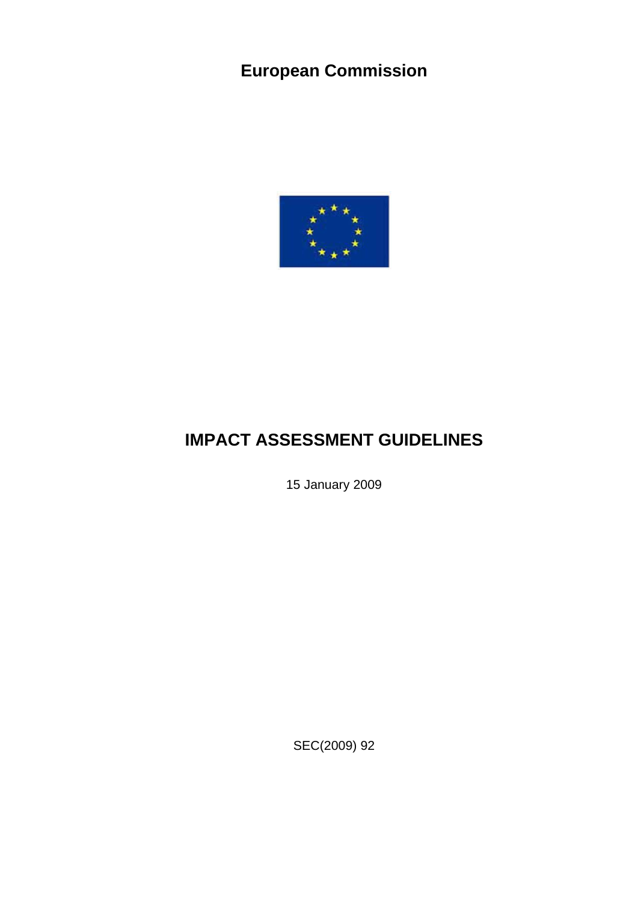**European Commission**

# IMPACT ASSESSMENT GUIDELINES

15 January 2009

SEC(2009) 92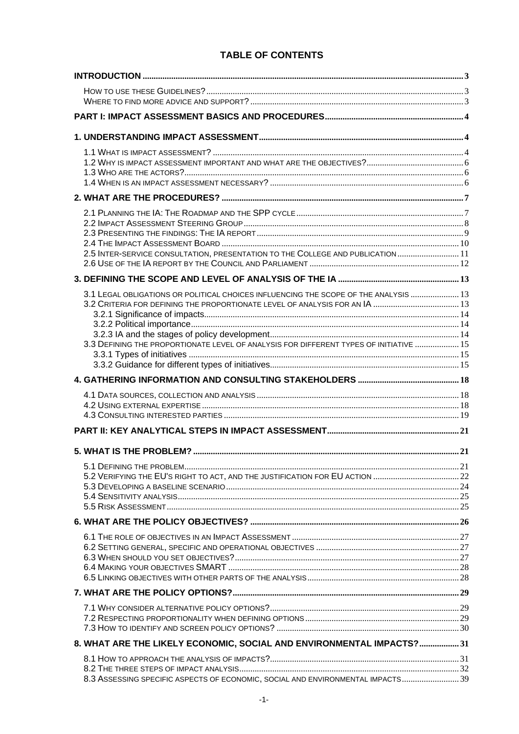# TABLE OF CONTENTS

**INTRODUCTION** .... 3
- HOW TO USE THESE GUIDELINES? .... 3
- WHERE TO FIND MORE ADVICE AND SUPPORT? .... 3

**PART I: IMPACT ASSESSMENT BASICS AND PROCEDURES** .... 4

**1. UNDERSTANDING IMPACT ASSESSMENT** .... 4
- 1.1 WHAT IS IMPACT ASSESSMENT? .... 4
- 1.2 WHY IS IMPACT ASSESSMENT IMPORTANT AND WHAT ARE THE OBJECTIVES? .... 6
- 1.3 WHO ARE THE ACTORS? .... 6
- 1.4 WHEN IS AN IMPACT ASSESSMENT NECESSARY? .... 6

**2. WHAT ARE THE PROCEDURES?** .... 7
- 2.1 PLANNING THE IA: THE ROADMAP AND THE SPP CYCLE .... 7
- 2.2 IMPACT ASSESSMENT STEERING GROUP .... 8
- 2.3 PRESENTING THE FINDINGS: THE IA REPORT .... 9
- 2.4 THE IMPACT ASSESSMENT BOARD .... 10
- 2.5 INTER-SERVICE CONSULTATION, PRESENTATION TO THE COLLEGE AND PUBLICATION .... 11
- 2.6 USE OF THE IA REPORT BY THE COUNCIL AND PARLIAMENT .... 12

**3. DEFINING THE SCOPE AND LEVEL OF ANALYSIS OF THE IA** .... 13
- 3.1 LEGAL OBLIGATIONS OR POLITICAL CHOICES INFLUENCING THE SCOPE OF THE ANALYSIS .... 13
- 3.2 CRITERIA FOR DEFINING THE PROPORTIONATE LEVEL OF ANALYSIS FOR AN IA .... 13
  - 3.2.1 Significance of impacts .... 14
  - 3.2.2 Political importance .... 14
  - 3.2.3 IA and the stages of policy development .... 14
- 3.3 DEFINING THE PROPORTIONATE LEVEL OF ANALYSIS FOR DIFFERENT TYPES OF INITIATIVE .... 15
  - 3.3.1 Types of initiatives .... 15
  - 3.3.2 Guidance for different types of initiatives .... 15

**4. GATHERING INFORMATION AND CONSULTING STAKEHOLDERS** .... 18
- 4.1 DATA SOURCES, COLLECTION AND ANALYSIS .... 18
- 4.2 USING EXTERNAL EXPERTISE .... 18
- 4.3 CONSULTING INTERESTED PARTIES .... 19

**PART II: KEY ANALYTICAL STEPS IN IMPACT ASSESSMENT** .... 21

**5. WHAT IS THE PROBLEM?** .... 21
- 5.1 DEFINING THE PROBLEM .... 21
- 5.2 VERIFYING THE EU'S RIGHT TO ACT, AND THE JUSTIFICATION FOR EU ACTION .... 22
- 5.3 DEVELOPING A BASELINE SCENARIO .... 24
- 5.4 SENSITIVITY ANALYSIS .... 25
- 5.5 RISK ASSESSMENT .... 25

**6. WHAT ARE THE POLICY OBJECTIVES?** .... 26
- 6.1 THE ROLE OF OBJECTIVES IN AN IMPACT ASSESSMENT .... 27
- 6.2 SETTING GENERAL, SPECIFIC AND OPERATIONAL OBJECTIVES .... 27
- 6.3 WHEN SHOULD YOU SET OBJECTIVES? .... 27
- 6.4 MAKING YOUR OBJECTIVES SMART .... 28
- 6.5 LINKING OBJECTIVES WITH OTHER PARTS OF THE ANALYSIS .... 28

**7. WHAT ARE THE POLICY OPTIONS?** .... 29
- 7.1 WHY CONSIDER ALTERNATIVE POLICY OPTIONS? .... 29
- 7.2 RESPECTING PROPORTIONALITY WHEN DEFINING OPTIONS .... 29
- 7.3 HOW TO IDENTIFY AND SCREEN POLICY OPTIONS? .... 30

**8. WHAT ARE THE LIKELY ECONOMIC, SOCIAL AND ENVIRONMENTAL IMPACTS?** .... 31
- 8.1 HOW TO APPROACH THE ANALYSIS OF IMPACTS? .... 31
- 8.2 THE THREE STEPS OF IMPACT ANALYSIS .... 32
- 8.3 ASSESSING SPECIFIC ASPECTS OF ECONOMIC, SOCIAL AND ENVIRONMENTAL IMPACTS .... 39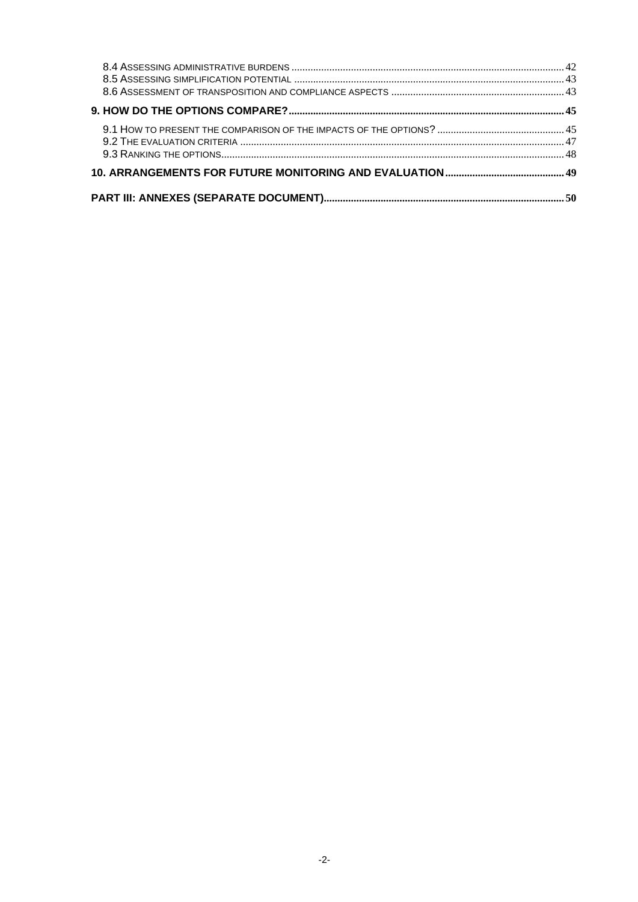8.4 Assessing administrative burdens ..................................................................................................... 42
8.5 Assessing simplification potential ..................................................................................................... 43
8.6 Assessment of transposition and compliance aspects ............................................................... 43

**9. HOW DO THE OPTIONS COMPARE?..................................................................................................... 45**

9.1 How to present the comparison of the impacts of the options? ............................................... 45
9.2 The evaluation criteria ....................................................................................................................... 47
9.3 Ranking the options............................................................................................................................. 48

**10. ARRANGEMENTS FOR FUTURE MONITORING AND EVALUATION ............................................ 49**

**PART III: ANNEXES (SEPARATE DOCUMENT)......................................................................................... 50**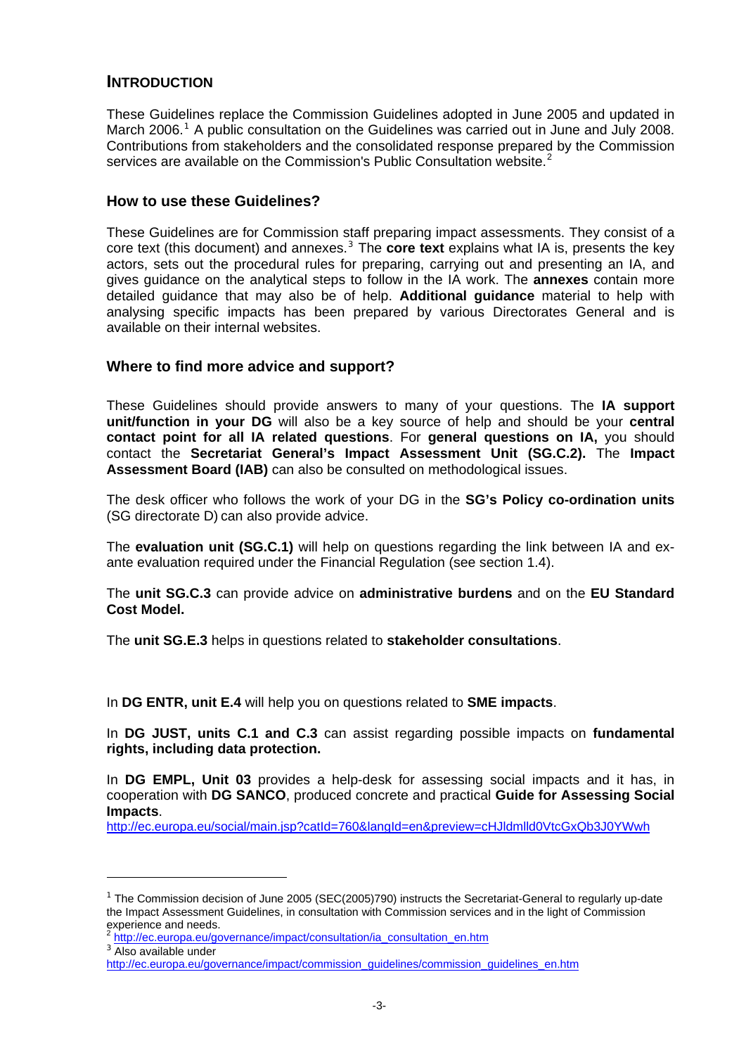## INTRODUCTION

These Guidelines replace the Commission Guidelines adopted in June 2005 and updated in March 2006.[1] A public consultation on the Guidelines was carried out in June and July 2008. Contributions from stakeholders and the consolidated response prepared by the Commission services are available on the Commission's Public Consultation website.[2]

### How to use these Guidelines?

These Guidelines are for Commission staff preparing impact assessments. They consist of a core text (this document) and annexes.[3] The **core text** explains what IA is, presents the key actors, sets out the procedural rules for preparing, carrying out and presenting an IA, and gives guidance on the analytical steps to follow in the IA work. The **annexes** contain more detailed guidance that may also be of help. **Additional guidance** material to help with analysing specific impacts has been prepared by various Directorates General and is available on their internal websites.

### Where to find more advice and support?

These Guidelines should provide answers to many of your questions. The **IA support unit/function in your DG** will also be a key source of help and should be your **central contact point for all IA related questions**. For **general questions on IA,** you should contact the **Secretariat General's Impact Assessment Unit (SG.C.2).** The **Impact Assessment Board (IAB)** can also be consulted on methodological issues.

The desk officer who follows the work of your DG in the **SG's Policy co-ordination units** (SG directorate D) can also provide advice.

The **evaluation unit (SG.C.1)** will help on questions regarding the link between IA and ex-ante evaluation required under the Financial Regulation (see section 1.4).

The **unit SG.C.3** can provide advice on **administrative burdens** and on the **EU Standard Cost Model.**

The **unit SG.E.3** helps in questions related to **stakeholder consultations**.

In **DG ENTR, unit E.4** will help you on questions related to **SME impacts**.

In **DG JUST, units C.1 and C.3** can assist regarding possible impacts on **fundamental rights, including data protection.**

In **DG EMPL, Unit 03** provides a help-desk for assessing social impacts and it has, in cooperation with **DG SANCO**, produced concrete and practical **Guide for Assessing Social Impacts**.
http://ec.europa.eu/social/main.jsp?catId=760&langId=en&preview=cHJldmlld0VtcGxQb3J0YWwh

---

[1] The Commission decision of June 2005 (SEC(2005)790) instructs the Secretariat-General to regularly up-date the Impact Assessment Guidelines, in consultation with Commission services and in the light of Commission experience and needs.

[2] http://ec.europa.eu/governance/impact/consultation/ia_consultation_en.htm

[3] Also available under http://ec.europa.eu/governance/impact/commission_guidelines/commission_guidelines_en.htm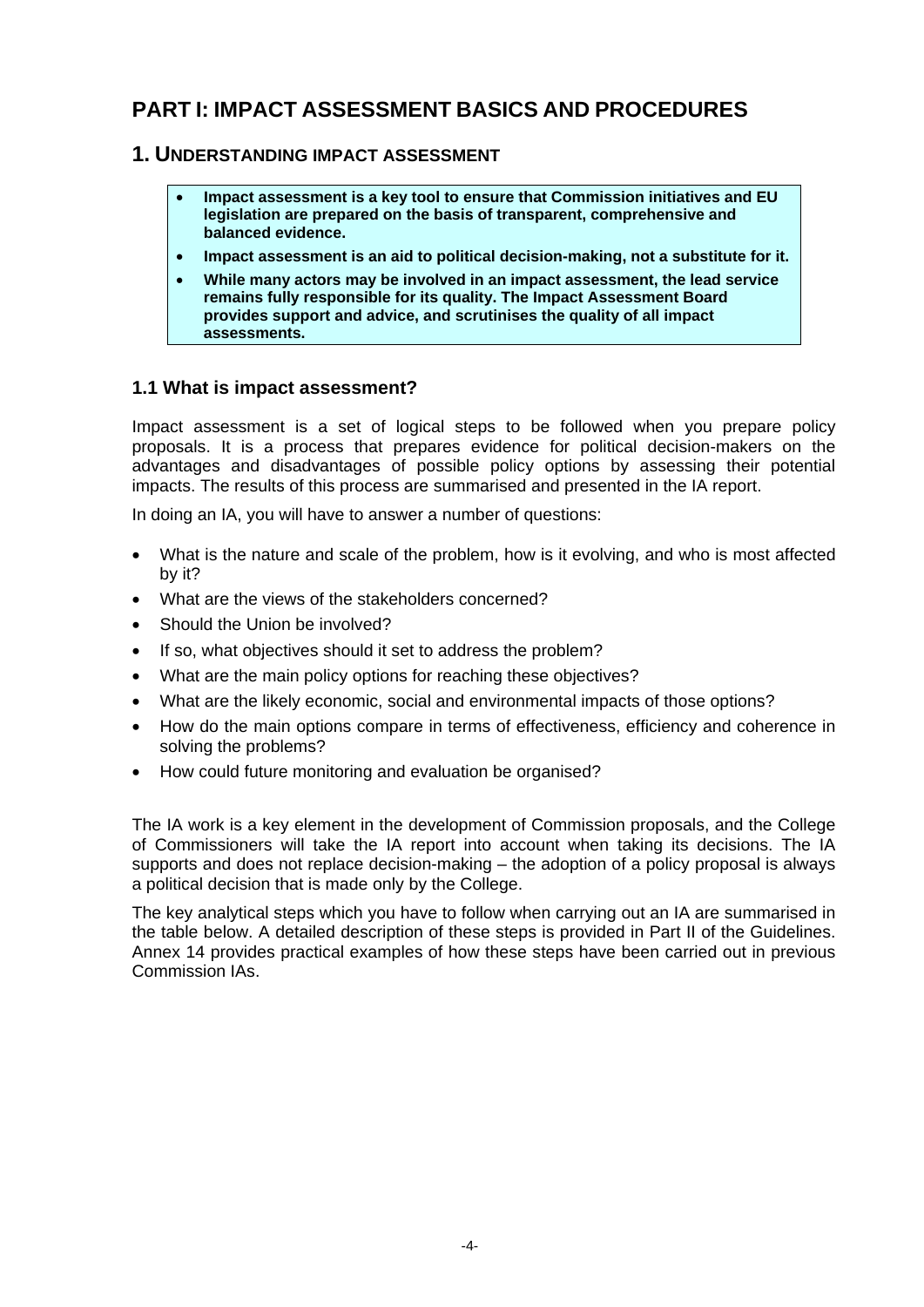# PART I: IMPACT ASSESSMENT BASICS AND PROCEDURES

## 1. UNDERSTANDING IMPACT ASSESSMENT

- **Impact assessment is a key tool to ensure that Commission initiatives and EU legislation are prepared on the basis of transparent, comprehensive and balanced evidence.**
- **Impact assessment is an aid to political decision-making, not a substitute for it.**
- **While many actors may be involved in an impact assessment, the lead service remains fully responsible for its quality. The Impact Assessment Board provides support and advice, and scrutinises the quality of all impact assessments.**

### 1.1 What is impact assessment?

Impact assessment is a set of logical steps to be followed when you prepare policy proposals. It is a process that prepares evidence for political decision-makers on the advantages and disadvantages of possible policy options by assessing their potential impacts. The results of this process are summarised and presented in the IA report.

In doing an IA, you will have to answer a number of questions:

- What is the nature and scale of the problem, how is it evolving, and who is most affected by it?
- What are the views of the stakeholders concerned?
- Should the Union be involved?
- If so, what objectives should it set to address the problem?
- What are the main policy options for reaching these objectives?
- What are the likely economic, social and environmental impacts of those options?
- How do the main options compare in terms of effectiveness, efficiency and coherence in solving the problems?
- How could future monitoring and evaluation be organised?

The IA work is a key element in the development of Commission proposals, and the College of Commissioners will take the IA report into account when taking its decisions. The IA supports and does not replace decision-making – the adoption of a policy proposal is always a political decision that is made only by the College.

The key analytical steps which you have to follow when carrying out an IA are summarised in the table below. A detailed description of these steps is provided in Part II of the Guidelines. Annex 14 provides practical examples of how these steps have been carried out in previous Commission IAs.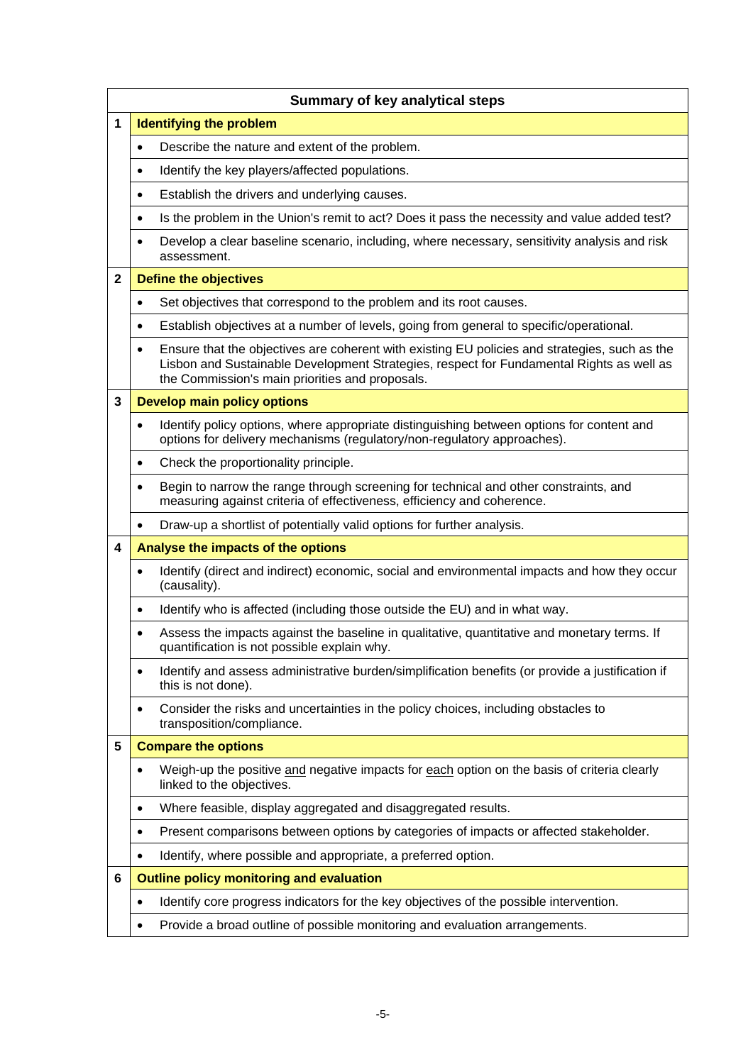| Summary of key analytical steps | |
|---|---|
| **1** | **Identifying the problem** |
| | • Describe the nature and extent of the problem. |
| | • Identify the key players/affected populations. |
| | • Establish the drivers and underlying causes. |
| | • Is the problem in the Union's remit to act? Does it pass the necessity and value added test? |
| | • Develop a clear baseline scenario, including, where necessary, sensitivity analysis and risk assessment. |
| **2** | **Define the objectives** |
| | • Set objectives that correspond to the problem and its root causes. |
| | • Establish objectives at a number of levels, going from general to specific/operational. |
| | • Ensure that the objectives are coherent with existing EU policies and strategies, such as the Lisbon and Sustainable Development Strategies, respect for Fundamental Rights as well as the Commission's main priorities and proposals. |
| **3** | **Develop main policy options** |
| | • Identify policy options, where appropriate distinguishing between options for content and options for delivery mechanisms (regulatory/non-regulatory approaches). |
| | • Check the proportionality principle. |
| | • Begin to narrow the range through screening for technical and other constraints, and measuring against criteria of effectiveness, efficiency and coherence. |
| | • Draw-up a shortlist of potentially valid options for further analysis. |
| **4** | **Analyse the impacts of the options** |
| | • Identify (direct and indirect) economic, social and environmental impacts and how they occur (causality). |
| | • Identify who is affected (including those outside the EU) and in what way. |
| | • Assess the impacts against the baseline in qualitative, quantitative and monetary terms. If quantification is not possible explain why. |
| | • Identify and assess administrative burden/simplification benefits (or provide a justification if this is not done). |
| | • Consider the risks and uncertainties in the policy choices, including obstacles to transposition/compliance. |
| **5** | **Compare the options** |
| | • Weigh-up the positive <u>and</u> negative impacts for <u>each</u> option on the basis of criteria clearly linked to the objectives. |
| | • Where feasible, display aggregated and disaggregated results. |
| | • Present comparisons between options by categories of impacts or affected stakeholder. |
| | • Identify, where possible and appropriate, a preferred option. |
| **6** | **Outline policy monitoring and evaluation** |
| | • Identify core progress indicators for the key objectives of the possible intervention. |
| | • Provide a broad outline of possible monitoring and evaluation arrangements. |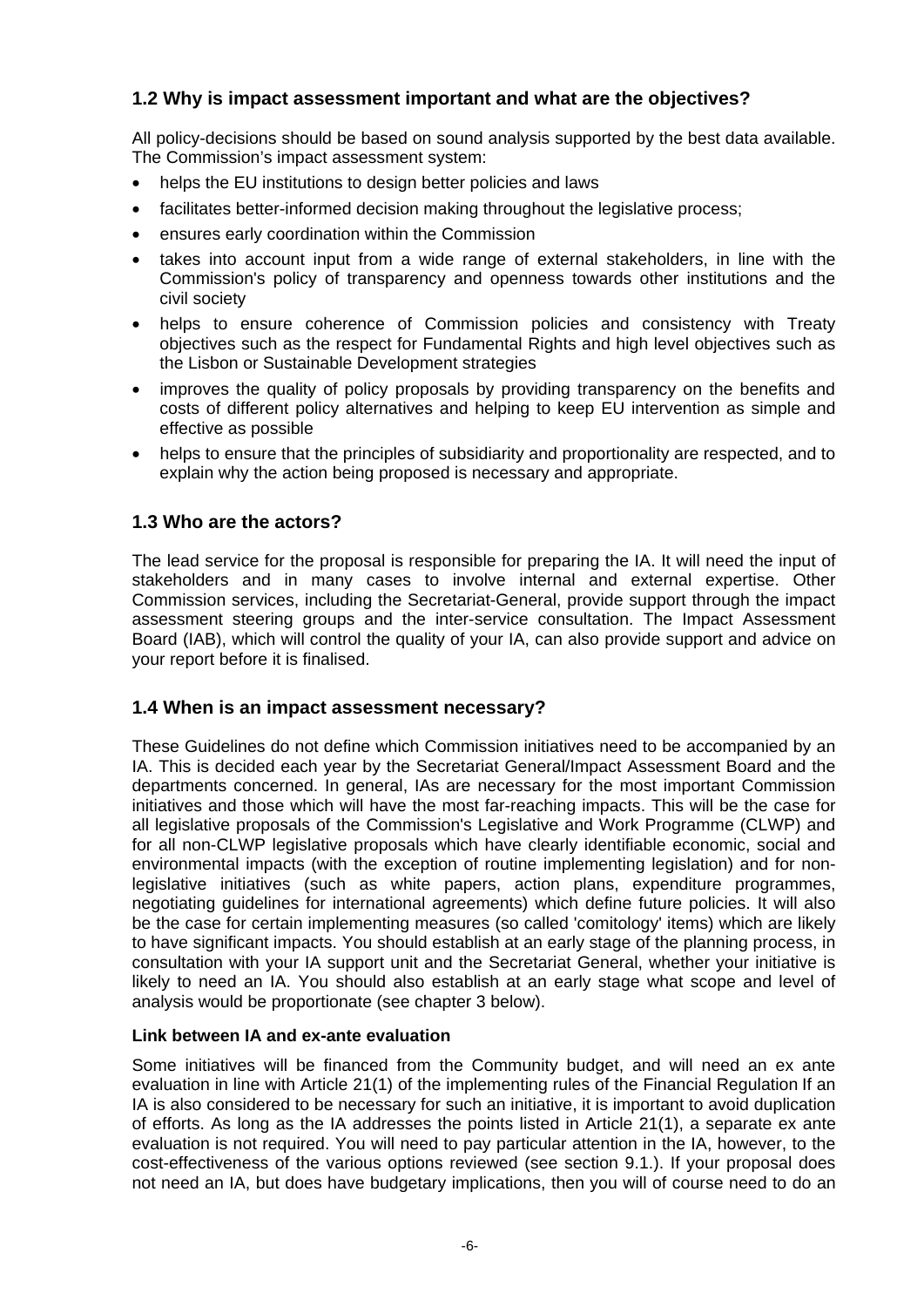## 1.2 Why is impact assessment important and what are the objectives?

All policy-decisions should be based on sound analysis supported by the best data available. The Commission's impact assessment system:

- helps the EU institutions to design better policies and laws
- facilitates better-informed decision making throughout the legislative process;
- ensures early coordination within the Commission
- takes into account input from a wide range of external stakeholders, in line with the Commission's policy of transparency and openness towards other institutions and the civil society
- helps to ensure coherence of Commission policies and consistency with Treaty objectives such as the respect for Fundamental Rights and high level objectives such as the Lisbon or Sustainable Development strategies
- improves the quality of policy proposals by providing transparency on the benefits and costs of different policy alternatives and helping to keep EU intervention as simple and effective as possible
- helps to ensure that the principles of subsidiarity and proportionality are respected, and to explain why the action being proposed is necessary and appropriate.

## 1.3 Who are the actors?

The lead service for the proposal is responsible for preparing the IA. It will need the input of stakeholders and in many cases to involve internal and external expertise. Other Commission services, including the Secretariat-General, provide support through the impact assessment steering groups and the inter-service consultation. The Impact Assessment Board (IAB), which will control the quality of your IA, can also provide support and advice on your report before it is finalised.

## 1.4 When is an impact assessment necessary?

These Guidelines do not define which Commission initiatives need to be accompanied by an IA. This is decided each year by the Secretariat General/Impact Assessment Board and the departments concerned. In general, IAs are necessary for the most important Commission initiatives and those which will have the most far-reaching impacts. This will be the case for all legislative proposals of the Commission's Legislative and Work Programme (CLWP) and for all non-CLWP legislative proposals which have clearly identifiable economic, social and environmental impacts (with the exception of routine implementing legislation) and for non-legislative initiatives (such as white papers, action plans, expenditure programmes, negotiating guidelines for international agreements) which define future policies. It will also be the case for certain implementing measures (so called 'comitology' items) which are likely to have significant impacts. You should establish at an early stage of the planning process, in consultation with your IA support unit and the Secretariat General, whether your initiative is likely to need an IA. You should also establish at an early stage what scope and level of analysis would be proportionate (see chapter 3 below).

**Link between IA and ex-ante evaluation**

Some initiatives will be financed from the Community budget, and will need an ex ante evaluation in line with Article 21(1) of the implementing rules of the Financial Regulation If an IA is also considered to be necessary for such an initiative, it is important to avoid duplication of efforts. As long as the IA addresses the points listed in Article 21(1), a separate ex ante evaluation is not required. You will need to pay particular attention in the IA, however, to the cost-effectiveness of the various options reviewed (see section 9.1.). If your proposal does not need an IA, but does have budgetary implications, then you will of course need to do an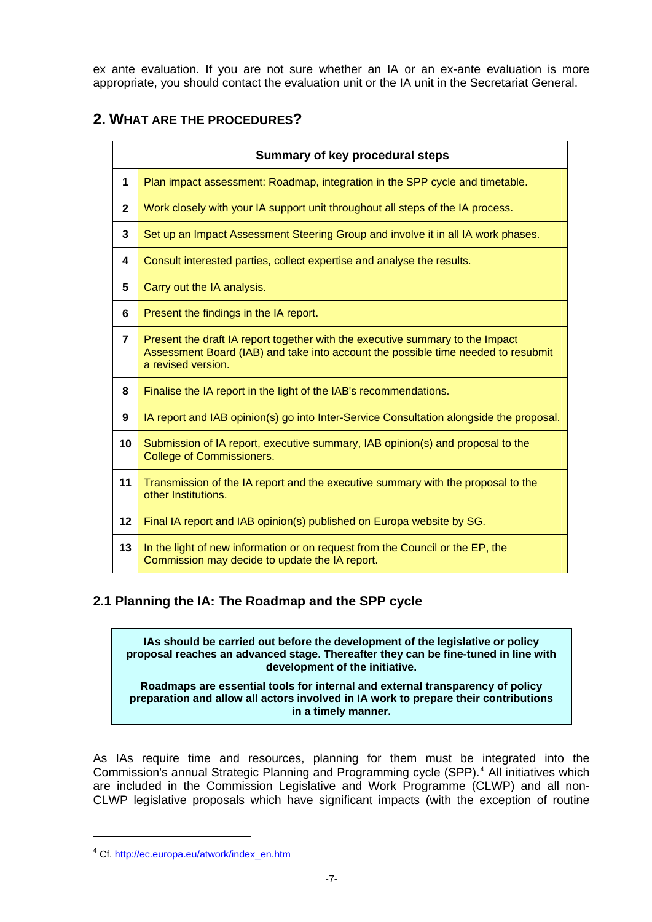ex ante evaluation. If you are not sure whether an IA or an ex-ante evaluation is more appropriate, you should contact the evaluation unit or the IA unit in the Secretariat General.

## 2. WHAT ARE THE PROCEDURES?

| | Summary of key procedural steps |
|---|---|
| 1 | Plan impact assessment: Roadmap, integration in the SPP cycle and timetable. |
| 2 | Work closely with your IA support unit throughout all steps of the IA process. |
| 3 | Set up an Impact Assessment Steering Group and involve it in all IA work phases. |
| 4 | Consult interested parties, collect expertise and analyse the results. |
| 5 | Carry out the IA analysis. |
| 6 | Present the findings in the IA report. |
| 7 | Present the draft IA report together with the executive summary to the Impact Assessment Board (IAB) and take into account the possible time needed to resubmit a revised version. |
| 8 | Finalise the IA report in the light of the IAB's recommendations. |
| 9 | IA report and IAB opinion(s) go into Inter-Service Consultation alongside the proposal. |
| 10 | Submission of IA report, executive summary, IAB opinion(s) and proposal to the College of Commissioners. |
| 11 | Transmission of the IA report and the executive summary with the proposal to the other Institutions. |
| 12 | Final IA report and IAB opinion(s) published on Europa website by SG. |
| 13 | In the light of new information or on request from the Council or the EP, the Commission may decide to update the IA report. |

### 2.1 Planning the IA: The Roadmap and the SPP cycle

**IAs should be carried out before the development of the legislative or policy proposal reaches an advanced stage. Thereafter they can be fine-tuned in line with development of the initiative.**

**Roadmaps are essential tools for internal and external transparency of policy preparation and allow all actors involved in IA work to prepare their contributions in a timely manner.**

As IAs require time and resources, planning for them must be integrated into the Commission's annual Strategic Planning and Programming cycle (SPP).[4] All initiatives which are included in the Commission Legislative and Work Programme (CLWP) and all non-CLWP legislative proposals which have significant impacts (with the exception of routine

[4] Cf. http://ec.europa.eu/atwork/index_en.htm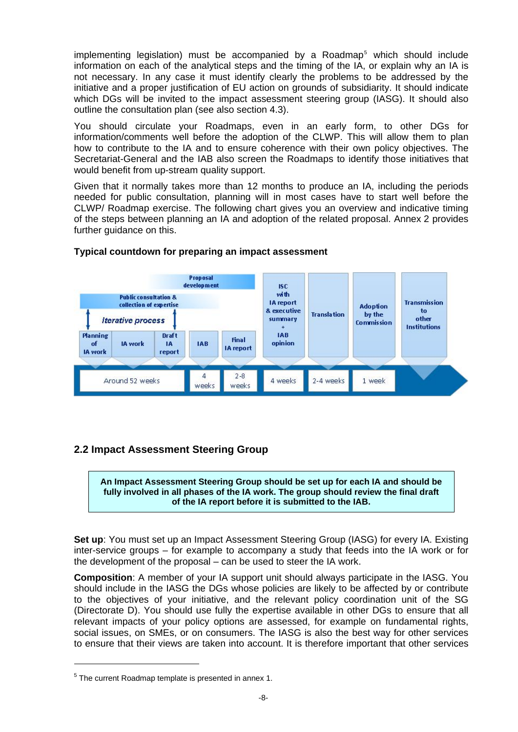implementing legislation) must be accompanied by a Roadmap[5] which should include information on each of the analytical steps and the timing of the IA, or explain why an IA is not necessary. In any case it must identify clearly the problems to be addressed by the initiative and a proper justification of EU action on grounds of subsidiarity. It should indicate which DGs will be invited to the impact assessment steering group (IASG). It should also outline the consultation plan (see also section 4.3).

You should circulate your Roadmaps, even in an early form, to other DGs for information/comments well before the adoption of the CLWP. This will allow them to plan how to contribute to the IA and to ensure coherence with their own policy objectives. The Secretariat-General and the IAB also screen the Roadmaps to identify those initiatives that would benefit from up-stream quality support.

Given that it normally takes more than 12 months to produce an IA, including the periods needed for public consultation, planning will in most cases have to start well before the CLWP/ Roadmap exercise. The following chart gives you an overview and indicative timing of the steps between planning an IA and adoption of the related proposal. Annex 2 provides further guidance on this.

**Typical countdown for preparing an impact assessment**

Proposal development

Public consultation & collection of expertise

*Iterative process*

| Planning of IA work | IA work | Draft IA report | IAB | Final IA report | ISC with IA report & executive summary + IAB opinion | Translation | Adoption by the Commission | Transmission to other Institutions |
|---|---|---|---|---|---|---|---|---|
| Around 52 weeks | | | 4 weeks | 2-8 weeks | 4 weeks | 2-4 weeks | 1 week | |

## 2.2 Impact Assessment Steering Group

**An Impact Assessment Steering Group should be set up for each IA and should be fully involved in all phases of the IA work. The group should review the final draft of the IA report before it is submitted to the IAB.**

**Set up**: You must set up an Impact Assessment Steering Group (IASG) for every IA. Existing inter-service groups – for example to accompany a study that feeds into the IA work or for the development of the proposal – can be used to steer the IA work.

**Composition**: A member of your IA support unit should always participate in the IASG. You should include in the IASG the DGs whose policies are likely to be affected by or contribute to the objectives of your initiative, and the relevant policy coordination unit of the SG (Directorate D). You should use fully the expertise available in other DGs to ensure that all relevant impacts of your policy options are assessed, for example on fundamental rights, social issues, on SMEs, or on consumers. The IASG is also the best way for other services to ensure that their views are taken into account. It is therefore important that other services

[5] The current Roadmap template is presented in annex 1.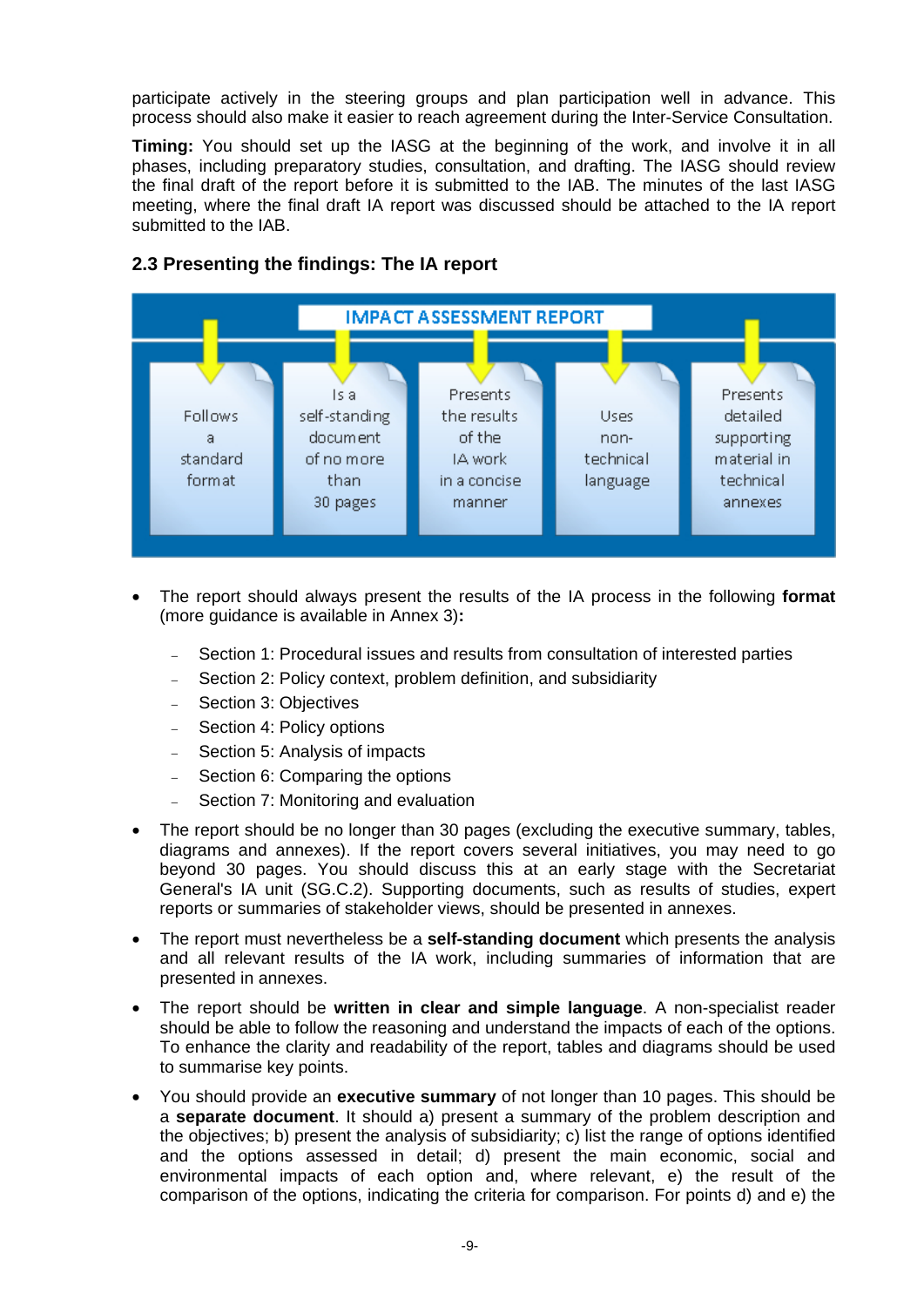participate actively in the steering groups and plan participation well in advance. This process should also make it easier to reach agreement during the Inter-Service Consultation.

**Timing:** You should set up the IASG at the beginning of the work, and involve it in all phases, including preparatory studies, consultation, and drafting. The IASG should review the final draft of the report before it is submitted to the IAB. The minutes of the last IASG meeting, where the final draft IA report was discussed should be attached to the IA report submitted to the IAB.

## 2.3 Presenting the findings: The IA report

**IMPACT ASSESSMENT REPORT**

| Follows a standard format | Is a self-standing document of no more than 30 pages | Presents the results of the IA work in a concise manner | Uses non-technical language | Presents detailed supporting material in technical annexes |
|---|---|---|---|---|

- The report should always present the results of the IA process in the following **format** (more guidance is available in Annex 3)**:**
  - Section 1: Procedural issues and results from consultation of interested parties
  - Section 2: Policy context, problem definition, and subsidiarity
  - Section 3: Objectives
  - Section 4: Policy options
  - Section 5: Analysis of impacts
  - Section 6: Comparing the options
  - Section 7: Monitoring and evaluation
- The report should be no longer than 30 pages (excluding the executive summary, tables, diagrams and annexes). If the report covers several initiatives, you may need to go beyond 30 pages. You should discuss this at an early stage with the Secretariat General's IA unit (SG.C.2). Supporting documents, such as results of studies, expert reports or summaries of stakeholder views, should be presented in annexes.
- The report must nevertheless be a **self-standing document** which presents the analysis and all relevant results of the IA work, including summaries of information that are presented in annexes.
- The report should be **written in clear and simple language**. A non-specialist reader should be able to follow the reasoning and understand the impacts of each of the options. To enhance the clarity and readability of the report, tables and diagrams should be used to summarise key points.
- You should provide an **executive summary** of not longer than 10 pages. This should be a **separate document**. It should a) present a summary of the problem description and the objectives; b) present the analysis of subsidiarity; c) list the range of options identified and the options assessed in detail; d) present the main economic, social and environmental impacts of each option and, where relevant, e) the result of the comparison of the options, indicating the criteria for comparison. For points d) and e) the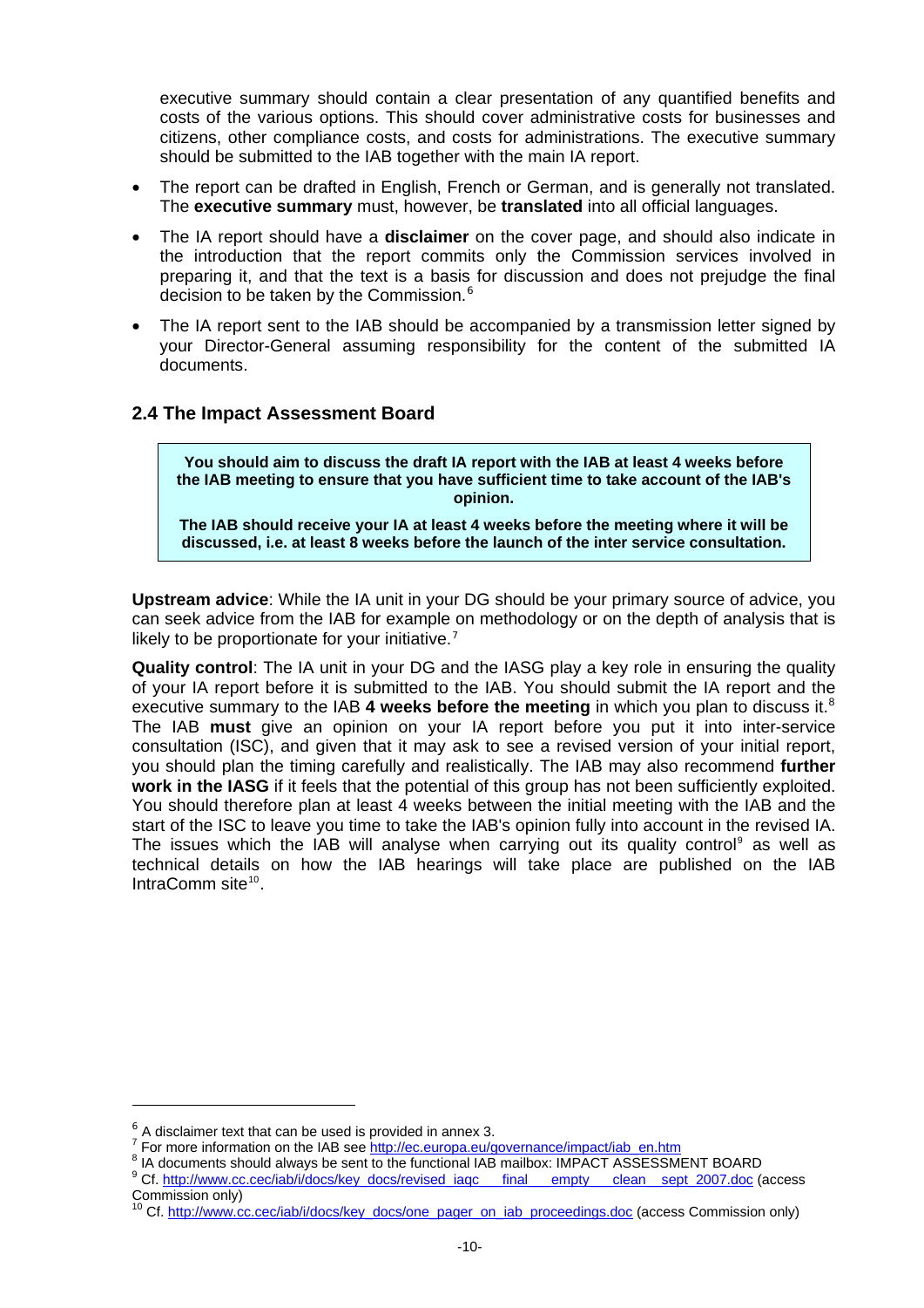executive summary should contain a clear presentation of any quantified benefits and costs of the various options. This should cover administrative costs for businesses and citizens, other compliance costs, and costs for administrations. The executive summary should be submitted to the IAB together with the main IA report.

- The report can be drafted in English, French or German, and is generally not translated. The **executive summary** must, however, be **translated** into all official languages.
- The IA report should have a **disclaimer** on the cover page, and should also indicate in the introduction that the report commits only the Commission services involved in preparing it, and that the text is a basis for discussion and does not prejudge the final decision to be taken by the Commission.[6]
- The IA report sent to the IAB should be accompanied by a transmission letter signed by your Director-General assuming responsibility for the content of the submitted IA documents.

## 2.4 The Impact Assessment Board

> **You should aim to discuss the draft IA report with the IAB at least 4 weeks before the IAB meeting to ensure that you have sufficient time to take account of the IAB's opinion.**
>
> **The IAB should receive your IA at least 4 weeks before the meeting where it will be discussed, i.e. at least 8 weeks before the launch of the inter service consultation.**

**Upstream advice**: While the IA unit in your DG should be your primary source of advice, you can seek advice from the IAB for example on methodology or on the depth of analysis that is likely to be proportionate for your initiative.[7]

**Quality control**: The IA unit in your DG and the IASG play a key role in ensuring the quality of your IA report before it is submitted to the IAB. You should submit the IA report and the executive summary to the IAB **4 weeks before the meeting** in which you plan to discuss it.[8] The IAB **must** give an opinion on your IA report before you put it into inter-service consultation (ISC), and given that it may ask to see a revised version of your initial report, you should plan the timing carefully and realistically. The IAB may also recommend **further work in the IASG** if it feels that the potential of this group has not been sufficiently exploited. You should therefore plan at least 4 weeks between the initial meeting with the IAB and the start of the ISC to leave you time to take the IAB's opinion fully into account in the revised IA. The issues which the IAB will analyse when carrying out its quality control[9] as well as technical details on how the IAB hearings will take place are published on the IAB IntraComm site[10].

---

[6] A disclaimer text that can be used is provided in annex 3.

[7] For more information on the IAB see http://ec.europa.eu/governance/impact/iab_en.htm

[8] IA documents should always be sent to the functional IAB mailbox: IMPACT ASSESSMENT BOARD

[9] Cf. http://www.cc.cec/iab/i/docs/key_docs/revised_iaqc___final___empty___clean__sept_2007.doc (access Commission only)

[10] Cf. http://www.cc.cec/iab/i/docs/key_docs/one_pager_on_iab_proceedings.doc (access Commission only)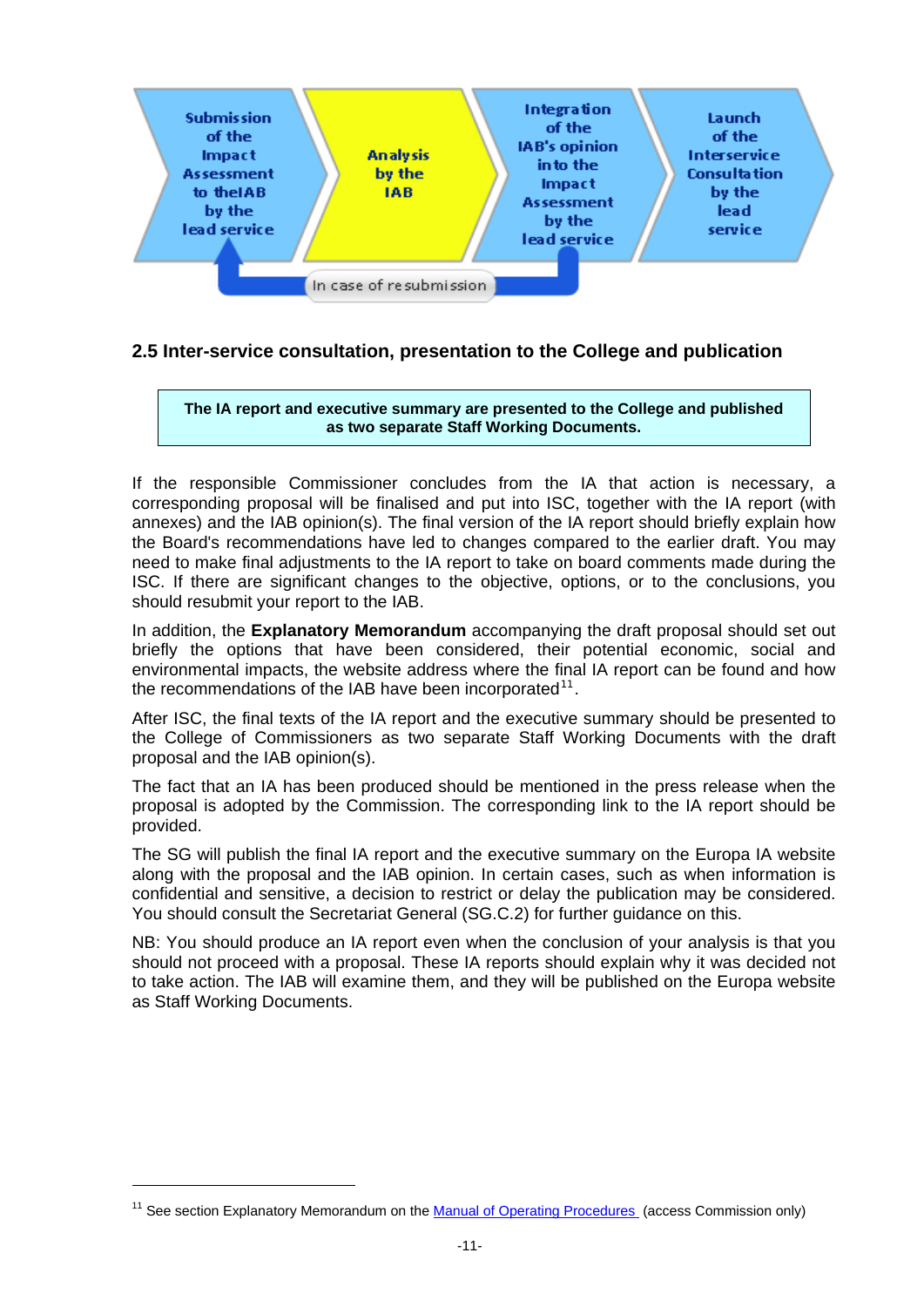Submission of the Impact Assessment to the IAB by the lead service → Analysis by the IAB → Integration of the IAB's opinion into the Impact Assessment by the lead service → Launch of the Interservice Consultation by the lead service

In case of resubmission

## 2.5 Inter-service consultation, presentation to the College and publication

**The IA report and executive summary are presented to the College and published as two separate Staff Working Documents.**

If the responsible Commissioner concludes from the IA that action is necessary, a corresponding proposal will be finalised and put into ISC, together with the IA report (with annexes) and the IAB opinion(s). The final version of the IA report should briefly explain how the Board's recommendations have led to changes compared to the earlier draft. You may need to make final adjustments to the IA report to take on board comments made during the ISC. If there are significant changes to the objective, options, or to the conclusions, you should resubmit your report to the IAB.

In addition, the **Explanatory Memorandum** accompanying the draft proposal should set out briefly the options that have been considered, their potential economic, social and environmental impacts, the website address where the final IA report can be found and how the recommendations of the IAB have been incorporated[11].

After ISC, the final texts of the IA report and the executive summary should be presented to the College of Commissioners as two separate Staff Working Documents with the draft proposal and the IAB opinion(s).

The fact that an IA has been produced should be mentioned in the press release when the proposal is adopted by the Commission. The corresponding link to the IA report should be provided.

The SG will publish the final IA report and the executive summary on the Europa IA website along with the proposal and the IAB opinion. In certain cases, such as when information is confidential and sensitive, a decision to restrict or delay the publication may be considered. You should consult the Secretariat General (SG.C.2) for further guidance on this.

NB: You should produce an IA report even when the conclusion of your analysis is that you should not proceed with a proposal. These IA reports should explain why it was decided not to take action. The IAB will examine them, and they will be published on the Europa website as Staff Working Documents.

[11] See section Explanatory Memorandum on the Manual of Operating Procedures (access Commission only)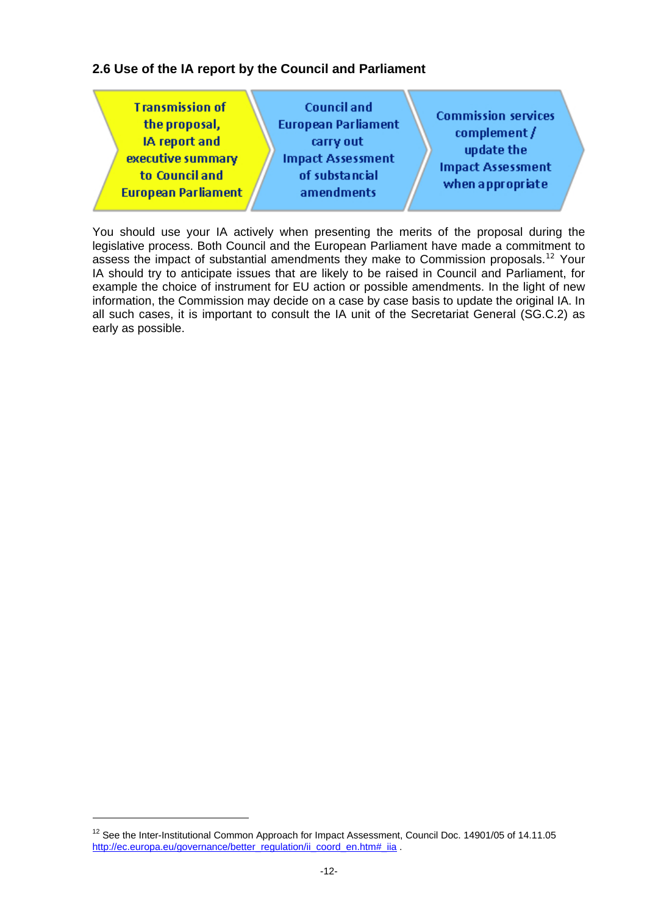## 2.6 Use of the IA report by the Council and Parliament

Transmission of the proposal, IA report and executive summary to Council and European Parliament → Council and European Parliament carry out Impact Assessment of substancial amendments → Commission services complement / update the Impact Assessment when appropriate

You should use your IA actively when presenting the merits of the proposal during the legislative process. Both Council and the European Parliament have made a commitment to assess the impact of substantial amendments they make to Commission proposals.[12] Your IA should try to anticipate issues that are likely to be raised in Council and Parliament, for example the choice of instrument for EU action or possible amendments. In the light of new information, the Commission may decide on a case by case basis to update the original IA. In all such cases, it is important to consult the IA unit of the Secretariat General (SG.C.2) as early as possible.

[12] See the Inter-Institutional Common Approach for Impact Assessment, Council Doc. 14901/05 of 14.11.05 http://ec.europa.eu/governance/better_regulation/ii_coord_en.htm#_iia .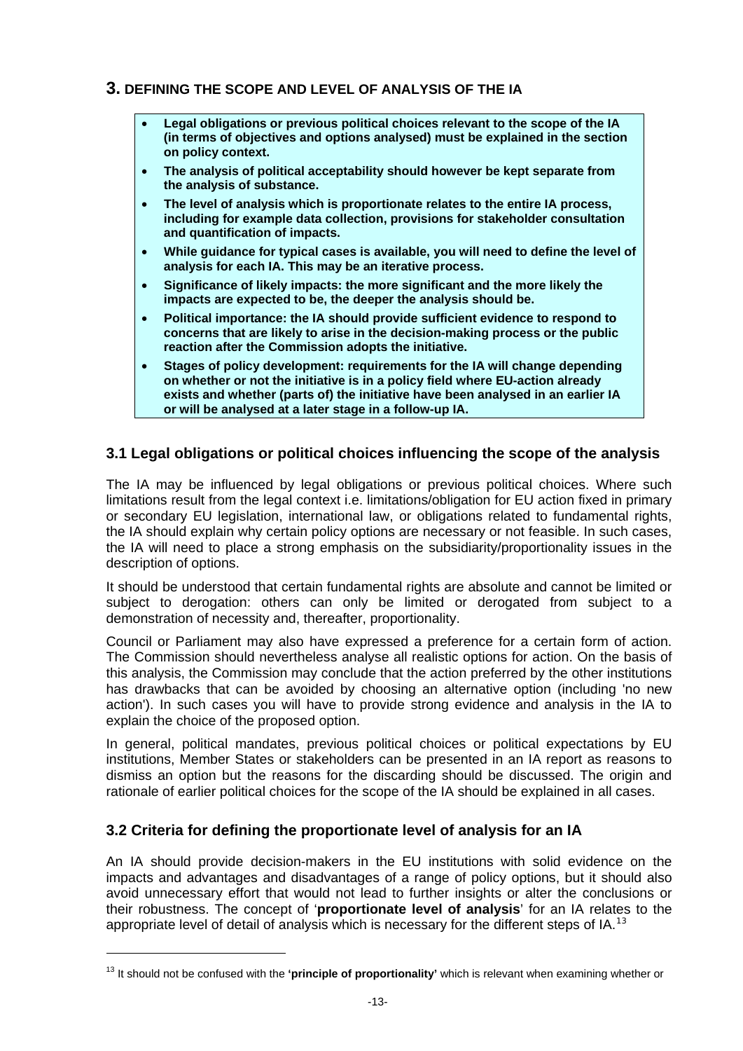## 3. DEFINING THE SCOPE AND LEVEL OF ANALYSIS OF THE IA

- **Legal obligations or previous political choices relevant to the scope of the IA (in terms of objectives and options analysed) must be explained in the section on policy context.**
- **The analysis of political acceptability should however be kept separate from the analysis of substance.**
- **The level of analysis which is proportionate relates to the entire IA process, including for example data collection, provisions for stakeholder consultation and quantification of impacts.**
- **While guidance for typical cases is available, you will need to define the level of analysis for each IA. This may be an iterative process.**
- **Significance of likely impacts: the more significant and the more likely the impacts are expected to be, the deeper the analysis should be.**
- **Political importance: the IA should provide sufficient evidence to respond to concerns that are likely to arise in the decision-making process or the public reaction after the Commission adopts the initiative.**
- **Stages of policy development: requirements for the IA will change depending on whether or not the initiative is in a policy field where EU-action already exists and whether (parts of) the initiative have been analysed in an earlier IA or will be analysed at a later stage in a follow-up IA.**

### 3.1 Legal obligations or political choices influencing the scope of the analysis

The IA may be influenced by legal obligations or previous political choices. Where such limitations result from the legal context i.e. limitations/obligation for EU action fixed in primary or secondary EU legislation, international law, or obligations related to fundamental rights, the IA should explain why certain policy options are necessary or not feasible. In such cases, the IA will need to place a strong emphasis on the subsidiarity/proportionality issues in the description of options.

It should be understood that certain fundamental rights are absolute and cannot be limited or subject to derogation: others can only be limited or derogated from subject to a demonstration of necessity and, thereafter, proportionality.

Council or Parliament may also have expressed a preference for a certain form of action. The Commission should nevertheless analyse all realistic options for action. On the basis of this analysis, the Commission may conclude that the action preferred by the other institutions has drawbacks that can be avoided by choosing an alternative option (including 'no new action'). In such cases you will have to provide strong evidence and analysis in the IA to explain the choice of the proposed option.

In general, political mandates, previous political choices or political expectations by EU institutions, Member States or stakeholders can be presented in an IA report as reasons to dismiss an option but the reasons for the discarding should be discussed. The origin and rationale of earlier political choices for the scope of the IA should be explained in all cases.

### 3.2 Criteria for defining the proportionate level of analysis for an IA

An IA should provide decision-makers in the EU institutions with solid evidence on the impacts and advantages and disadvantages of a range of policy options, but it should also avoid unnecessary effort that would not lead to further insights or alter the conclusions or their robustness. The concept of '**proportionate level of analysis**' for an IA relates to the appropriate level of detail of analysis which is necessary for the different steps of IA.[13]

[13] It should not be confused with the **'principle of proportionality'** which is relevant when examining whether or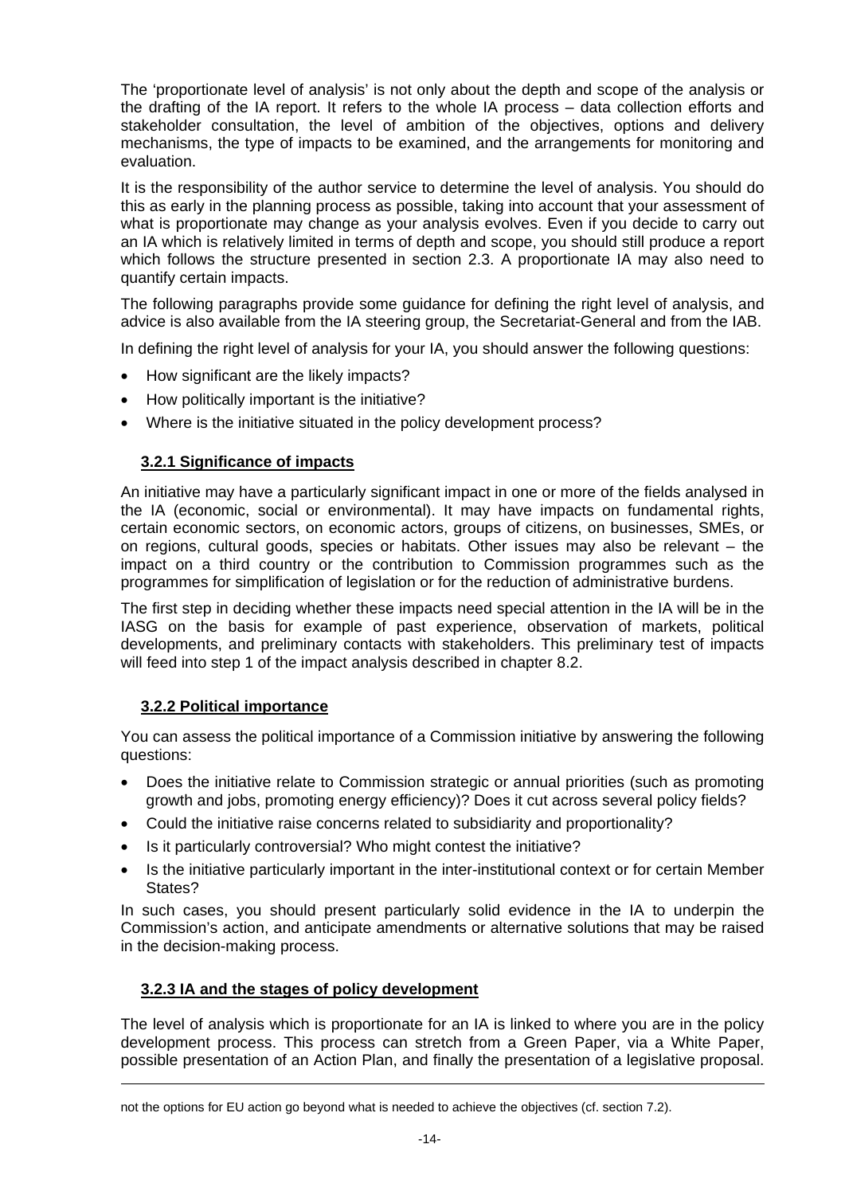The 'proportionate level of analysis' is not only about the depth and scope of the analysis or the drafting of the IA report. It refers to the whole IA process – data collection efforts and stakeholder consultation, the level of ambition of the objectives, options and delivery mechanisms, the type of impacts to be examined, and the arrangements for monitoring and evaluation.

It is the responsibility of the author service to determine the level of analysis. You should do this as early in the planning process as possible, taking into account that your assessment of what is proportionate may change as your analysis evolves. Even if you decide to carry out an IA which is relatively limited in terms of depth and scope, you should still produce a report which follows the structure presented in section 2.3. A proportionate IA may also need to quantify certain impacts.

The following paragraphs provide some guidance for defining the right level of analysis, and advice is also available from the IA steering group, the Secretariat-General and from the IAB.

In defining the right level of analysis for your IA, you should answer the following questions:

- How significant are the likely impacts?
- How politically important is the initiative?
- Where is the initiative situated in the policy development process?

### 3.2.1 Significance of impacts

An initiative may have a particularly significant impact in one or more of the fields analysed in the IA (economic, social or environmental). It may have impacts on fundamental rights, certain economic sectors, on economic actors, groups of citizens, on businesses, SMEs, or on regions, cultural goods, species or habitats. Other issues may also be relevant – the impact on a third country or the contribution to Commission programmes such as the programmes for simplification of legislation or for the reduction of administrative burdens.

The first step in deciding whether these impacts need special attention in the IA will be in the IASG on the basis for example of past experience, observation of markets, political developments, and preliminary contacts with stakeholders. This preliminary test of impacts will feed into step 1 of the impact analysis described in chapter 8.2.

### 3.2.2 Political importance

You can assess the political importance of a Commission initiative by answering the following questions:

- Does the initiative relate to Commission strategic or annual priorities (such as promoting growth and jobs, promoting energy efficiency)? Does it cut across several policy fields?
- Could the initiative raise concerns related to subsidiarity and proportionality?
- Is it particularly controversial? Who might contest the initiative?
- Is the initiative particularly important in the inter-institutional context or for certain Member States?

In such cases, you should present particularly solid evidence in the IA to underpin the Commission's action, and anticipate amendments or alternative solutions that may be raised in the decision-making process.

### 3.2.3 IA and the stages of policy development

The level of analysis which is proportionate for an IA is linked to where you are in the policy development process. This process can stretch from a Green Paper, via a White Paper, possible presentation of an Action Plan, and finally the presentation of a legislative proposal.

---

not the options for EU action go beyond what is needed to achieve the objectives (cf. section 7.2).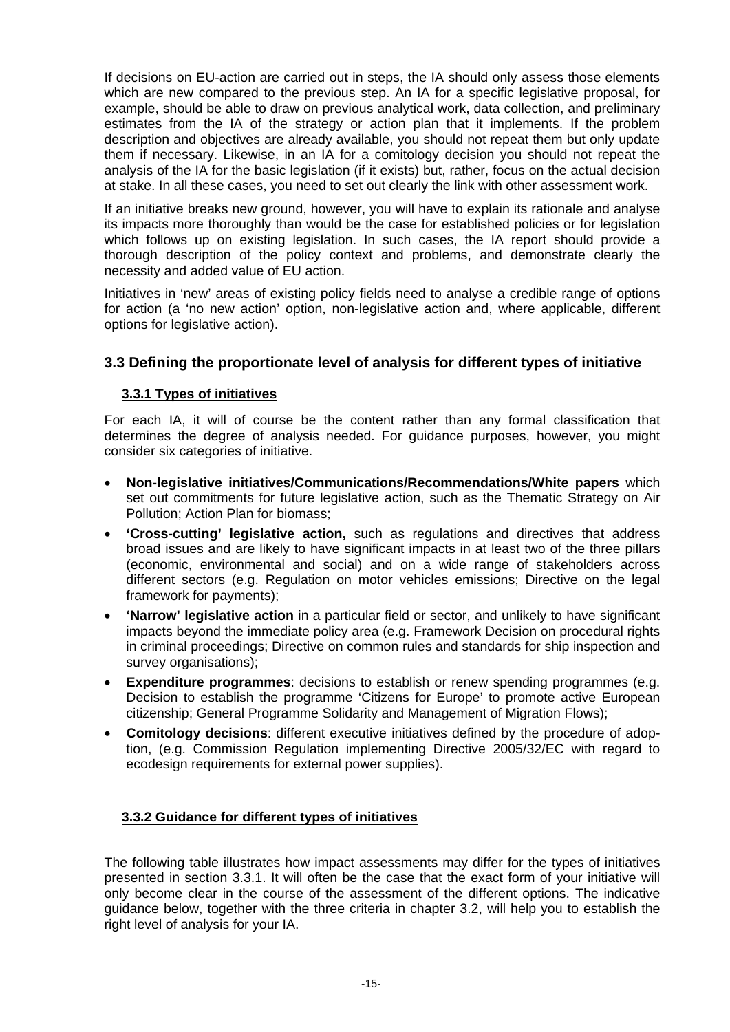If decisions on EU-action are carried out in steps, the IA should only assess those elements which are new compared to the previous step. An IA for a specific legislative proposal, for example, should be able to draw on previous analytical work, data collection, and preliminary estimates from the IA of the strategy or action plan that it implements. If the problem description and objectives are already available, you should not repeat them but only update them if necessary. Likewise, in an IA for a comitology decision you should not repeat the analysis of the IA for the basic legislation (if it exists) but, rather, focus on the actual decision at stake. In all these cases, you need to set out clearly the link with other assessment work.

If an initiative breaks new ground, however, you will have to explain its rationale and analyse its impacts more thoroughly than would be the case for established policies or for legislation which follows up on existing legislation. In such cases, the IA report should provide a thorough description of the policy context and problems, and demonstrate clearly the necessity and added value of EU action.

Initiatives in 'new' areas of existing policy fields need to analyse a credible range of options for action (a 'no new action' option, non-legislative action and, where applicable, different options for legislative action).

## 3.3 Defining the proportionate level of analysis for different types of initiative

### 3.3.1 Types of initiatives

For each IA, it will of course be the content rather than any formal classification that determines the degree of analysis needed. For guidance purposes, however, you might consider six categories of initiative.

- **Non-legislative initiatives/Communications/Recommendations/White papers** which set out commitments for future legislative action, such as the Thematic Strategy on Air Pollution; Action Plan for biomass;
- **'Cross-cutting' legislative action,** such as regulations and directives that address broad issues and are likely to have significant impacts in at least two of the three pillars (economic, environmental and social) and on a wide range of stakeholders across different sectors (e.g. Regulation on motor vehicles emissions; Directive on the legal framework for payments);
- **'Narrow' legislative action** in a particular field or sector, and unlikely to have significant impacts beyond the immediate policy area (e.g. Framework Decision on procedural rights in criminal proceedings; Directive on common rules and standards for ship inspection and survey organisations);
- **Expenditure programmes**: decisions to establish or renew spending programmes (e.g. Decision to establish the programme 'Citizens for Europe' to promote active European citizenship; General Programme Solidarity and Management of Migration Flows);
- **Comitology decisions**: different executive initiatives defined by the procedure of adoption, (e.g. Commission Regulation implementing Directive 2005/32/EC with regard to ecodesign requirements for external power supplies).

### 3.3.2 Guidance for different types of initiatives

The following table illustrates how impact assessments may differ for the types of initiatives presented in section 3.3.1. It will often be the case that the exact form of your initiative will only become clear in the course of the assessment of the different options. The indicative guidance below, together with the three criteria in chapter 3.2, will help you to establish the right level of analysis for your IA.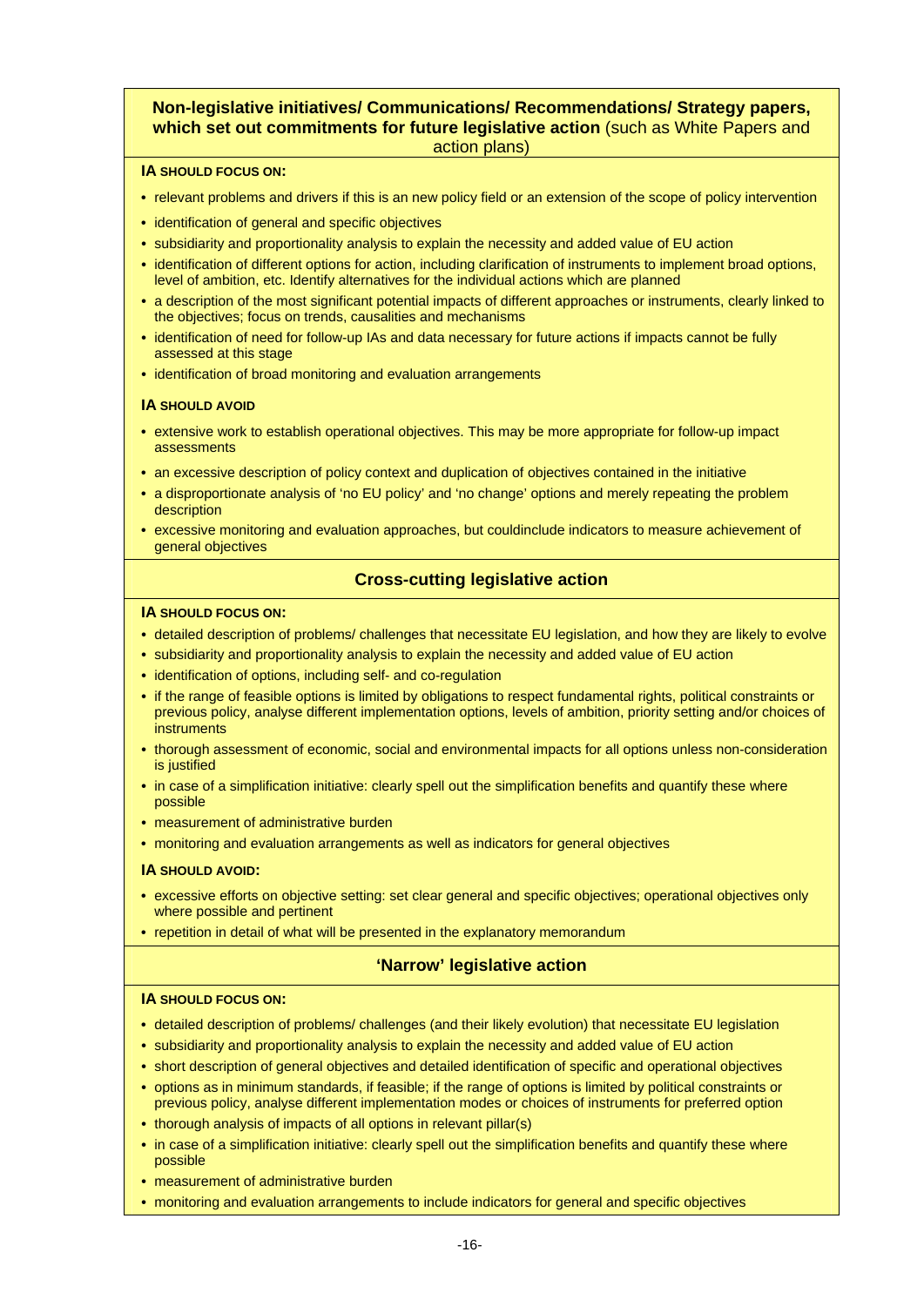### **Non-legislative initiatives/ Communications/ Recommendations/ Strategy papers, which set out commitments for future legislative action** (such as White Papers and action plans)

**IA SHOULD FOCUS ON:**

- relevant problems and drivers if this is an new policy field or an extension of the scope of policy intervention
- identification of general and specific objectives
- subsidiarity and proportionality analysis to explain the necessity and added value of EU action
- identification of different options for action, including clarification of instruments to implement broad options, level of ambition, etc. Identify alternatives for the individual actions which are planned
- a description of the most significant potential impacts of different approaches or instruments, clearly linked to the objectives; focus on trends, causalities and mechanisms
- identification of need for follow-up IAs and data necessary for future actions if impacts cannot be fully assessed at this stage
- identification of broad monitoring and evaluation arrangements

**IA SHOULD AVOID**

- extensive work to establish operational objectives. This may be more appropriate for follow-up impact assessments
- an excessive description of policy context and duplication of objectives contained in the initiative
- a disproportionate analysis of 'no EU policy' and 'no change' options and merely repeating the problem description
- excessive monitoring and evaluation approaches, but couldinclude indicators to measure achievement of general objectives

### **Cross-cutting legislative action**

**IA SHOULD FOCUS ON:**

- detailed description of problems/ challenges that necessitate EU legislation, and how they are likely to evolve
- subsidiarity and proportionality analysis to explain the necessity and added value of EU action
- identification of options, including self- and co-regulation
- if the range of feasible options is limited by obligations to respect fundamental rights, political constraints or previous policy, analyse different implementation options, levels of ambition, priority setting and/or choices of instruments
- thorough assessment of economic, social and environmental impacts for all options unless non-consideration is justified
- in case of a simplification initiative: clearly spell out the simplification benefits and quantify these where possible
- measurement of administrative burden
- monitoring and evaluation arrangements as well as indicators for general objectives

**IA SHOULD AVOID:**

- excessive efforts on objective setting: set clear general and specific objectives; operational objectives only where possible and pertinent
- repetition in detail of what will be presented in the explanatory memorandum

### **'Narrow' legislative action**

**IA SHOULD FOCUS ON:**

- detailed description of problems/ challenges (and their likely evolution) that necessitate EU legislation
- subsidiarity and proportionality analysis to explain the necessity and added value of EU action
- short description of general objectives and detailed identification of specific and operational objectives
- options as in minimum standards, if feasible; if the range of options is limited by political constraints or previous policy, analyse different implementation modes or choices of instruments for preferred option
- thorough analysis of impacts of all options in relevant pillar(s)
- in case of a simplification initiative: clearly spell out the simplification benefits and quantify these where possible
- measurement of administrative burden
- monitoring and evaluation arrangements to include indicators for general and specific objectives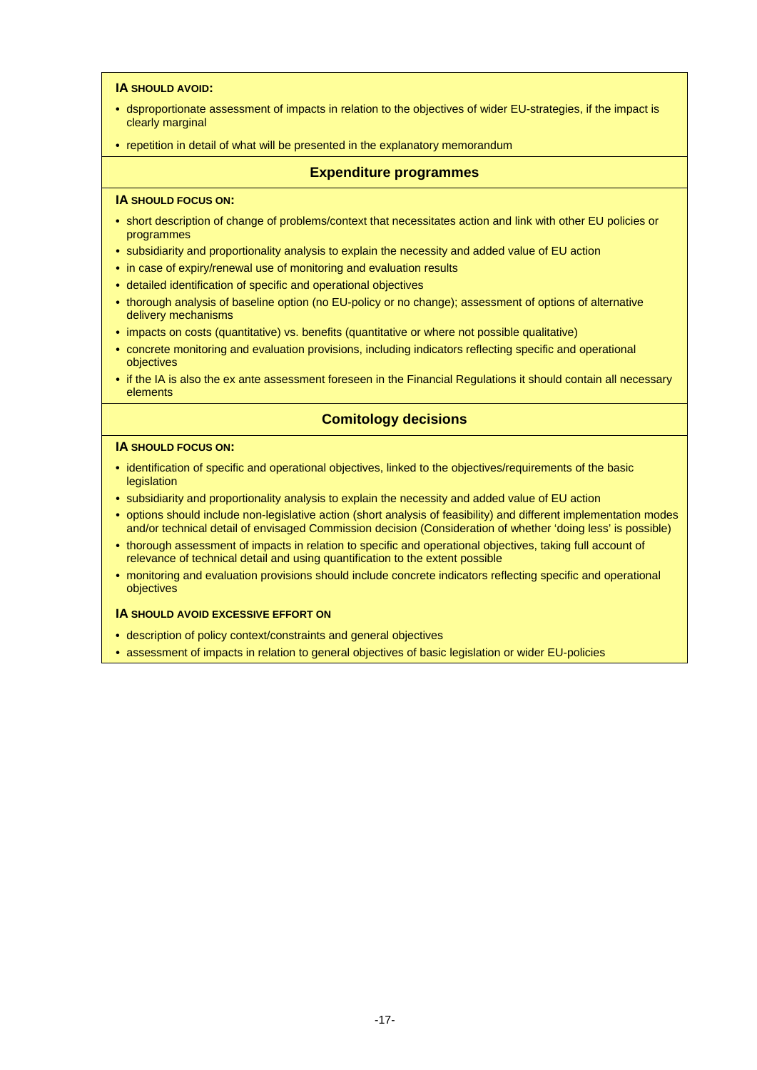**IA SHOULD AVOID:**

- dsproportionate assessment of impacts in relation to the objectives of wider EU-strategies, if the impact is clearly marginal
- repetition in detail of what will be presented in the explanatory memorandum

## Expenditure programmes

**IA SHOULD FOCUS ON:**

- short description of change of problems/context that necessitates action and link with other EU policies or programmes
- subsidiarity and proportionality analysis to explain the necessity and added value of EU action
- in case of expiry/renewal use of monitoring and evaluation results
- detailed identification of specific and operational objectives
- thorough analysis of baseline option (no EU-policy or no change); assessment of options of alternative delivery mechanisms
- impacts on costs (quantitative) vs. benefits (quantitative or where not possible qualitative)
- concrete monitoring and evaluation provisions, including indicators reflecting specific and operational objectives
- if the IA is also the ex ante assessment foreseen in the Financial Regulations it should contain all necessary elements

## Comitology decisions

**IA SHOULD FOCUS ON:**

- identification of specific and operational objectives, linked to the objectives/requirements of the basic legislation
- subsidiarity and proportionality analysis to explain the necessity and added value of EU action
- options should include non-legislative action (short analysis of feasibility) and different implementation modes and/or technical detail of envisaged Commission decision (Consideration of whether 'doing less' is possible)
- thorough assessment of impacts in relation to specific and operational objectives, taking full account of relevance of technical detail and using quantification to the extent possible
- monitoring and evaluation provisions should include concrete indicators reflecting specific and operational objectives

**IA SHOULD AVOID EXCESSIVE EFFORT ON**

- description of policy context/constraints and general objectives
- assessment of impacts in relation to general objectives of basic legislation or wider EU-policies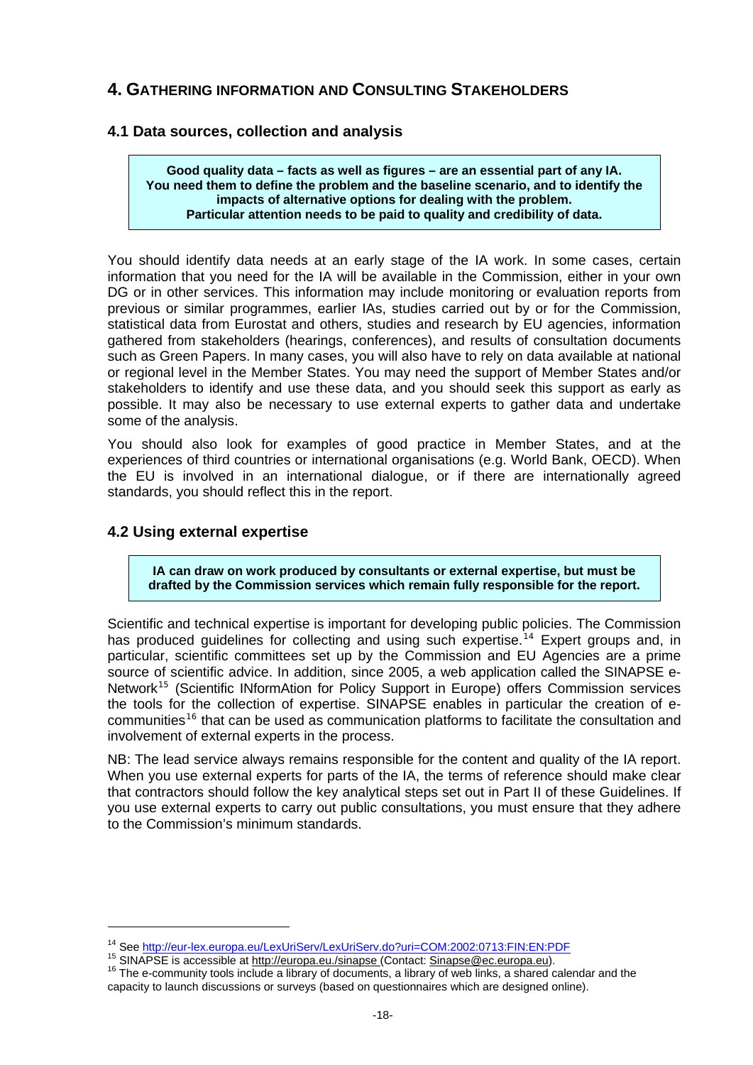## 4. GATHERING INFORMATION AND CONSULTING STAKEHOLDERS

### 4.1 Data sources, collection and analysis

> **Good quality data – facts as well as figures – are an essential part of any IA. You need them to define the problem and the baseline scenario, and to identify the impacts of alternative options for dealing with the problem. Particular attention needs to be paid to quality and credibility of data.**

You should identify data needs at an early stage of the IA work. In some cases, certain information that you need for the IA will be available in the Commission, either in your own DG or in other services. This information may include monitoring or evaluation reports from previous or similar programmes, earlier IAs, studies carried out by or for the Commission, statistical data from Eurostat and others, studies and research by EU agencies, information gathered from stakeholders (hearings, conferences), and results of consultation documents such as Green Papers. In many cases, you will also have to rely on data available at national or regional level in the Member States. You may need the support of Member States and/or stakeholders to identify and use these data, and you should seek this support as early as possible. It may also be necessary to use external experts to gather data and undertake some of the analysis.

You should also look for examples of good practice in Member States, and at the experiences of third countries or international organisations (e.g. World Bank, OECD). When the EU is involved in an international dialogue, or if there are internationally agreed standards, you should reflect this in the report.

### 4.2 Using external expertise

> **IA can draw on work produced by consultants or external expertise, but must be drafted by the Commission services which remain fully responsible for the report.**

Scientific and technical expertise is important for developing public policies. The Commission has produced guidelines for collecting and using such expertise.[14] Expert groups and, in particular, scientific committees set up by the Commission and EU Agencies are a prime source of scientific advice. In addition, since 2005, a web application called the SINAPSE e-Network[15] (Scientific INformAtion for Policy Support in Europe) offers Commission services the tools for the collection of expertise. SINAPSE enables in particular the creation of e-communities[16] that can be used as communication platforms to facilitate the consultation and involvement of external experts in the process.

NB: The lead service always remains responsible for the content and quality of the IA report. When you use external experts for parts of the IA, the terms of reference should make clear that contractors should follow the key analytical steps set out in Part II of these Guidelines. If you use external experts to carry out public consultations, you must ensure that they adhere to the Commission's minimum standards.

---

[14] See http://eur-lex.europa.eu/LexUriServ/LexUriServ.do?uri=COM:2002:0713:FIN:EN:PDF

[15] SINAPSE is accessible at http://europa.eu./sinapse (Contact: Sinapse@ec.europa.eu).

[16] The e-community tools include a library of documents, a library of web links, a shared calendar and the capacity to launch discussions or surveys (based on questionnaires which are designed online).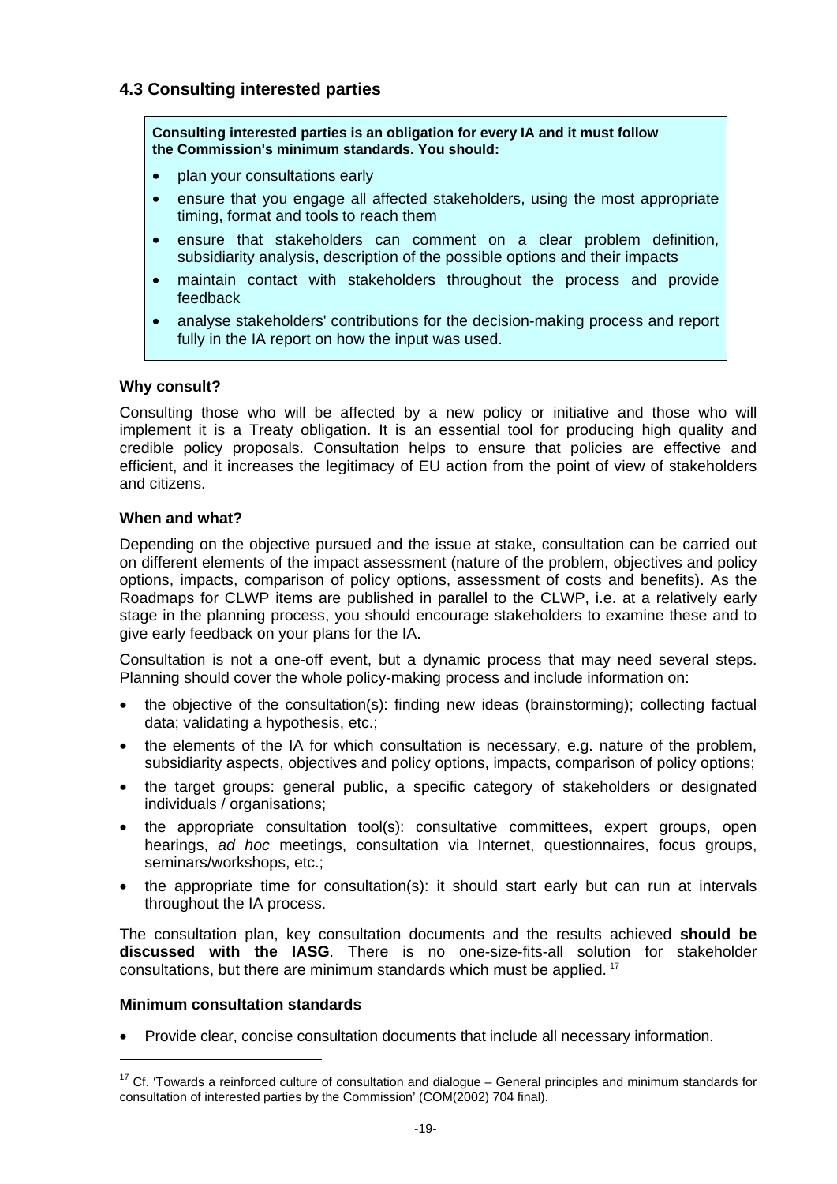## 4.3 Consulting interested parties

> **Consulting interested parties is an obligation for every IA and it must follow the Commission's minimum standards. You should:**
>
> - plan your consultations early
> - ensure that you engage all affected stakeholders, using the most appropriate timing, format and tools to reach them
> - ensure that stakeholders can comment on a clear problem definition, subsidiarity analysis, description of the possible options and their impacts
> - maintain contact with stakeholders throughout the process and provide feedback
> - analyse stakeholders' contributions for the decision-making process and report fully in the IA report on how the input was used.

### Why consult?

Consulting those who will be affected by a new policy or initiative and those who will implement it is a Treaty obligation. It is an essential tool for producing high quality and credible policy proposals. Consultation helps to ensure that policies are effective and efficient, and it increases the legitimacy of EU action from the point of view of stakeholders and citizens.

### When and what?

Depending on the objective pursued and the issue at stake, consultation can be carried out on different elements of the impact assessment (nature of the problem, objectives and policy options, impacts, comparison of policy options, assessment of costs and benefits). As the Roadmaps for CLWP items are published in parallel to the CLWP, i.e. at a relatively early stage in the planning process, you should encourage stakeholders to examine these and to give early feedback on your plans for the IA.

Consultation is not a one-off event, but a dynamic process that may need several steps. Planning should cover the whole policy-making process and include information on:

- the objective of the consultation(s): finding new ideas (brainstorming); collecting factual data; validating a hypothesis, etc.;
- the elements of the IA for which consultation is necessary, e.g. nature of the problem, subsidiarity aspects, objectives and policy options, impacts, comparison of policy options;
- the target groups: general public, a specific category of stakeholders or designated individuals / organisations;
- the appropriate consultation tool(s): consultative committees, expert groups, open hearings, *ad hoc* meetings, consultation via Internet, questionnaires, focus groups, seminars/workshops, etc.;
- the appropriate time for consultation(s): it should start early but can run at intervals throughout the IA process.

The consultation plan, key consultation documents and the results achieved **should be discussed with the IASG**. There is no one-size-fits-all solution for stakeholder consultations, but there are minimum standards which must be applied. [17]

### Minimum consultation standards

- Provide clear, concise consultation documents that include all necessary information.

---

[17] Cf. 'Towards a reinforced culture of consultation and dialogue – General principles and minimum standards for consultation of interested parties by the Commission' (COM(2002) 704 final).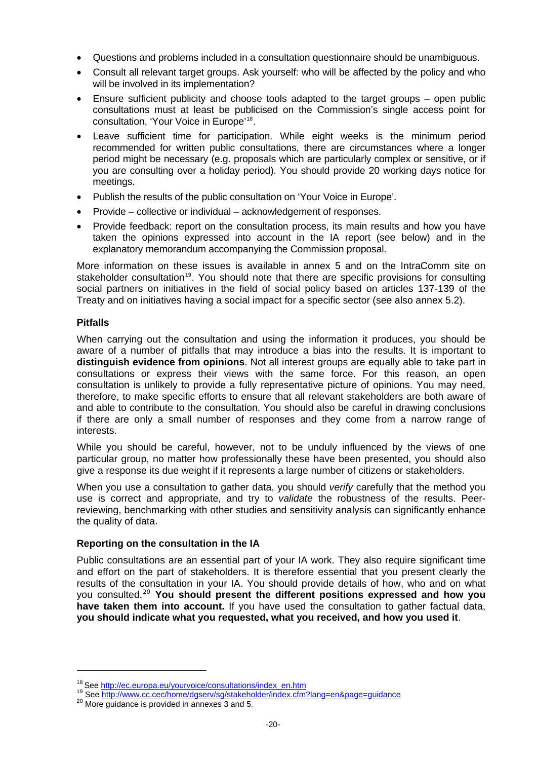- Questions and problems included in a consultation questionnaire should be unambiguous.
- Consult all relevant target groups. Ask yourself: who will be affected by the policy and who will be involved in its implementation?
- Ensure sufficient publicity and choose tools adapted to the target groups – open public consultations must at least be publicised on the Commission's single access point for consultation, 'Your Voice in Europe'[18].
- Leave sufficient time for participation. While eight weeks is the minimum period recommended for written public consultations, there are circumstances where a longer period might be necessary (e.g. proposals which are particularly complex or sensitive, or if you are consulting over a holiday period). You should provide 20 working days notice for meetings.
- Publish the results of the public consultation on 'Your Voice in Europe'.
- Provide – collective or individual – acknowledgement of responses.
- Provide feedback: report on the consultation process, its main results and how you have taken the opinions expressed into account in the IA report (see below) and in the explanatory memorandum accompanying the Commission proposal.

More information on these issues is available in annex 5 and on the IntraComm site on stakeholder consultation[19]. You should note that there are specific provisions for consulting social partners on initiatives in the field of social policy based on articles 137-139 of the Treaty and on initiatives having a social impact for a specific sector (see also annex 5.2).

### Pitfalls

When carrying out the consultation and using the information it produces, you should be aware of a number of pitfalls that may introduce a bias into the results. It is important to **distinguish evidence from opinions**. Not all interest groups are equally able to take part in consultations or express their views with the same force. For this reason, an open consultation is unlikely to provide a fully representative picture of opinions. You may need, therefore, to make specific efforts to ensure that all relevant stakeholders are both aware of and able to contribute to the consultation. You should also be careful in drawing conclusions if there are only a small number of responses and they come from a narrow range of interests.

While you should be careful, however, not to be unduly influenced by the views of one particular group, no matter how professionally these have been presented, you should also give a response its due weight if it represents a large number of citizens or stakeholders.

When you use a consultation to gather data, you should *verify* carefully that the method you use is correct and appropriate, and try to *validate* the robustness of the results. Peer-reviewing, benchmarking with other studies and sensitivity analysis can significantly enhance the quality of data.

### Reporting on the consultation in the IA

Public consultations are an essential part of your IA work. They also require significant time and effort on the part of stakeholders. It is therefore essential that you present clearly the results of the consultation in your IA. You should provide details of how, who and on what you consulted.[20] **You should present the different positions expressed and how you have taken them into account.** If you have used the consultation to gather factual data, **you should indicate what you requested, what you received, and how you used it**.

---

[18] See http://ec.europa.eu/yourvoice/consultations/index_en.htm

[19] See http://www.cc.cec/home/dgserv/sg/stakeholder/index.cfm?lang=en&page=guidance

[20] More guidance is provided in annexes 3 and 5.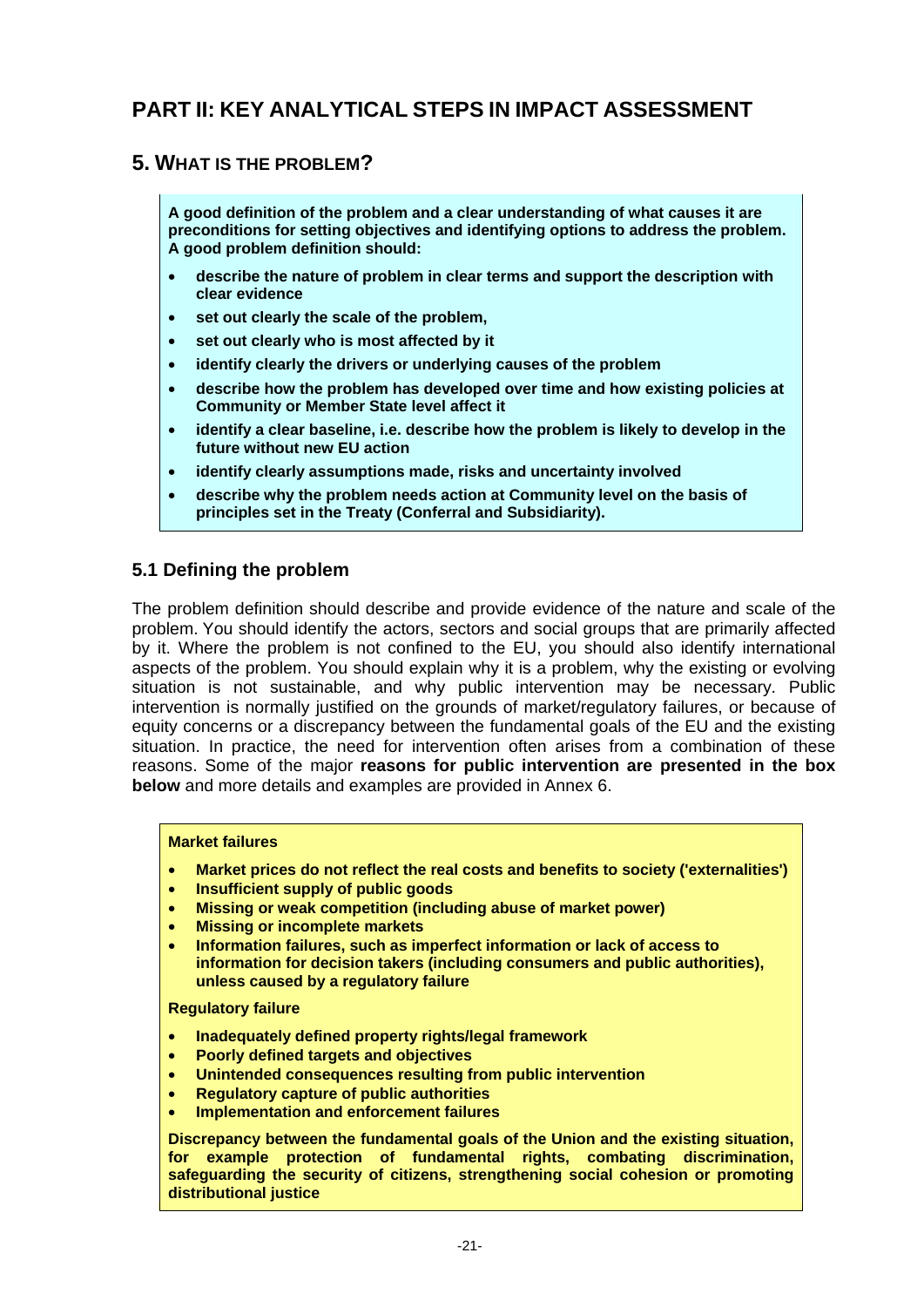# PART II: KEY ANALYTICAL STEPS IN IMPACT ASSESSMENT

## 5. WHAT IS THE PROBLEM?

**A good definition of the problem and a clear understanding of what causes it are preconditions for setting objectives and identifying options to address the problem. A good problem definition should:**

- **describe the nature of problem in clear terms and support the description with clear evidence**
- **set out clearly the scale of the problem,**
- **set out clearly who is most affected by it**
- **identify clearly the drivers or underlying causes of the problem**
- **describe how the problem has developed over time and how existing policies at Community or Member State level affect it**
- **identify a clear baseline, i.e. describe how the problem is likely to develop in the future without new EU action**
- **identify clearly assumptions made, risks and uncertainty involved**
- **describe why the problem needs action at Community level on the basis of principles set in the Treaty (Conferral and Subsidiarity).**

### 5.1 Defining the problem

The problem definition should describe and provide evidence of the nature and scale of the problem. You should identify the actors, sectors and social groups that are primarily affected by it. Where the problem is not confined to the EU, you should also identify international aspects of the problem. You should explain why it is a problem, why the existing or evolving situation is not sustainable, and why public intervention may be necessary. Public intervention is normally justified on the grounds of market/regulatory failures, or because of equity concerns or a discrepancy between the fundamental goals of the EU and the existing situation. In practice, the need for intervention often arises from a combination of these reasons. Some of the major **reasons for public intervention are presented in the box below** and more details and examples are provided in Annex 6.

**Market failures**

- **Market prices do not reflect the real costs and benefits to society ('externalities')**
- **Insufficient supply of public goods**
- **Missing or weak competition (including abuse of market power)**
- **Missing or incomplete markets**
- **Information failures, such as imperfect information or lack of access to information for decision takers (including consumers and public authorities), unless caused by a regulatory failure**

**Regulatory failure**

- **Inadequately defined property rights/legal framework**
- **Poorly defined targets and objectives**
- **Unintended consequences resulting from public intervention**
- **Regulatory capture of public authorities**
- **Implementation and enforcement failures**

**Discrepancy between the fundamental goals of the Union and the existing situation, for example protection of fundamental rights, combating discrimination, safeguarding the security of citizens, strengthening social cohesion or promoting distributional justice**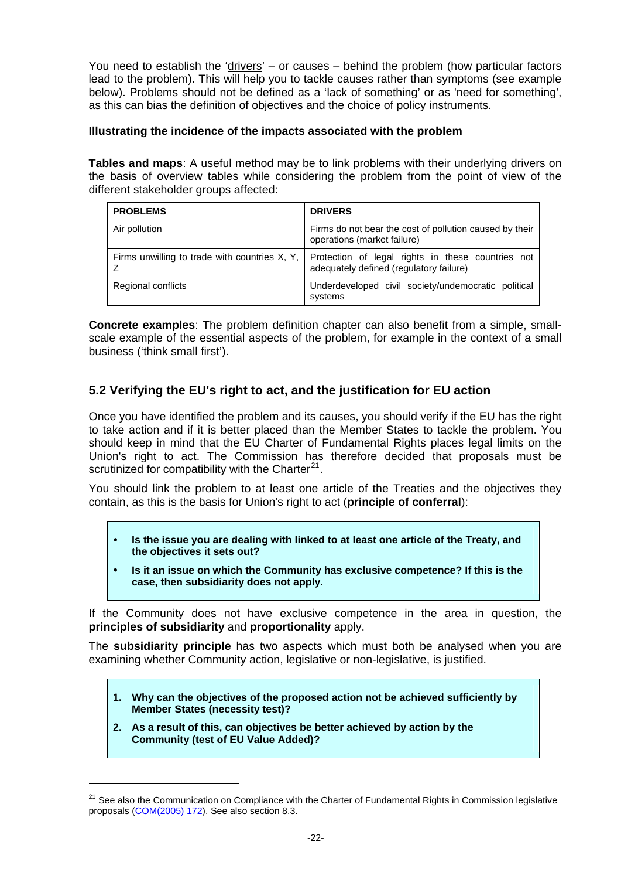You need to establish the 'drivers' – or causes – behind the problem (how particular factors lead to the problem). This will help you to tackle causes rather than symptoms (see example below). Problems should not be defined as a 'lack of something' or as 'need for something', as this can bias the definition of objectives and the choice of policy instruments.

**Illustrating the incidence of the impacts associated with the problem**

**Tables and maps**: A useful method may be to link problems with their underlying drivers on the basis of overview tables while considering the problem from the point of view of the different stakeholder groups affected:

| PROBLEMS | DRIVERS |
|---|---|
| Air pollution | Firms do not bear the cost of pollution caused by their operations (market failure) |
| Firms unwilling to trade with countries X, Y, Z | Protection of legal rights in these countries not adequately defined (regulatory failure) |
| Regional conflicts | Underdeveloped civil society/undemocratic political systems |

**Concrete examples**: The problem definition chapter can also benefit from a simple, small-scale example of the essential aspects of the problem, for example in the context of a small business ('think small first').

## 5.2 Verifying the EU's right to act, and the justification for EU action

Once you have identified the problem and its causes, you should verify if the EU has the right to take action and if it is better placed than the Member States to tackle the problem. You should keep in mind that the EU Charter of Fundamental Rights places legal limits on the Union's right to act. The Commission has therefore decided that proposals must be scrutinized for compatibility with the Charter[21].

You should link the problem to at least one article of the Treaties and the objectives they contain, as this is the basis for Union's right to act (**principle of conferral**):

- **Is the issue you are dealing with linked to at least one article of the Treaty, and the objectives it sets out?**
- **Is it an issue on which the Community has exclusive competence? If this is the case, then subsidiarity does not apply.**

If the Community does not have exclusive competence in the area in question, the **principles of subsidiarity** and **proportionality** apply.

The **subsidiarity principle** has two aspects which must both be analysed when you are examining whether Community action, legislative or non-legislative, is justified.

1. **Why can the objectives of the proposed action not be achieved sufficiently by Member States (necessity test)?**
2. **As a result of this, can objectives be better achieved by action by the Community (test of EU Value Added)?**

[21] See also the Communication on Compliance with the Charter of Fundamental Rights in Commission legislative proposals (COM(2005) 172). See also section 8.3.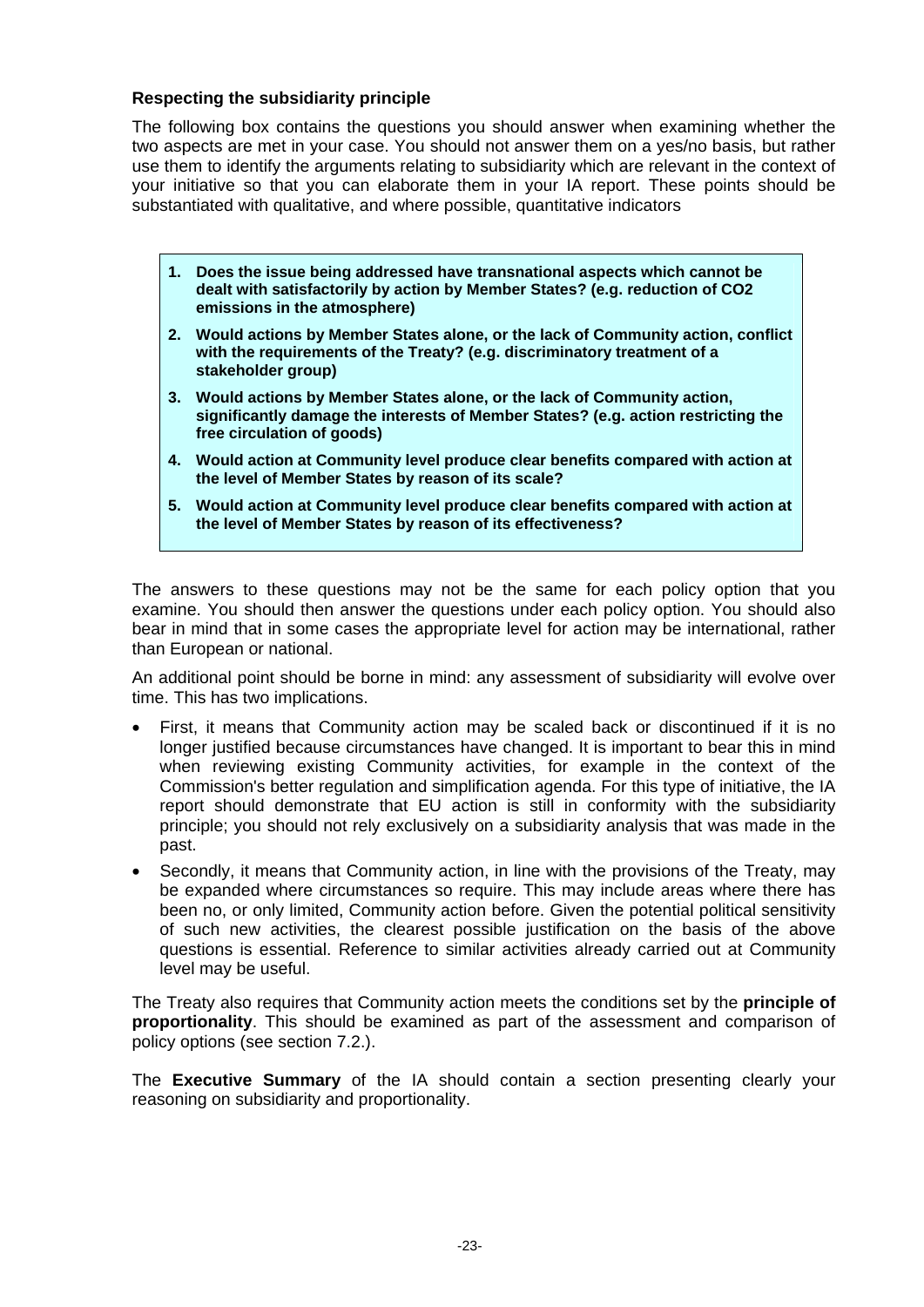### Respecting the subsidiarity principle

The following box contains the questions you should answer when examining whether the two aspects are met in your case. You should not answer them on a yes/no basis, but rather use them to identify the arguments relating to subsidiarity which are relevant in the context of your initiative so that you can elaborate them in your IA report. These points should be substantiated with qualitative, and where possible, quantitative indicators

> 1. **Does the issue being addressed have transnational aspects which cannot be dealt with satisfactorily by action by Member States? (e.g. reduction of $CO_2$ emissions in the atmosphere)**
> 2. **Would actions by Member States alone, or the lack of Community action, conflict with the requirements of the Treaty? (e.g. discriminatory treatment of a stakeholder group)**
> 3. **Would actions by Member States alone, or the lack of Community action, significantly damage the interests of Member States? (e.g. action restricting the free circulation of goods)**
> 4. **Would action at Community level produce clear benefits compared with action at the level of Member States by reason of its scale?**
> 5. **Would action at Community level produce clear benefits compared with action at the level of Member States by reason of its effectiveness?**

The answers to these questions may not be the same for each policy option that you examine. You should then answer the questions under each policy option. You should also bear in mind that in some cases the appropriate level for action may be international, rather than European or national.

An additional point should be borne in mind: any assessment of subsidiarity will evolve over time. This has two implications.

- First, it means that Community action may be scaled back or discontinued if it is no longer justified because circumstances have changed. It is important to bear this in mind when reviewing existing Community activities, for example in the context of the Commission's better regulation and simplification agenda. For this type of initiative, the IA report should demonstrate that EU action is still in conformity with the subsidiarity principle; you should not rely exclusively on a subsidiarity analysis that was made in the past.
- Secondly, it means that Community action, in line with the provisions of the Treaty, may be expanded where circumstances so require. This may include areas where there has been no, or only limited, Community action before. Given the potential political sensitivity of such new activities, the clearest possible justification on the basis of the above questions is essential. Reference to similar activities already carried out at Community level may be useful.

The Treaty also requires that Community action meets the conditions set by the **principle of proportionality**. This should be examined as part of the assessment and comparison of policy options (see section 7.2.).

The **Executive Summary** of the IA should contain a section presenting clearly your reasoning on subsidiarity and proportionality.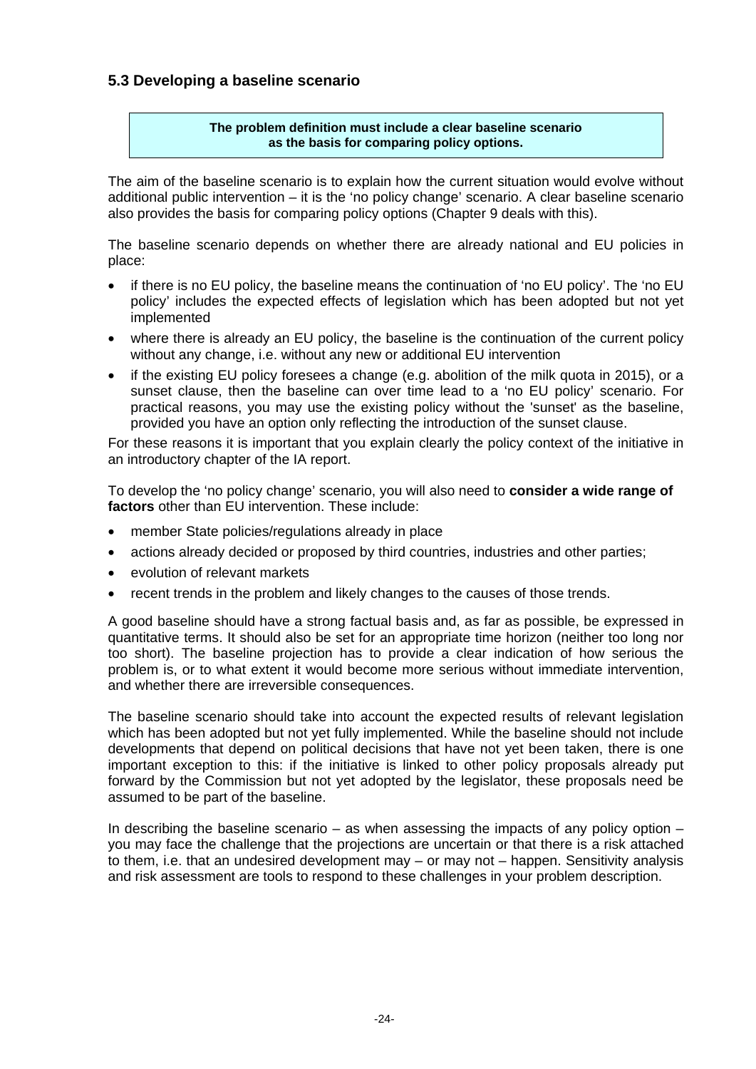### 5.3 Developing a baseline scenario

> **The problem definition must include a clear baseline scenario as the basis for comparing policy options.**

The aim of the baseline scenario is to explain how the current situation would evolve without additional public intervention – it is the 'no policy change' scenario. A clear baseline scenario also provides the basis for comparing policy options (Chapter 9 deals with this).

The baseline scenario depends on whether there are already national and EU policies in place:

- if there is no EU policy, the baseline means the continuation of 'no EU policy'. The 'no EU policy' includes the expected effects of legislation which has been adopted but not yet implemented
- where there is already an EU policy, the baseline is the continuation of the current policy without any change, i.e. without any new or additional EU intervention
- if the existing EU policy foresees a change (e.g. abolition of the milk quota in 2015), or a sunset clause, then the baseline can over time lead to a 'no EU policy' scenario. For practical reasons, you may use the existing policy without the 'sunset' as the baseline, provided you have an option only reflecting the introduction of the sunset clause.

For these reasons it is important that you explain clearly the policy context of the initiative in an introductory chapter of the IA report.

To develop the 'no policy change' scenario, you will also need to **consider a wide range of factors** other than EU intervention. These include:

- member State policies/regulations already in place
- actions already decided or proposed by third countries, industries and other parties;
- evolution of relevant markets
- recent trends in the problem and likely changes to the causes of those trends.

A good baseline should have a strong factual basis and, as far as possible, be expressed in quantitative terms. It should also be set for an appropriate time horizon (neither too long nor too short). The baseline projection has to provide a clear indication of how serious the problem is, or to what extent it would become more serious without immediate intervention, and whether there are irreversible consequences.

The baseline scenario should take into account the expected results of relevant legislation which has been adopted but not yet fully implemented. While the baseline should not include developments that depend on political decisions that have not yet been taken, there is one important exception to this: if the initiative is linked to other policy proposals already put forward by the Commission but not yet adopted by the legislator, these proposals need be assumed to be part of the baseline.

In describing the baseline scenario – as when assessing the impacts of any policy option – you may face the challenge that the projections are uncertain or that there is a risk attached to them, i.e. that an undesired development may – or may not – happen. Sensitivity analysis and risk assessment are tools to respond to these challenges in your problem description.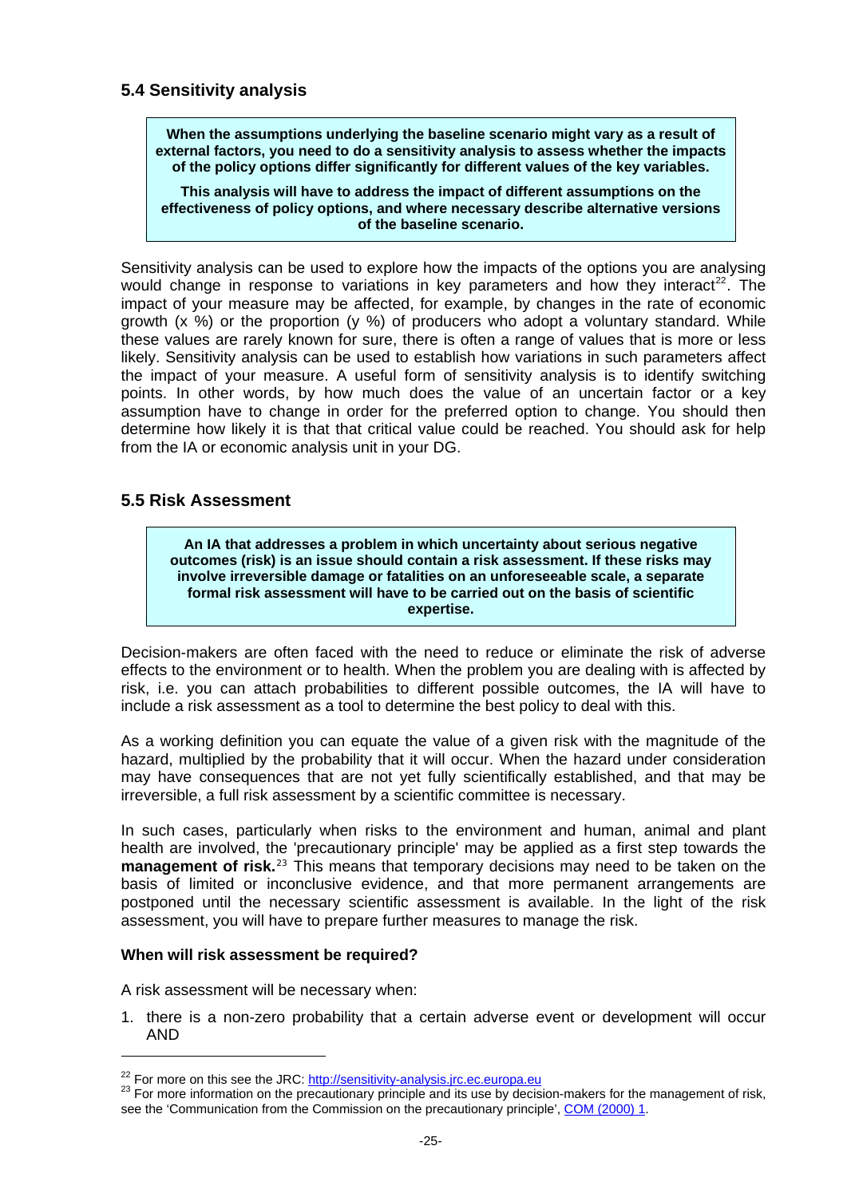## 5.4 Sensitivity analysis

> **When the assumptions underlying the baseline scenario might vary as a result of external factors, you need to do a sensitivity analysis to assess whether the impacts of the policy options differ significantly for different values of the key variables.**
>
> **This analysis will have to address the impact of different assumptions on the effectiveness of policy options, and where necessary describe alternative versions of the baseline scenario.**

Sensitivity analysis can be used to explore how the impacts of the options you are analysing would change in response to variations in key parameters and how they interact[22]. The impact of your measure may be affected, for example, by changes in the rate of economic growth (x %) or the proportion (y %) of producers who adopt a voluntary standard. While these values are rarely known for sure, there is often a range of values that is more or less likely. Sensitivity analysis can be used to establish how variations in such parameters affect the impact of your measure. A useful form of sensitivity analysis is to identify switching points. In other words, by how much does the value of an uncertain factor or a key assumption have to change in order for the preferred option to change. You should then determine how likely it is that that critical value could be reached. You should ask for help from the IA or economic analysis unit in your DG.

## 5.5 Risk Assessment

> **An IA that addresses a problem in which uncertainty about serious negative outcomes (risk) is an issue should contain a risk assessment. If these risks may involve irreversible damage or fatalities on an unforeseeable scale, a separate formal risk assessment will have to be carried out on the basis of scientific expertise.**

Decision-makers are often faced with the need to reduce or eliminate the risk of adverse effects to the environment or to health. When the problem you are dealing with is affected by risk, i.e. you can attach probabilities to different possible outcomes, the IA will have to include a risk assessment as a tool to determine the best policy to deal with this.

As a working definition you can equate the value of a given risk with the magnitude of the hazard, multiplied by the probability that it will occur. When the hazard under consideration may have consequences that are not yet fully scientifically established, and that may be irreversible, a full risk assessment by a scientific committee is necessary.

In such cases, particularly when risks to the environment and human, animal and plant health are involved, the 'precautionary principle' may be applied as a first step towards the **management of risk.**[23] This means that temporary decisions may need to be taken on the basis of limited or inconclusive evidence, and that more permanent arrangements are postponed until the necessary scientific assessment is available. In the light of the risk assessment, you will have to prepare further measures to manage the risk.

**When will risk assessment be required?**

A risk assessment will be necessary when:

1. there is a non-zero probability that a certain adverse event or development will occur AND

---

[22] For more on this see the JRC: http://sensitivity-analysis.jrc.ec.europa.eu

[23] For more information on the precautionary principle and its use by decision-makers for the management of risk, see the 'Communication from the Commission on the precautionary principle', COM (2000) 1.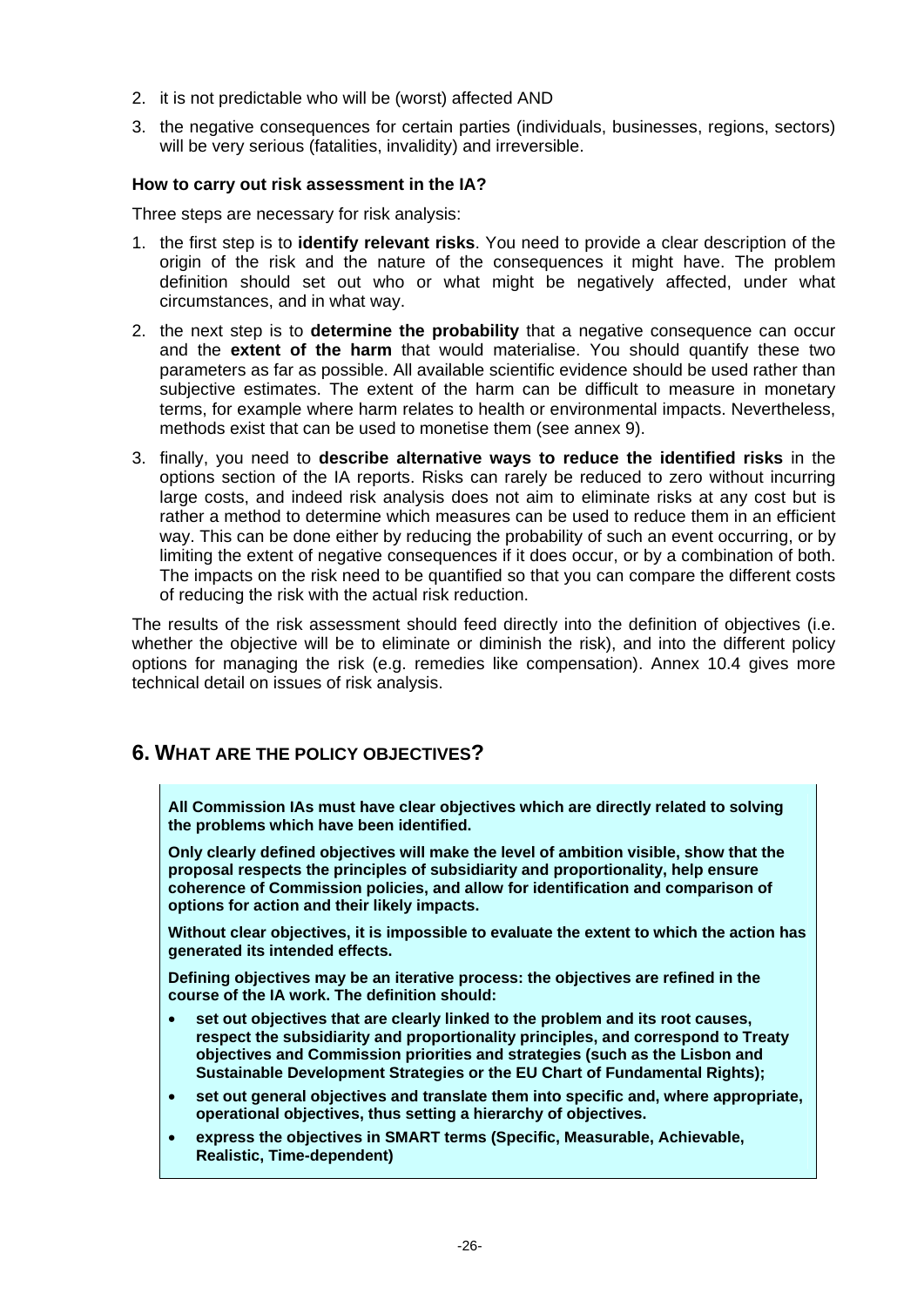2. it is not predictable who will be (worst) affected AND
3. the negative consequences for certain parties (individuals, businesses, regions, sectors) will be very serious (fatalities, invalidity) and irreversible.

**How to carry out risk assessment in the IA?**

Three steps are necessary for risk analysis:

1. the first step is to **identify relevant risks**. You need to provide a clear description of the origin of the risk and the nature of the consequences it might have. The problem definition should set out who or what might be negatively affected, under what circumstances, and in what way.
2. the next step is to **determine the probability** that a negative consequence can occur and the **extent of the harm** that would materialise. You should quantify these two parameters as far as possible. All available scientific evidence should be used rather than subjective estimates. The extent of the harm can be difficult to measure in monetary terms, for example where harm relates to health or environmental impacts. Nevertheless, methods exist that can be used to monetise them (see annex 9).
3. finally, you need to **describe alternative ways to reduce the identified risks** in the options section of the IA reports. Risks can rarely be reduced to zero without incurring large costs, and indeed risk analysis does not aim to eliminate risks at any cost but is rather a method to determine which measures can be used to reduce them in an efficient way. This can be done either by reducing the probability of such an event occurring, or by limiting the extent of negative consequences if it does occur, or by a combination of both. The impacts on the risk need to be quantified so that you can compare the different costs of reducing the risk with the actual risk reduction.

The results of the risk assessment should feed directly into the definition of objectives (i.e. whether the objective will be to eliminate or diminish the risk), and into the different policy options for managing the risk (e.g. remedies like compensation). Annex 10.4 gives more technical detail on issues of risk analysis.

## 6. WHAT ARE THE POLICY OBJECTIVES?

**All Commission IAs must have clear objectives which are directly related to solving the problems which have been identified.**

**Only clearly defined objectives will make the level of ambition visible, show that the proposal respects the principles of subsidiarity and proportionality, help ensure coherence of Commission policies, and allow for identification and comparison of options for action and their likely impacts.**

**Without clear objectives, it is impossible to evaluate the extent to which the action has generated its intended effects.**

**Defining objectives may be an iterative process: the objectives are refined in the course of the IA work. The definition should:**

- **set out objectives that are clearly linked to the problem and its root causes, respect the subsidiarity and proportionality principles, and correspond to Treaty objectives and Commission priorities and strategies (such as the Lisbon and Sustainable Development Strategies or the EU Chart of Fundamental Rights);**
- **set out general objectives and translate them into specific and, where appropriate, operational objectives, thus setting a hierarchy of objectives.**
- **express the objectives in SMART terms (Specific, Measurable, Achievable, Realistic, Time-dependent)**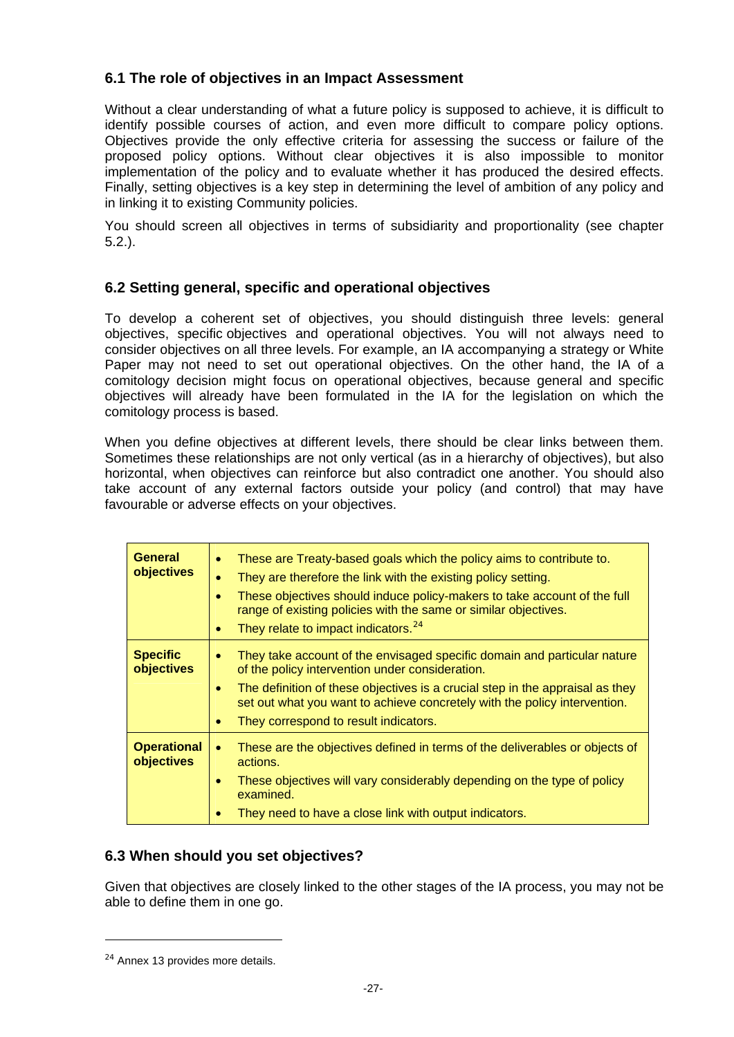## 6.1 The role of objectives in an Impact Assessment

Without a clear understanding of what a future policy is supposed to achieve, it is difficult to identify possible courses of action, and even more difficult to compare policy options. Objectives provide the only effective criteria for assessing the success or failure of the proposed policy options. Without clear objectives it is also impossible to monitor implementation of the policy and to evaluate whether it has produced the desired effects. Finally, setting objectives is a key step in determining the level of ambition of any policy and in linking it to existing Community policies.

You should screen all objectives in terms of subsidiarity and proportionality (see chapter 5.2.).

## 6.2 Setting general, specific and operational objectives

To develop a coherent set of objectives, you should distinguish three levels: general objectives, specific objectives and operational objectives. You will not always need to consider objectives on all three levels. For example, an IA accompanying a strategy or White Paper may not need to set out operational objectives. On the other hand, the IA of a comitology decision might focus on operational objectives, because general and specific objectives will already have been formulated in the IA for the legislation on which the comitology process is based.

When you define objectives at different levels, there should be clear links between them. Sometimes these relationships are not only vertical (as in a hierarchy of objectives), but also horizontal, when objectives can reinforce but also contradict one another. You should also take account of any external factors outside your policy (and control) that may have favourable or adverse effects on your objectives.

| | |
|---|---|
| **General objectives** | • These are Treaty-based goals which the policy aims to contribute to.<br>• They are therefore the link with the existing policy setting.<br>• These objectives should induce policy-makers to take account of the full range of existing policies with the same or similar objectives.<br>• They relate to impact indicators.[24] |
| **Specific objectives** | • They take account of the envisaged specific domain and particular nature of the policy intervention under consideration.<br>• The definition of these objectives is a crucial step in the appraisal as they set out what you want to achieve concretely with the policy intervention.<br>• They correspond to result indicators. |
| **Operational objectives** | • These are the objectives defined in terms of the deliverables or objects of actions.<br>• These objectives will vary considerably depending on the type of policy examined.<br>• They need to have a close link with output indicators. |

## 6.3 When should you set objectives?

Given that objectives are closely linked to the other stages of the IA process, you may not be able to define them in one go.

---

[24] Annex 13 provides more details.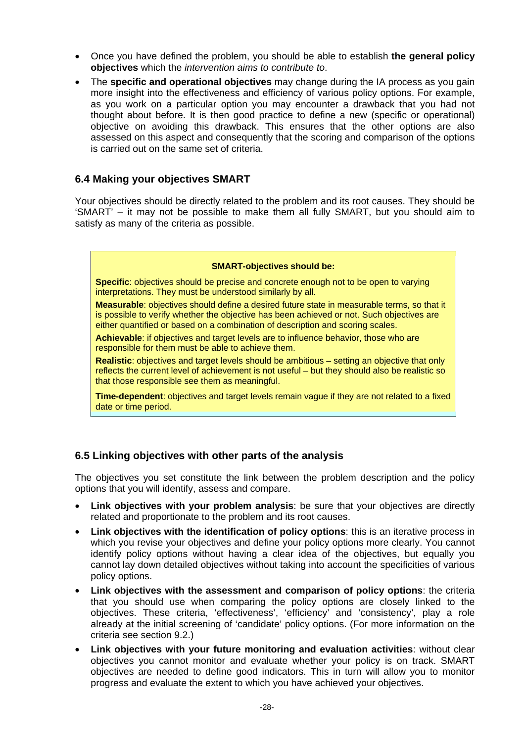- Once you have defined the problem, you should be able to establish **the general policy objectives** which the *intervention aims to contribute to*.
- The **specific and operational objectives** may change during the IA process as you gain more insight into the effectiveness and efficiency of various policy options. For example, as you work on a particular option you may encounter a drawback that you had not thought about before. It is then good practice to define a new (specific or operational) objective on avoiding this drawback. This ensures that the other options are also assessed on this aspect and consequently that the scoring and comparison of the options is carried out on the same set of criteria.

### 6.4 Making your objectives SMART

Your objectives should be directly related to the problem and its root causes. They should be 'SMART' – it may not be possible to make them all fully SMART, but you should aim to satisfy as many of the criteria as possible.

**SMART-objectives should be:**

**Specific**: objectives should be precise and concrete enough not to be open to varying interpretations. They must be understood similarly by all.

**Measurable**: objectives should define a desired future state in measurable terms, so that it is possible to verify whether the objective has been achieved or not. Such objectives are either quantified or based on a combination of description and scoring scales.

**Achievable**: if objectives and target levels are to influence behavior, those who are responsible for them must be able to achieve them.

**Realistic**: objectives and target levels should be ambitious – setting an objective that only reflects the current level of achievement is not useful – but they should also be realistic so that those responsible see them as meaningful.

**Time-dependent**: objectives and target levels remain vague if they are not related to a fixed date or time period.

### 6.5 Linking objectives with other parts of the analysis

The objectives you set constitute the link between the problem description and the policy options that you will identify, assess and compare.

- **Link objectives with your problem analysis**: be sure that your objectives are directly related and proportionate to the problem and its root causes.
- **Link objectives with the identification of policy options**: this is an iterative process in which you revise your objectives and define your policy options more clearly. You cannot identify policy options without having a clear idea of the objectives, but equally you cannot lay down detailed objectives without taking into account the specificities of various policy options.
- **Link objectives with the assessment and comparison of policy options**: the criteria that you should use when comparing the policy options are closely linked to the objectives. These criteria, 'effectiveness', 'efficiency' and 'consistency', play a role already at the initial screening of 'candidate' policy options. (For more information on the criteria see section 9.2.)
- **Link objectives with your future monitoring and evaluation activities**: without clear objectives you cannot monitor and evaluate whether your policy is on track. SMART objectives are needed to define good indicators. This in turn will allow you to monitor progress and evaluate the extent to which you have achieved your objectives.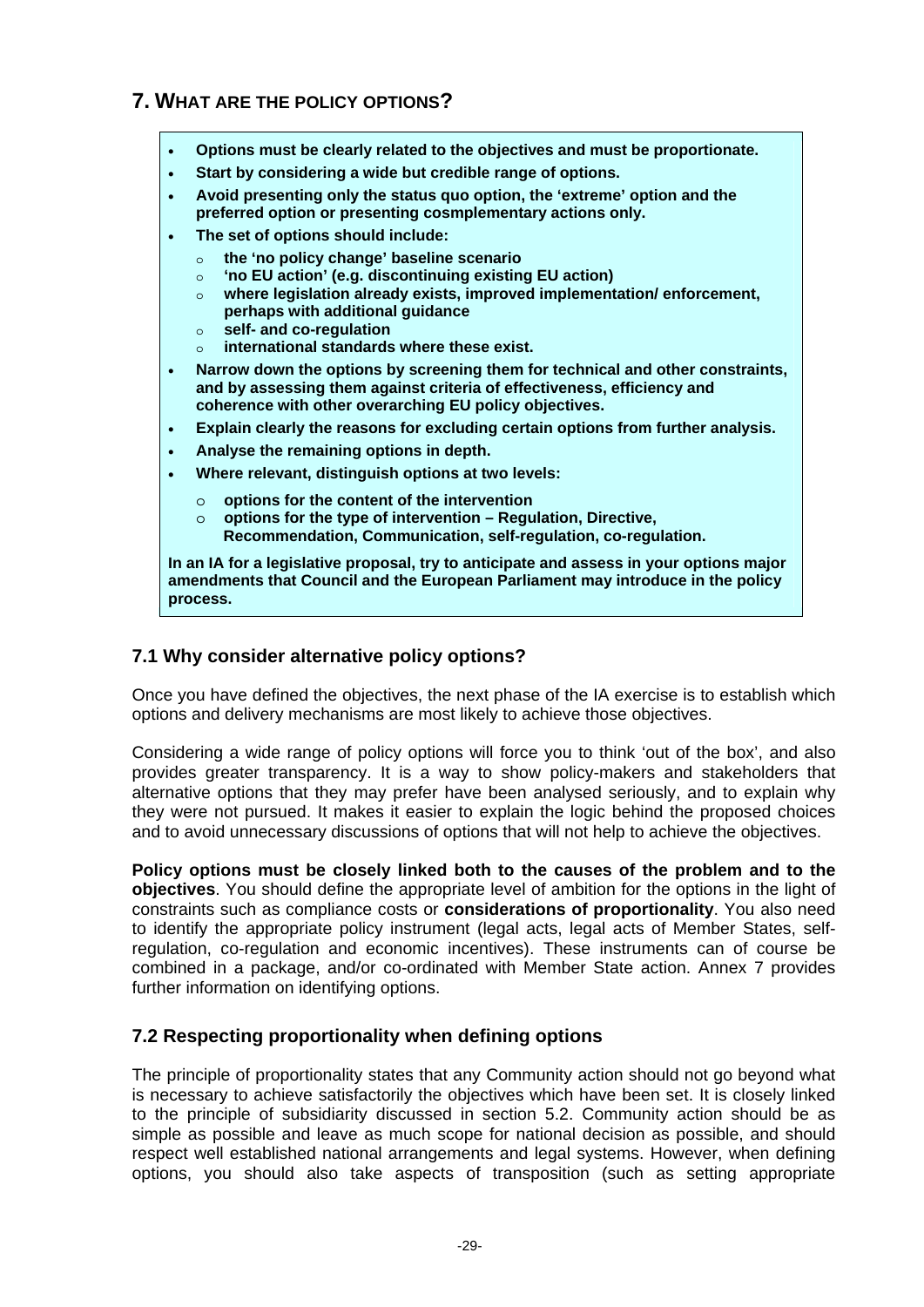## 7. WHAT ARE THE POLICY OPTIONS?

- **Options must be clearly related to the objectives and must be proportionate.**
- **Start by considering a wide but credible range of options.**
- **Avoid presenting only the status quo option, the 'extreme' option and the preferred option or presenting cosmplementary actions only.**
- **The set of options should include:**
  - **the 'no policy change' baseline scenario**
  - **'no EU action' (e.g. discontinuing existing EU action)**
  - **where legislation already exists, improved implementation/ enforcement, perhaps with additional guidance**
  - **self- and co-regulation**
  - **international standards where these exist.**
- **Narrow down the options by screening them for technical and other constraints, and by assessing them against criteria of effectiveness, efficiency and coherence with other overarching EU policy objectives.**
- **Explain clearly the reasons for excluding certain options from further analysis.**
- **Analyse the remaining options in depth.**
- **Where relevant, distinguish options at two levels:**
  - **options for the content of the intervention**
  - **options for the type of intervention – Regulation, Directive, Recommendation, Communication, self-regulation, co-regulation.**

**In an IA for a legislative proposal, try to anticipate and assess in your options major amendments that Council and the European Parliament may introduce in the policy process.**

### 7.1 Why consider alternative policy options?

Once you have defined the objectives, the next phase of the IA exercise is to establish which options and delivery mechanisms are most likely to achieve those objectives.

Considering a wide range of policy options will force you to think 'out of the box', and also provides greater transparency. It is a way to show policy-makers and stakeholders that alternative options that they may prefer have been analysed seriously, and to explain why they were not pursued. It makes it easier to explain the logic behind the proposed choices and to avoid unnecessary discussions of options that will not help to achieve the objectives.

**Policy options must be closely linked both to the causes of the problem and to the objectives**. You should define the appropriate level of ambition for the options in the light of constraints such as compliance costs or **considerations of proportionality**. You also need to identify the appropriate policy instrument (legal acts, legal acts of Member States, self-regulation, co-regulation and economic incentives). These instruments can of course be combined in a package, and/or co-ordinated with Member State action. Annex 7 provides further information on identifying options.

### 7.2 Respecting proportionality when defining options

The principle of proportionality states that any Community action should not go beyond what is necessary to achieve satisfactorily the objectives which have been set. It is closely linked to the principle of subsidiarity discussed in section 5.2. Community action should be as simple as possible and leave as much scope for national decision as possible, and should respect well established national arrangements and legal systems. However, when defining options, you should also take aspects of transposition (such as setting appropriate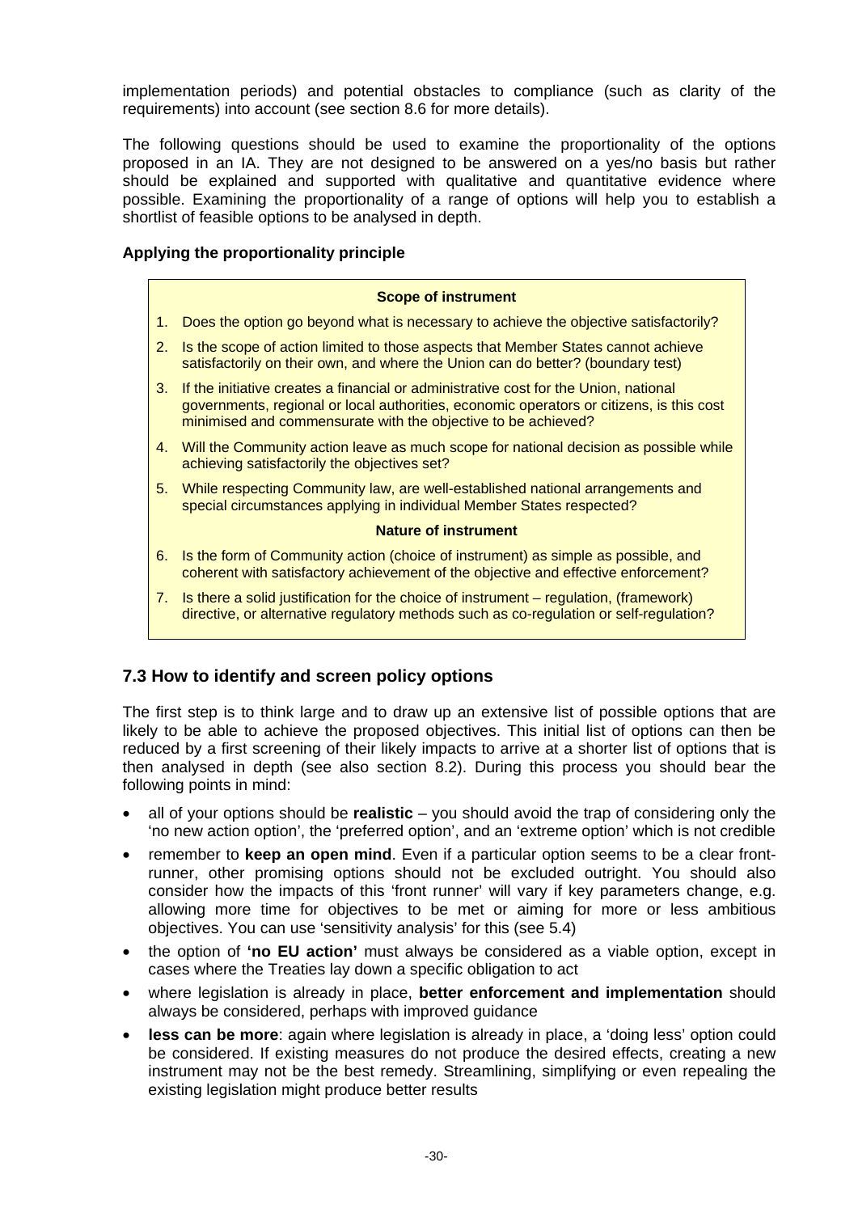implementation periods) and potential obstacles to compliance (such as clarity of the requirements) into account (see section 8.6 for more details).

The following questions should be used to examine the proportionality of the options proposed in an IA. They are not designed to be answered on a yes/no basis but rather should be explained and supported with qualitative and quantitative evidence where possible. Examining the proportionality of a range of options will help you to establish a shortlist of feasible options to be analysed in depth.

**Applying the proportionality principle**

**Scope of instrument**

1. Does the option go beyond what is necessary to achieve the objective satisfactorily?
2. Is the scope of action limited to those aspects that Member States cannot achieve satisfactorily on their own, and where the Union can do better? (boundary test)
3. If the initiative creates a financial or administrative cost for the Union, national governments, regional or local authorities, economic operators or citizens, is this cost minimised and commensurate with the objective to be achieved?
4. Will the Community action leave as much scope for national decision as possible while achieving satisfactorily the objectives set?
5. While respecting Community law, are well-established national arrangements and special circumstances applying in individual Member States respected?

**Nature of instrument**

6. Is the form of Community action (choice of instrument) as simple as possible, and coherent with satisfactory achievement of the objective and effective enforcement?
7. Is there a solid justification for the choice of instrument – regulation, (framework) directive, or alternative regulatory methods such as co-regulation or self-regulation?

## 7.3 How to identify and screen policy options

The first step is to think large and to draw up an extensive list of possible options that are likely to be able to achieve the proposed objectives. This initial list of options can then be reduced by a first screening of their likely impacts to arrive at a shorter list of options that is then analysed in depth (see also section 8.2). During this process you should bear the following points in mind:

- all of your options should be **realistic** – you should avoid the trap of considering only the 'no new action option', the 'preferred option', and an 'extreme option' which is not credible
- remember to **keep an open mind**. Even if a particular option seems to be a clear front-runner, other promising options should not be excluded outright. You should also consider how the impacts of this 'front runner' will vary if key parameters change, e.g. allowing more time for objectives to be met or aiming for more or less ambitious objectives. You can use 'sensitivity analysis' for this (see 5.4)
- the option of **'no EU action'** must always be considered as a viable option, except in cases where the Treaties lay down a specific obligation to act
- where legislation is already in place, **better enforcement and implementation** should always be considered, perhaps with improved guidance
- **less can be more**: again where legislation is already in place, a 'doing less' option could be considered. If existing measures do not produce the desired effects, creating a new instrument may not be the best remedy. Streamlining, simplifying or even repealing the existing legislation might produce better results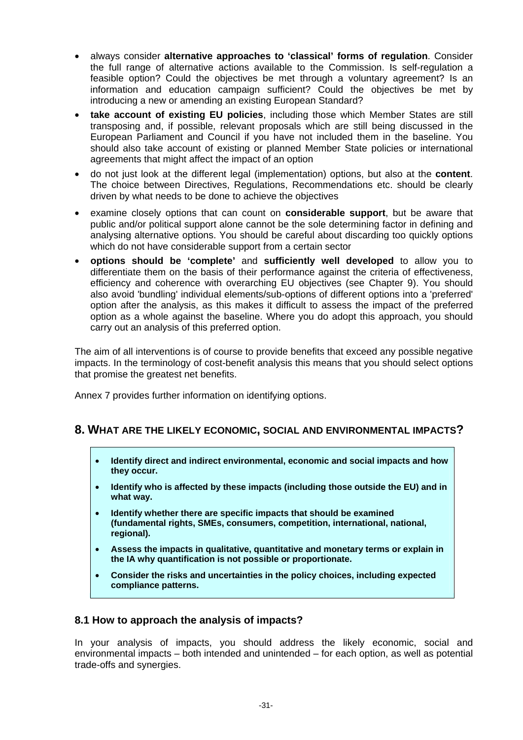- always consider **alternative approaches to 'classical' forms of regulation**. Consider the full range of alternative actions available to the Commission. Is self-regulation a feasible option? Could the objectives be met through a voluntary agreement? Is an information and education campaign sufficient? Could the objectives be met by introducing a new or amending an existing European Standard?
- **take account of existing EU policies**, including those which Member States are still transposing and, if possible, relevant proposals which are still being discussed in the European Parliament and Council if you have not included them in the baseline. You should also take account of existing or planned Member State policies or international agreements that might affect the impact of an option
- do not just look at the different legal (implementation) options, but also at the **content**. The choice between Directives, Regulations, Recommendations etc. should be clearly driven by what needs to be done to achieve the objectives
- examine closely options that can count on **considerable support**, but be aware that public and/or political support alone cannot be the sole determining factor in defining and analysing alternative options. You should be careful about discarding too quickly options which do not have considerable support from a certain sector
- **options should be 'complete'** and **sufficiently well developed** to allow you to differentiate them on the basis of their performance against the criteria of effectiveness, efficiency and coherence with overarching EU objectives (see Chapter 9). You should also avoid 'bundling' individual elements/sub-options of different options into a 'preferred' option after the analysis, as this makes it difficult to assess the impact of the preferred option as a whole against the baseline. Where you do adopt this approach, you should carry out an analysis of this preferred option.

The aim of all interventions is of course to provide benefits that exceed any possible negative impacts. In the terminology of cost-benefit analysis this means that you should select options that promise the greatest net benefits.

Annex 7 provides further information on identifying options.

## 8. What are the likely economic, social and environmental impacts?

- **Identify direct and indirect environmental, economic and social impacts and how they occur.**
- **Identify who is affected by these impacts (including those outside the EU) and in what way.**
- **Identify whether there are specific impacts that should be examined (fundamental rights, SMEs, consumers, competition, international, national, regional).**
- **Assess the impacts in qualitative, quantitative and monetary terms or explain in the IA why quantification is not possible or proportionate.**
- **Consider the risks and uncertainties in the policy choices, including expected compliance patterns.**

### 8.1 How to approach the analysis of impacts?

In your analysis of impacts, you should address the likely economic, social and environmental impacts – both intended and unintended – for each option, as well as potential trade-offs and synergies.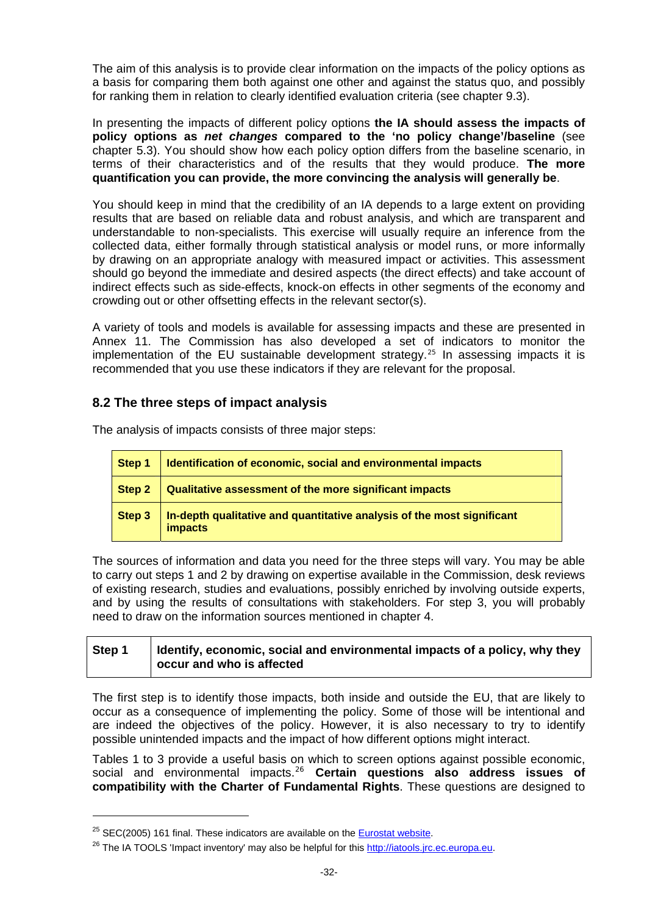The aim of this analysis is to provide clear information on the impacts of the policy options as a basis for comparing them both against one other and against the status quo, and possibly for ranking them in relation to clearly identified evaluation criteria (see chapter 9.3).

In presenting the impacts of different policy options **the IA should assess the impacts of policy options as *net changes* compared to the 'no policy change'/baseline** (see chapter 5.3). You should show how each policy option differs from the baseline scenario, in terms of their characteristics and of the results that they would produce. **The more quantification you can provide, the more convincing the analysis will generally be**.

You should keep in mind that the credibility of an IA depends to a large extent on providing results that are based on reliable data and robust analysis, and which are transparent and understandable to non-specialists. This exercise will usually require an inference from the collected data, either formally through statistical analysis or model runs, or more informally by drawing on an appropriate analogy with measured impact or activities. This assessment should go beyond the immediate and desired aspects (the direct effects) and take account of indirect effects such as side-effects, knock-on effects in other segments of the economy and crowding out or other offsetting effects in the relevant sector(s).

A variety of tools and models is available for assessing impacts and these are presented in Annex 11. The Commission has also developed a set of indicators to monitor the implementation of the EU sustainable development strategy.[25] In assessing impacts it is recommended that you use these indicators if they are relevant for the proposal.

## 8.2 The three steps of impact analysis

The analysis of impacts consists of three major steps:

| | |
|---|---|
| **Step 1** | **Identification of economic, social and environmental impacts** |
| **Step 2** | **Qualitative assessment of the more significant impacts** |
| **Step 3** | **In-depth qualitative and quantitative analysis of the most significant impacts** |

The sources of information and data you need for the three steps will vary. You may be able to carry out steps 1 and 2 by drawing on expertise available in the Commission, desk reviews of existing research, studies and evaluations, possibly enriched by involving outside experts, and by using the results of consultations with stakeholders. For step 3, you will probably need to draw on the information sources mentioned in chapter 4.

| | |
|---|---|
| **Step 1** | **Identify, economic, social and environmental impacts of a policy, why they occur and who is affected** |

The first step is to identify those impacts, both inside and outside the EU, that are likely to occur as a consequence of implementing the policy. Some of those will be intentional and are indeed the objectives of the policy. However, it is also necessary to try to identify possible unintended impacts and the impact of how different options might interact.

Tables 1 to 3 provide a useful basis on which to screen options against possible economic, social and environmental impacts.[26] **Certain questions also address issues of compatibility with the Charter of Fundamental Rights**. These questions are designed to

[25] SEC(2005) 161 final. These indicators are available on the Eurostat website.

[26] The IA TOOLS 'Impact inventory' may also be helpful for this http://iatools.jrc.ec.europa.eu.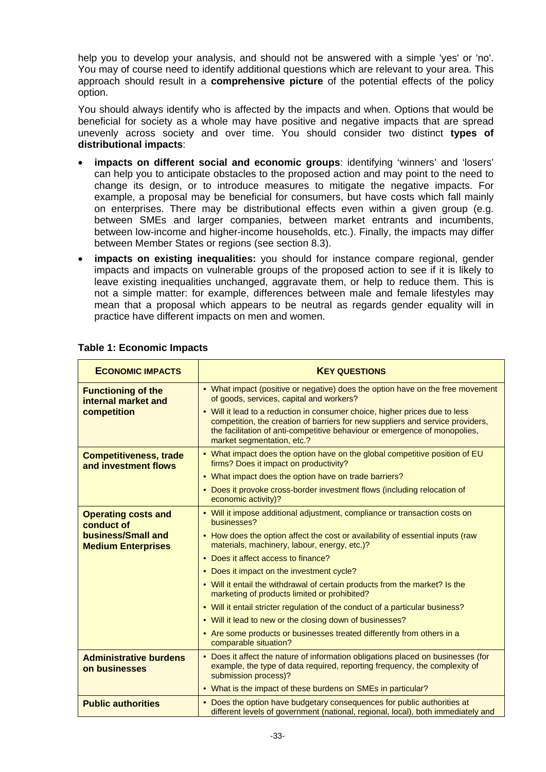help you to develop your analysis, and should not be answered with a simple 'yes' or 'no'. You may of course need to identify additional questions which are relevant to your area. This approach should result in a **comprehensive picture** of the potential effects of the policy option.

You should always identify who is affected by the impacts and when. Options that would be beneficial for society as a whole may have positive and negative impacts that are spread unevenly across society and over time. You should consider two distinct **types of distributional impacts**:

- **impacts on different social and economic groups**: identifying 'winners' and 'losers' can help you to anticipate obstacles to the proposed action and may point to the need to change its design, or to introduce measures to mitigate the negative impacts. For example, a proposal may be beneficial for consumers, but have costs which fall mainly on enterprises. There may be distributional effects even within a given group (e.g. between SMEs and larger companies, between market entrants and incumbents, between low-income and higher-income households, etc.). Finally, the impacts may differ between Member States or regions (see section 8.3).
- **impacts on existing inequalities:** you should for instance compare regional, gender impacts and impacts on vulnerable groups of the proposed action to see if it is likely to leave existing inequalities unchanged, aggravate them, or help to reduce them. This is not a simple matter: for example, differences between male and female lifestyles may mean that a proposal which appears to be neutral as regards gender equality will in practice have different impacts on men and women.

**Table 1: Economic Impacts**

| **ECONOMIC IMPACTS** | **KEY QUESTIONS** |
|---|---|
| **Functioning of the internal market and competition** | • What impact (positive or negative) does the option have on the free movement of goods, services, capital and workers?<br>• Will it lead to a reduction in consumer choice, higher prices due to less competition, the creation of barriers for new suppliers and service providers, the facilitation of anti-competitive behaviour or emergence of monopolies, market segmentation, etc.? |
| **Competitiveness, trade and investment flows** | • What impact does the option have on the global competitive position of EU firms? Does it impact on productivity?<br>• What impact does the option have on trade barriers?<br>• Does it provoke cross-border investment flows (including relocation of economic activity)? |
| **Operating costs and conduct of business/Small and Medium Enterprises** | • Will it impose additional adjustment, compliance or transaction costs on businesses?<br>• How does the option affect the cost or availability of essential inputs (raw materials, machinery, labour, energy, etc.)?<br>• Does it affect access to finance?<br>• Does it impact on the investment cycle?<br>• Will it entail the withdrawal of certain products from the market? Is the marketing of products limited or prohibited?<br>• Will it entail stricter regulation of the conduct of a particular business?<br>• Will it lead to new or the closing down of businesses?<br>• Are some products or businesses treated differently from others in a comparable situation? |
| **Administrative burdens on businesses** | • Does it affect the nature of information obligations placed on businesses (for example, the type of data required, reporting frequency, the complexity of submission process)?<br>• What is the impact of these burdens on SMEs in particular? |
| **Public authorities** | • Does the option have budgetary consequences for public authorities at different levels of government (national, regional, local), both immediately and |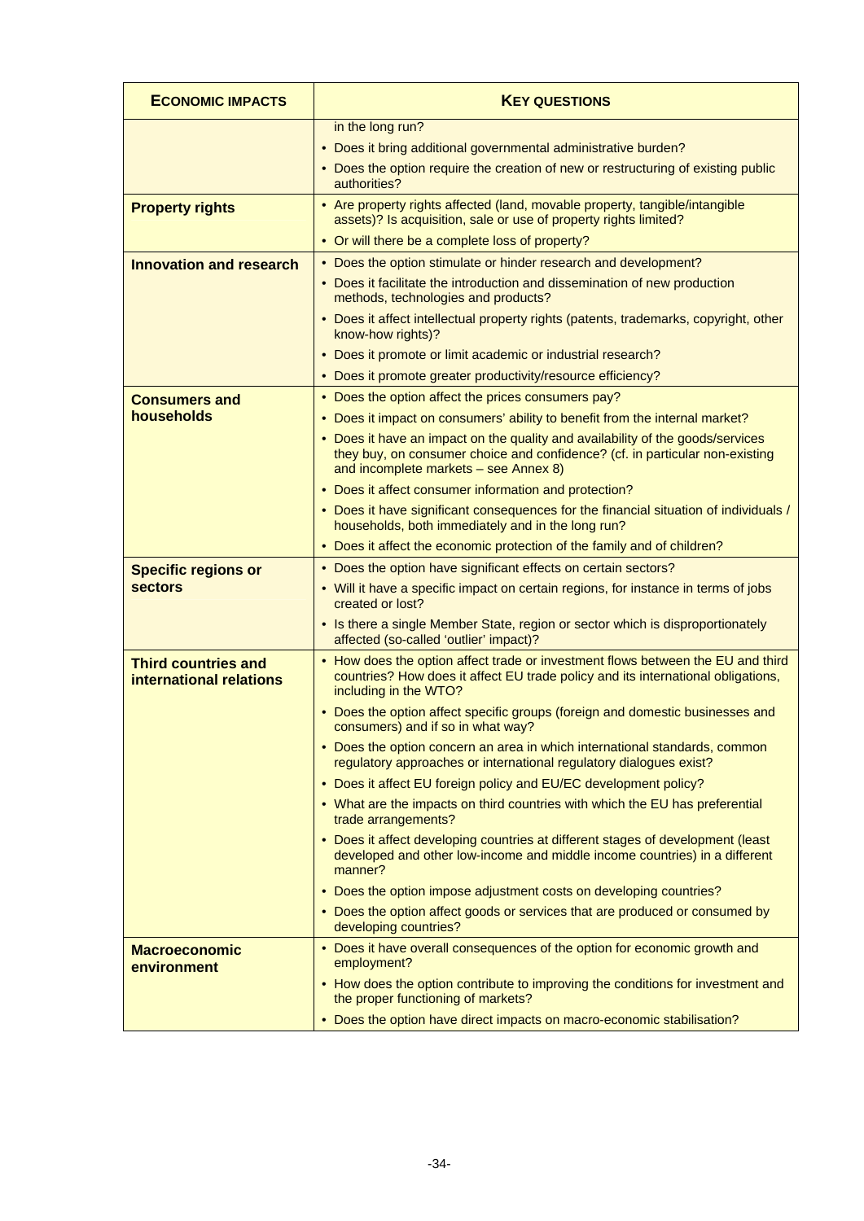| **ECONOMIC IMPACTS** | **KEY QUESTIONS** |
|---|---|
| | in the long run?<br>• Does it bring additional governmental administrative burden?<br>• Does the option require the creation of new or restructuring of existing public authorities? |
| **Property rights** | • Are property rights affected (land, movable property, tangible/intangible assets)? Is acquisition, sale or use of property rights limited?<br>• Or will there be a complete loss of property? |
| **Innovation and research** | • Does the option stimulate or hinder research and development?<br>• Does it facilitate the introduction and dissemination of new production methods, technologies and products?<br>• Does it affect intellectual property rights (patents, trademarks, copyright, other know-how rights)?<br>• Does it promote or limit academic or industrial research?<br>• Does it promote greater productivity/resource efficiency? |
| **Consumers and households** | • Does the option affect the prices consumers pay?<br>• Does it impact on consumers' ability to benefit from the internal market?<br>• Does it have an impact on the quality and availability of the goods/services they buy, on consumer choice and confidence? (cf. in particular non-existing and incomplete markets – see Annex 8)<br>• Does it affect consumer information and protection?<br>• Does it have significant consequences for the financial situation of individuals / households, both immediately and in the long run?<br>• Does it affect the economic protection of the family and of children? |
| **Specific regions or sectors** | • Does the option have significant effects on certain sectors?<br>• Will it have a specific impact on certain regions, for instance in terms of jobs created or lost?<br>• Is there a single Member State, region or sector which is disproportionately affected (so-called 'outlier' impact)? |
| **Third countries and international relations** | • How does the option affect trade or investment flows between the EU and third countries? How does it affect EU trade policy and its international obligations, including in the WTO?<br>• Does the option affect specific groups (foreign and domestic businesses and consumers) and if so in what way?<br>• Does the option concern an area in which international standards, common regulatory approaches or international regulatory dialogues exist?<br>• Does it affect EU foreign policy and EU/EC development policy?<br>• What are the impacts on third countries with which the EU has preferential trade arrangements?<br>• Does it affect developing countries at different stages of development (least developed and other low-income and middle income countries) in a different manner?<br>• Does the option impose adjustment costs on developing countries?<br>• Does the option affect goods or services that are produced or consumed by developing countries? |
| **Macroeconomic environment** | • Does it have overall consequences of the option for economic growth and employment?<br>• How does the option contribute to improving the conditions for investment and the proper functioning of markets?<br>• Does the option have direct impacts on macro-economic stabilisation? |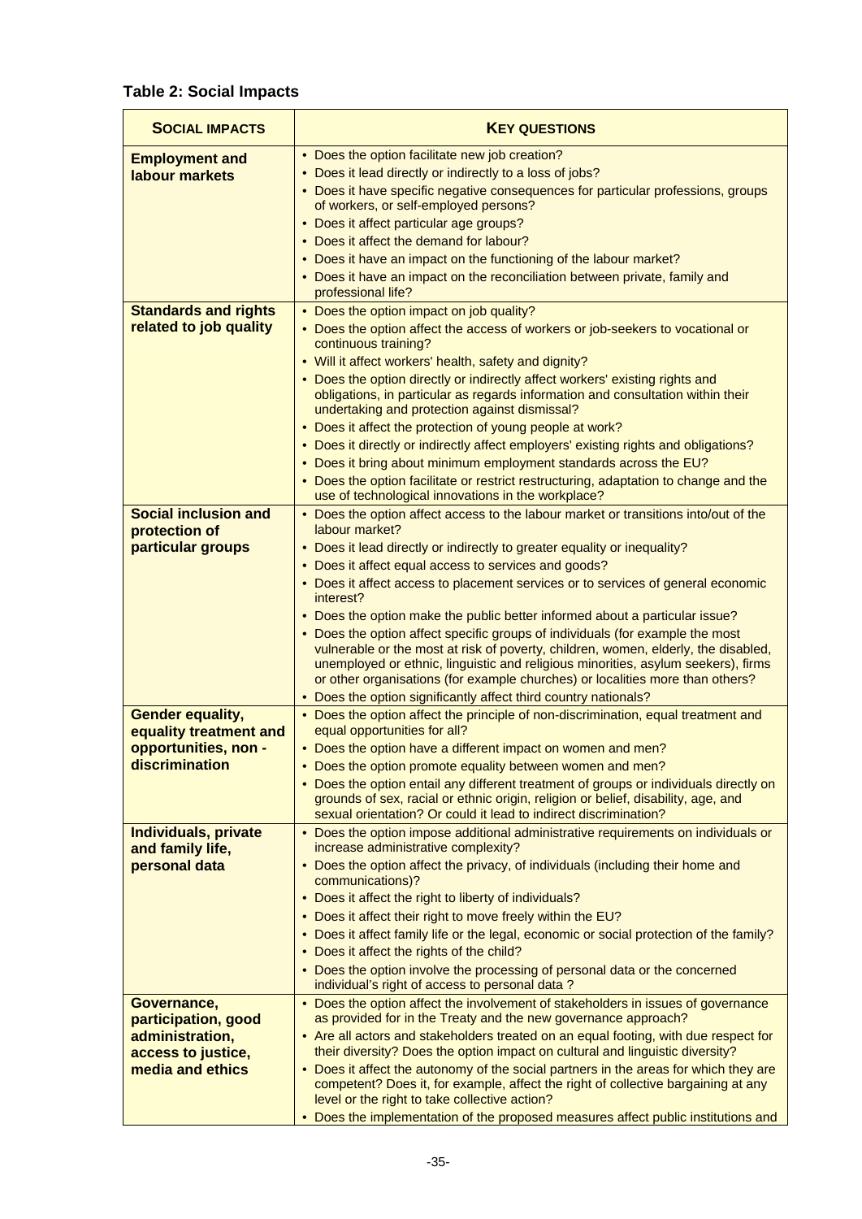**Table 2: Social Impacts**

| SOCIAL IMPACTS | KEY QUESTIONS |
|---|---|
| **Employment and labour markets** | • Does the option facilitate new job creation?<br>• Does it lead directly or indirectly to a loss of jobs?<br>• Does it have specific negative consequences for particular professions, groups of workers, or self-employed persons?<br>• Does it affect particular age groups?<br>• Does it affect the demand for labour?<br>• Does it have an impact on the functioning of the labour market?<br>• Does it have an impact on the reconciliation between private, family and professional life? |
| **Standards and rights related to job quality** | • Does the option impact on job quality?<br>• Does the option affect the access of workers or job-seekers to vocational or continuous training?<br>• Will it affect workers' health, safety and dignity?<br>• Does the option directly or indirectly affect workers' existing rights and obligations, in particular as regards information and consultation within their undertaking and protection against dismissal?<br>• Does it affect the protection of young people at work?<br>• Does it directly or indirectly affect employers' existing rights and obligations?<br>• Does it bring about minimum employment standards across the EU?<br>• Does the option facilitate or restrict restructuring, adaptation to change and the use of technological innovations in the workplace? |
| **Social inclusion and protection of particular groups** | • Does the option affect access to the labour market or transitions into/out of the labour market?<br>• Does it lead directly or indirectly to greater equality or inequality?<br>• Does it affect equal access to services and goods?<br>• Does it affect access to placement services or to services of general economic interest?<br>• Does the option make the public better informed about a particular issue?<br>• Does the option affect specific groups of individuals (for example the most vulnerable or the most at risk of poverty, children, women, elderly, the disabled, unemployed or ethnic, linguistic and religious minorities, asylum seekers), firms or other organisations (for example churches) or localities more than others?<br>• Does the option significantly affect third country nationals? |
| **Gender equality, equality treatment and opportunities, non - discrimination** | • Does the option affect the principle of non-discrimination, equal treatment and equal opportunities for all?<br>• Does the option have a different impact on women and men?<br>• Does the option promote equality between women and men?<br>• Does the option entail any different treatment of groups or individuals directly on grounds of sex, racial or ethnic origin, religion or belief, disability, age, and sexual orientation? Or could it lead to indirect discrimination? |
| **Individuals, private and family life, personal data** | • Does the option impose additional administrative requirements on individuals or increase administrative complexity?<br>• Does the option affect the privacy, of individuals (including their home and communications)?<br>• Does it affect the right to liberty of individuals?<br>• Does it affect their right to move freely within the EU?<br>• Does it affect family life or the legal, economic or social protection of the family?<br>• Does it affect the rights of the child?<br>• Does the option involve the processing of personal data or the concerned individual's right of access to personal data ? |
| **Governance, participation, good administration, access to justice, media and ethics** | • Does the option affect the involvement of stakeholders in issues of governance as provided for in the Treaty and the new governance approach?<br>• Are all actors and stakeholders treated on an equal footing, with due respect for their diversity? Does the option impact on cultural and linguistic diversity?<br>• Does it affect the autonomy of the social partners in the areas for which they are competent? Does it, for example, affect the right of collective bargaining at any level or the right to take collective action?<br>• Does the implementation of the proposed measures affect public institutions and |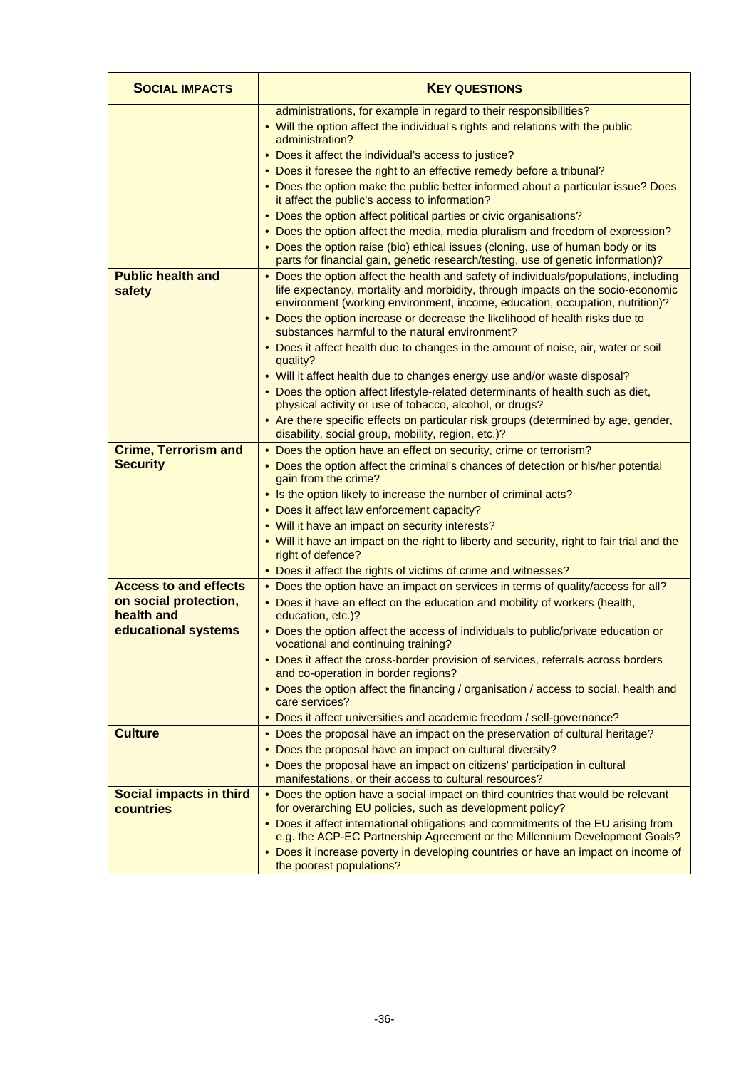| **SOCIAL IMPACTS** | **KEY QUESTIONS** |
|---|---|
| | administrations, for example in regard to their responsibilities?<br>• Will the option affect the individual's rights and relations with the public administration?<br>• Does it affect the individual's access to justice?<br>• Does it foresee the right to an effective remedy before a tribunal?<br>• Does the option make the public better informed about a particular issue? Does it affect the public's access to information?<br>• Does the option affect political parties or civic organisations?<br>• Does the option affect the media, media pluralism and freedom of expression?<br>• Does the option raise (bio) ethical issues (cloning, use of human body or its parts for financial gain, genetic research/testing, use of genetic information)? |
| **Public health and safety** | • Does the option affect the health and safety of individuals/populations, including life expectancy, mortality and morbidity, through impacts on the socio-economic environment (working environment, income, education, occupation, nutrition)?<br>• Does the option increase or decrease the likelihood of health risks due to substances harmful to the natural environment?<br>• Does it affect health due to changes in the amount of noise, air, water or soil quality?<br>• Will it affect health due to changes energy use and/or waste disposal?<br>• Does the option affect lifestyle-related determinants of health such as diet, physical activity or use of tobacco, alcohol, or drugs?<br>• Are there specific effects on particular risk groups (determined by age, gender, disability, social group, mobility, region, etc.)? |
| **Crime, Terrorism and Security** | • Does the option have an effect on security, crime or terrorism?<br>• Does the option affect the criminal's chances of detection or his/her potential gain from the crime?<br>• Is the option likely to increase the number of criminal acts?<br>• Does it affect law enforcement capacity?<br>• Will it have an impact on security interests?<br>• Will it have an impact on the right to liberty and security, right to fair trial and the right of defence?<br>• Does it affect the rights of victims of crime and witnesses? |
| **Access to and effects on social protection, health and educational systems** | • Does the option have an impact on services in terms of quality/access for all?<br>• Does it have an effect on the education and mobility of workers (health, education, etc.)?<br>• Does the option affect the access of individuals to public/private education or vocational and continuing training?<br>• Does it affect the cross-border provision of services, referrals across borders and co-operation in border regions?<br>• Does the option affect the financing / organisation / access to social, health and care services?<br>• Does it affect universities and academic freedom / self-governance? |
| **Culture** | • Does the proposal have an impact on the preservation of cultural heritage?<br>• Does the proposal have an impact on cultural diversity?<br>• Does the proposal have an impact on citizens' participation in cultural manifestations, or their access to cultural resources? |
| **Social impacts in third countries** | • Does the option have a social impact on third countries that would be relevant for overarching EU policies, such as development policy?<br>• Does it affect international obligations and commitments of the EU arising from e.g. the ACP-EC Partnership Agreement or the Millennium Development Goals?<br>• Does it increase poverty in developing countries or have an impact on income of the poorest populations? |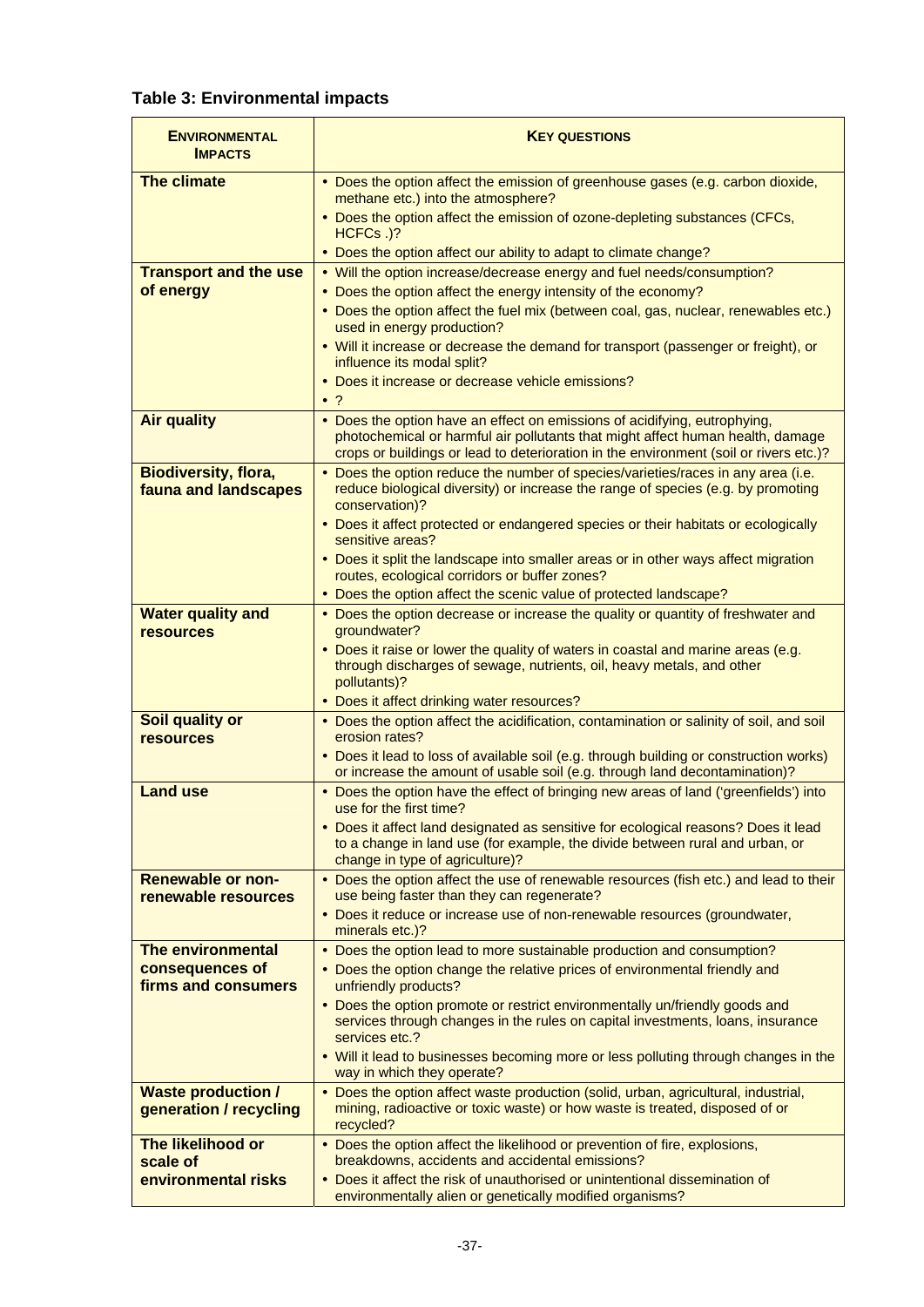## Table 3: Environmental impacts

| ENVIRONMENTAL IMPACTS | KEY QUESTIONS |
|---|---|
| **The climate** | • Does the option affect the emission of greenhouse gases (e.g. carbon dioxide, methane etc.) into the atmosphere?<br>• Does the option affect the emission of ozone-depleting substances (CFCs, HCFCs .)?<br>• Does the option affect our ability to adapt to climate change? |
| **Transport and the use of energy** | • Will the option increase/decrease energy and fuel needs/consumption?<br>• Does the option affect the energy intensity of the economy?<br>• Does the option affect the fuel mix (between coal, gas, nuclear, renewables etc.) used in energy production?<br>• Will it increase or decrease the demand for transport (passenger or freight), or influence its modal split?<br>• Does it increase or decrease vehicle emissions?<br>• ? |
| **Air quality** | • Does the option have an effect on emissions of acidifying, eutrophying, photochemical or harmful air pollutants that might affect human health, damage crops or buildings or lead to deterioration in the environment (soil or rivers etc.)? |
| **Biodiversity, flora, fauna and landscapes** | • Does the option reduce the number of species/varieties/races in any area (i.e. reduce biological diversity) or increase the range of species (e.g. by promoting conservation)?<br>• Does it affect protected or endangered species or their habitats or ecologically sensitive areas?<br>• Does it split the landscape into smaller areas or in other ways affect migration routes, ecological corridors or buffer zones?<br>• Does the option affect the scenic value of protected landscape? |
| **Water quality and resources** | • Does the option decrease or increase the quality or quantity of freshwater and groundwater?<br>• Does it raise or lower the quality of waters in coastal and marine areas (e.g. through discharges of sewage, nutrients, oil, heavy metals, and other pollutants)?<br>• Does it affect drinking water resources? |
| **Soil quality or resources** | • Does the option affect the acidification, contamination or salinity of soil, and soil erosion rates?<br>• Does it lead to loss of available soil (e.g. through building or construction works) or increase the amount of usable soil (e.g. through land decontamination)? |
| **Land use** | • Does the option have the effect of bringing new areas of land ('greenfields') into use for the first time?<br>• Does it affect land designated as sensitive for ecological reasons? Does it lead to a change in land use (for example, the divide between rural and urban, or change in type of agriculture)? |
| **Renewable or non-renewable resources** | • Does the option affect the use of renewable resources (fish etc.) and lead to their use being faster than they can regenerate?<br>• Does it reduce or increase use of non-renewable resources (groundwater, minerals etc.)? |
| **The environmental consequences of firms and consumers** | • Does the option lead to more sustainable production and consumption?<br>• Does the option change the relative prices of environmental friendly and unfriendly products?<br>• Does the option promote or restrict environmentally un/friendly goods and services through changes in the rules on capital investments, loans, insurance services etc.?<br>• Will it lead to businesses becoming more or less polluting through changes in the way in which they operate? |
| **Waste production / generation / recycling** | • Does the option affect waste production (solid, urban, agricultural, industrial, mining, radioactive or toxic waste) or how waste is treated, disposed of or recycled? |
| **The likelihood or scale of environmental risks** | • Does the option affect the likelihood or prevention of fire, explosions, breakdowns, accidents and accidental emissions?<br>• Does it affect the risk of unauthorised or unintentional dissemination of environmentally alien or genetically modified organisms? |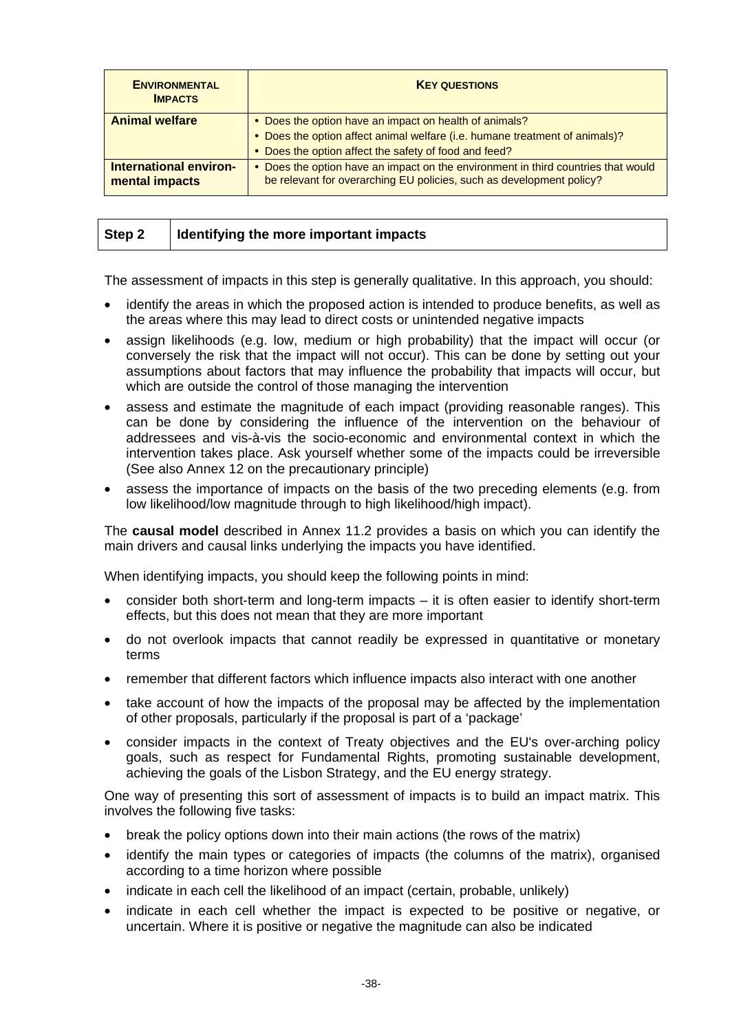| **ENVIRONMENTAL IMPACTS** | **KEY QUESTIONS** |
|---|---|
| **Animal welfare** | • Does the option have an impact on health of animals?<br>• Does the option affect animal welfare (i.e. humane treatment of animals)?<br>• Does the option affect the safety of food and feed? |
| **International environ-mental impacts** | • Does the option have an impact on the environment in third countries that would be relevant for overarching EU policies, such as development policy? |

| **Step 2** | **Identifying the more important impacts** |
|---|---|

The assessment of impacts in this step is generally qualitative. In this approach, you should:

- identify the areas in which the proposed action is intended to produce benefits, as well as the areas where this may lead to direct costs or unintended negative impacts
- assign likelihoods (e.g. low, medium or high probability) that the impact will occur (or conversely the risk that the impact will not occur). This can be done by setting out your assumptions about factors that may influence the probability that impacts will occur, but which are outside the control of those managing the intervention
- assess and estimate the magnitude of each impact (providing reasonable ranges). This can be done by considering the influence of the intervention on the behaviour of addressees and vis-à-vis the socio-economic and environmental context in which the intervention takes place. Ask yourself whether some of the impacts could be irreversible (See also Annex 12 on the precautionary principle)
- assess the importance of impacts on the basis of the two preceding elements (e.g. from low likelihood/low magnitude through to high likelihood/high impact).

The **causal model** described in Annex 11.2 provides a basis on which you can identify the main drivers and causal links underlying the impacts you have identified.

When identifying impacts, you should keep the following points in mind:

- consider both short-term and long-term impacts – it is often easier to identify short-term effects, but this does not mean that they are more important
- do not overlook impacts that cannot readily be expressed in quantitative or monetary terms
- remember that different factors which influence impacts also interact with one another
- take account of how the impacts of the proposal may be affected by the implementation of other proposals, particularly if the proposal is part of a 'package'
- consider impacts in the context of Treaty objectives and the EU's over-arching policy goals, such as respect for Fundamental Rights, promoting sustainable development, achieving the goals of the Lisbon Strategy, and the EU energy strategy.

One way of presenting this sort of assessment of impacts is to build an impact matrix. This involves the following five tasks:

- break the policy options down into their main actions (the rows of the matrix)
- identify the main types or categories of impacts (the columns of the matrix), organised according to a time horizon where possible
- indicate in each cell the likelihood of an impact (certain, probable, unlikely)
- indicate in each cell whether the impact is expected to be positive or negative, or uncertain. Where it is positive or negative the magnitude can also be indicated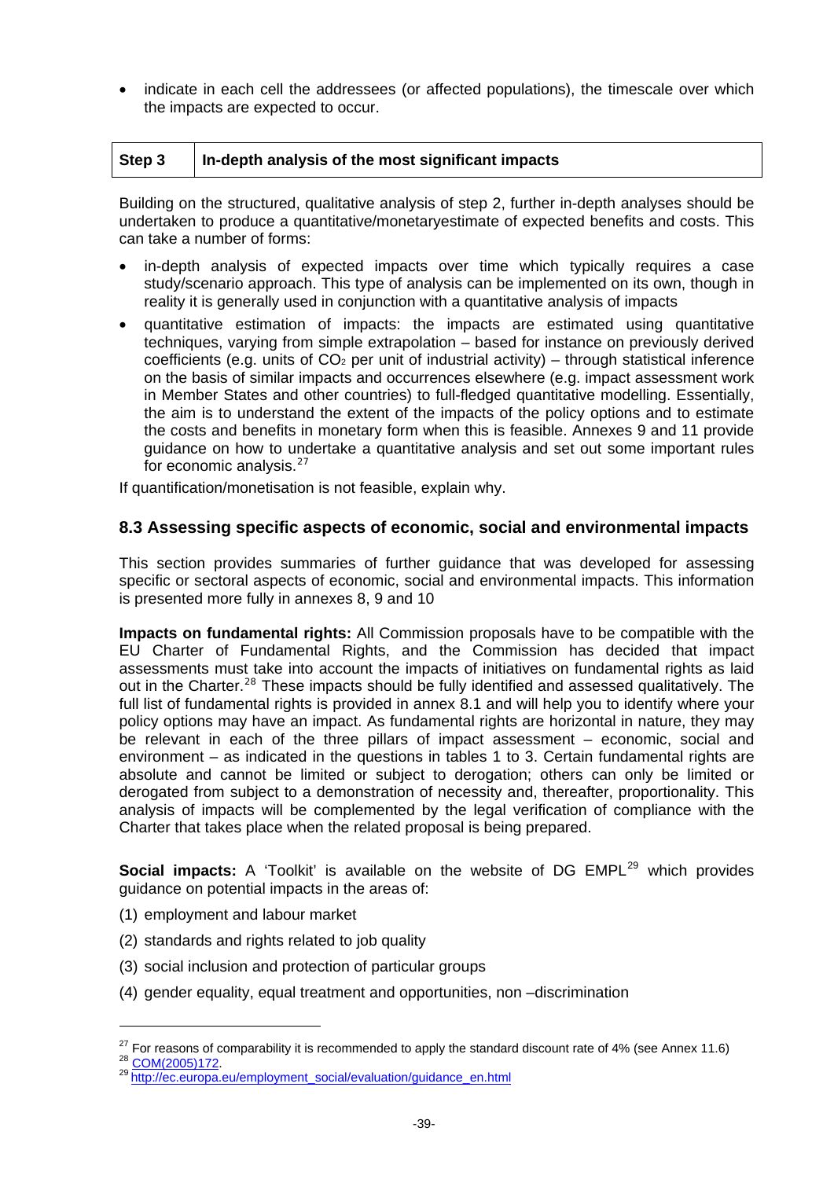- indicate in each cell the addressees (or affected populations), the timescale over which the impacts are expected to occur.

| Step 3 | In-depth analysis of the most significant impacts |
|---|---|

Building on the structured, qualitative analysis of step 2, further in-depth analyses should be undertaken to produce a quantitative/monetaryestimate of expected benefits and costs. This can take a number of forms:

- in-depth analysis of expected impacts over time which typically requires a case study/scenario approach. This type of analysis can be implemented on its own, though in reality it is generally used in conjunction with a quantitative analysis of impacts
- quantitative estimation of impacts: the impacts are estimated using quantitative techniques, varying from simple extrapolation – based for instance on previously derived coefficients (e.g. units of $CO_2$ per unit of industrial activity) – through statistical inference on the basis of similar impacts and occurrences elsewhere (e.g. impact assessment work in Member States and other countries) to full-fledged quantitative modelling. Essentially, the aim is to understand the extent of the impacts of the policy options and to estimate the costs and benefits in monetary form when this is feasible. Annexes 9 and 11 provide guidance on how to undertake a quantitative analysis and set out some important rules for economic analysis.[27]

If quantification/monetisation is not feasible, explain why.

## 8.3 Assessing specific aspects of economic, social and environmental impacts

This section provides summaries of further guidance that was developed for assessing specific or sectoral aspects of economic, social and environmental impacts. This information is presented more fully in annexes 8, 9 and 10

**Impacts on fundamental rights:** All Commission proposals have to be compatible with the EU Charter of Fundamental Rights, and the Commission has decided that impact assessments must take into account the impacts of initiatives on fundamental rights as laid out in the Charter.[28] These impacts should be fully identified and assessed qualitatively. The full list of fundamental rights is provided in annex 8.1 and will help you to identify where your policy options may have an impact. As fundamental rights are horizontal in nature, they may be relevant in each of the three pillars of impact assessment – economic, social and environment – as indicated in the questions in tables 1 to 3. Certain fundamental rights are absolute and cannot be limited or subject to derogation; others can only be limited or derogated from subject to a demonstration of necessity and, thereafter, proportionality. This analysis of impacts will be complemented by the legal verification of compliance with the Charter that takes place when the related proposal is being prepared.

**Social impacts:** A 'Toolkit' is available on the website of DG EMPL[29] which provides guidance on potential impacts in the areas of:

(1) employment and labour market

(2) standards and rights related to job quality

(3) social inclusion and protection of particular groups

(4) gender equality, equal treatment and opportunities, non –discrimination

---

[27] For reasons of comparability it is recommended to apply the standard discount rate of 4% (see Annex 11.6)

[28] COM(2005)172.

[29] http://ec.europa.eu/employment_social/evaluation/guidance_en.html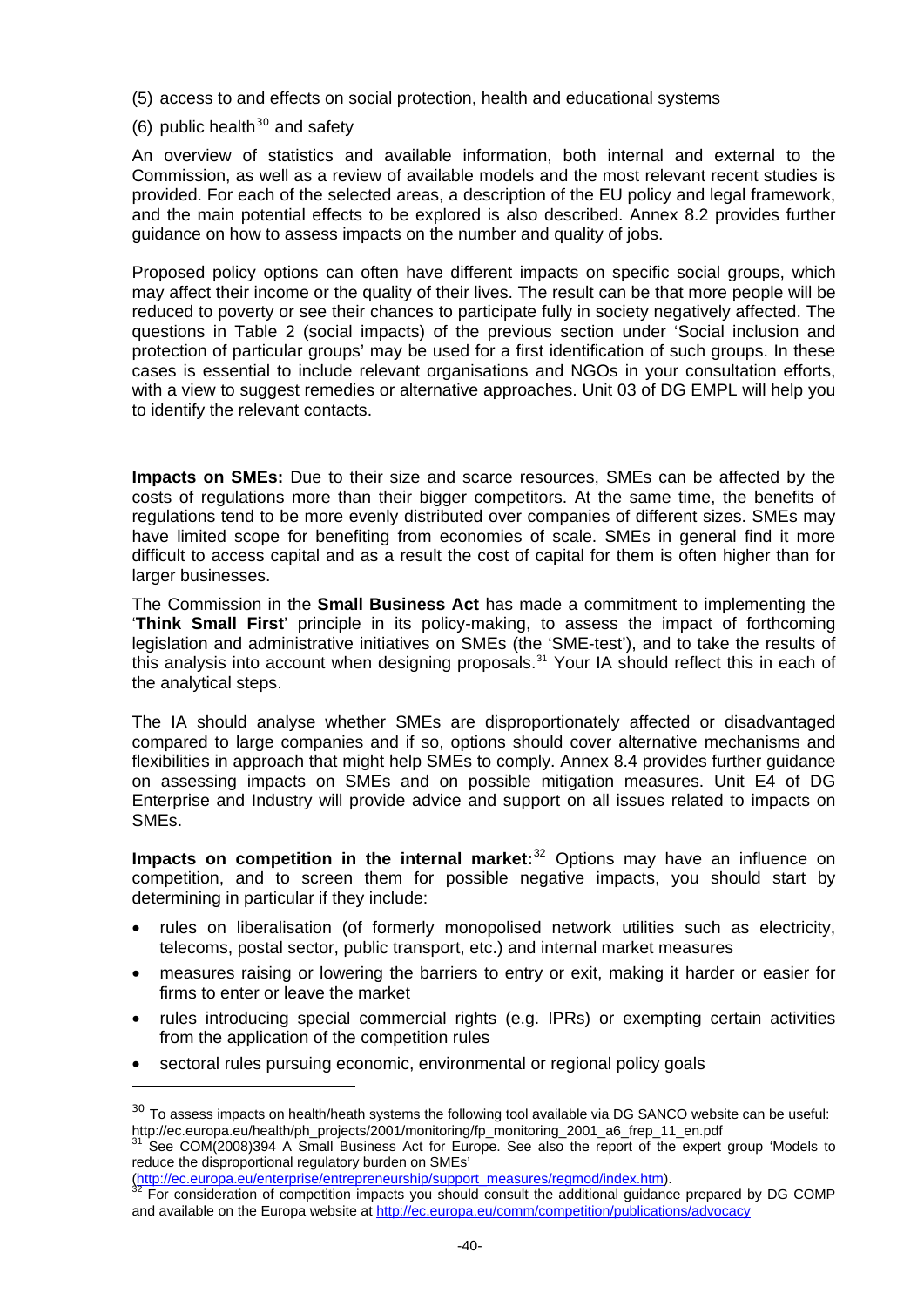(5) access to and effects on social protection, health and educational systems

(6) public health[30] and safety

An overview of statistics and available information, both internal and external to the Commission, as well as a review of available models and the most relevant recent studies is provided. For each of the selected areas, a description of the EU policy and legal framework, and the main potential effects to be explored is also described. Annex 8.2 provides further guidance on how to assess impacts on the number and quality of jobs.

Proposed policy options can often have different impacts on specific social groups, which may affect their income or the quality of their lives. The result can be that more people will be reduced to poverty or see their chances to participate fully in society negatively affected. The questions in Table 2 (social impacts) of the previous section under 'Social inclusion and protection of particular groups' may be used for a first identification of such groups. In these cases is essential to include relevant organisations and NGOs in your consultation efforts, with a view to suggest remedies or alternative approaches. Unit 03 of DG EMPL will help you to identify the relevant contacts.

**Impacts on SMEs:** Due to their size and scarce resources, SMEs can be affected by the costs of regulations more than their bigger competitors. At the same time, the benefits of regulations tend to be more evenly distributed over companies of different sizes. SMEs may have limited scope for benefiting from economies of scale. SMEs in general find it more difficult to access capital and as a result the cost of capital for them is often higher than for larger businesses.

The Commission in the **Small Business Act** has made a commitment to implementing the '**Think Small First**' principle in its policy-making, to assess the impact of forthcoming legislation and administrative initiatives on SMEs (the 'SME-test'), and to take the results of this analysis into account when designing proposals.[31] Your IA should reflect this in each of the analytical steps.

The IA should analyse whether SMEs are disproportionately affected or disadvantaged compared to large companies and if so, options should cover alternative mechanisms and flexibilities in approach that might help SMEs to comply. Annex 8.4 provides further guidance on assessing impacts on SMEs and on possible mitigation measures. Unit E4 of DG Enterprise and Industry will provide advice and support on all issues related to impacts on SMEs.

**Impacts on competition in the internal market:**[32] Options may have an influence on competition, and to screen them for possible negative impacts, you should start by determining in particular if they include:

- rules on liberalisation (of formerly monopolised network utilities such as electricity, telecoms, postal sector, public transport, etc.) and internal market measures
- measures raising or lowering the barriers to entry or exit, making it harder or easier for firms to enter or leave the market
- rules introducing special commercial rights (e.g. IPRs) or exempting certain activities from the application of the competition rules
- sectoral rules pursuing economic, environmental or regional policy goals

---

[30] To assess impacts on health/heath systems the following tool available via DG SANCO website can be useful: http://ec.europa.eu/health/ph_projects/2001/monitoring/fp_monitoring_2001_a6_frep_11_en.pdf

[31] See COM(2008)394 A Small Business Act for Europe. See also the report of the expert group 'Models to reduce the disproportional regulatory burden on SMEs' (http://ec.europa.eu/enterprise/entrepreneurship/support_measures/regmod/index.htm).

[32] For consideration of competition impacts you should consult the additional guidance prepared by DG COMP and available on the Europa website at http://ec.europa.eu/comm/competition/publications/advocacy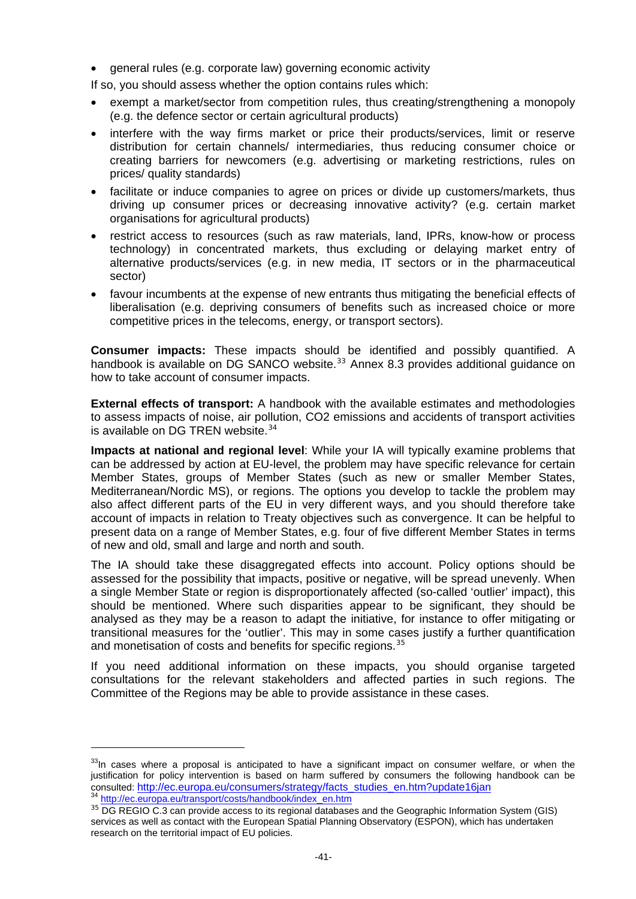- general rules (e.g. corporate law) governing economic activity

If so, you should assess whether the option contains rules which:

- exempt a market/sector from competition rules, thus creating/strengthening a monopoly (e.g. the defence sector or certain agricultural products)
- interfere with the way firms market or price their products/services, limit or reserve distribution for certain channels/ intermediaries, thus reducing consumer choice or creating barriers for newcomers (e.g. advertising or marketing restrictions, rules on prices/ quality standards)
- facilitate or induce companies to agree on prices or divide up customers/markets, thus driving up consumer prices or decreasing innovative activity? (e.g. certain market organisations for agricultural products)
- restrict access to resources (such as raw materials, land, IPRs, know-how or process technology) in concentrated markets, thus excluding or delaying market entry of alternative products/services (e.g. in new media, IT sectors or in the pharmaceutical sector)
- favour incumbents at the expense of new entrants thus mitigating the beneficial effects of liberalisation (e.g. depriving consumers of benefits such as increased choice or more competitive prices in the telecoms, energy, or transport sectors).

**Consumer impacts:** These impacts should be identified and possibly quantified. A handbook is available on DG SANCO website.[33] Annex 8.3 provides additional guidance on how to take account of consumer impacts.

**External effects of transport:** A handbook with the available estimates and methodologies to assess impacts of noise, air pollution, CO2 emissions and accidents of transport activities is available on DG TREN website.[34]

**Impacts at national and regional level**: While your IA will typically examine problems that can be addressed by action at EU-level, the problem may have specific relevance for certain Member States, groups of Member States (such as new or smaller Member States, Mediterranean/Nordic MS), or regions. The options you develop to tackle the problem may also affect different parts of the EU in very different ways, and you should therefore take account of impacts in relation to Treaty objectives such as convergence. It can be helpful to present data on a range of Member States, e.g. four of five different Member States in terms of new and old, small and large and north and south.

The IA should take these disaggregated effects into account. Policy options should be assessed for the possibility that impacts, positive or negative, will be spread unevenly. When a single Member State or region is disproportionately affected (so-called 'outlier' impact), this should be mentioned. Where such disparities appear to be significant, they should be analysed as they may be a reason to adapt the initiative, for instance to offer mitigating or transitional measures for the 'outlier'. This may in some cases justify a further quantification and monetisation of costs and benefits for specific regions.[35]

If you need additional information on these impacts, you should organise targeted consultations for the relevant stakeholders and affected parties in such regions. The Committee of the Regions may be able to provide assistance in these cases.

---

[33] In cases where a proposal is anticipated to have a significant impact on consumer welfare, or when the justification for policy intervention is based on harm suffered by consumers the following handbook can be consulted: http://ec.europa.eu/consumers/strategy/facts_studies_en.htm?update16jan

[34] http://ec.europa.eu/transport/costs/handbook/index_en.htm

[35] DG REGIO C.3 can provide access to its regional databases and the Geographic Information System (GIS) services as well as contact with the European Spatial Planning Observatory (ESPON), which has undertaken research on the territorial impact of EU policies.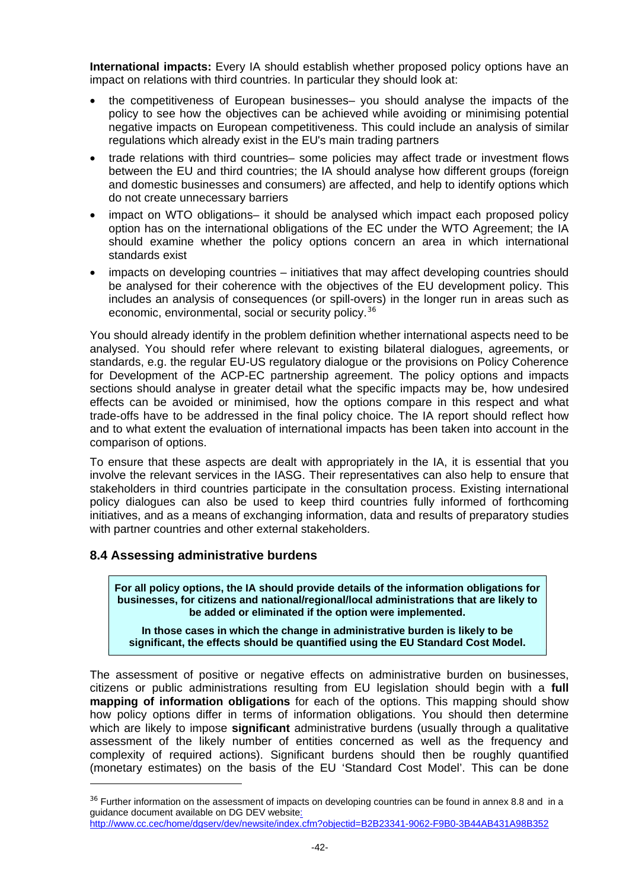**International impacts:** Every IA should establish whether proposed policy options have an impact on relations with third countries. In particular they should look at:

- the competitiveness of European businesses– you should analyse the impacts of the policy to see how the objectives can be achieved while avoiding or minimising potential negative impacts on European competitiveness. This could include an analysis of similar regulations which already exist in the EU's main trading partners
- trade relations with third countries– some policies may affect trade or investment flows between the EU and third countries; the IA should analyse how different groups (foreign and domestic businesses and consumers) are affected, and help to identify options which do not create unnecessary barriers
- impact on WTO obligations– it should be analysed which impact each proposed policy option has on the international obligations of the EC under the WTO Agreement; the IA should examine whether the policy options concern an area in which international standards exist
- impacts on developing countries – initiatives that may affect developing countries should be analysed for their coherence with the objectives of the EU development policy. This includes an analysis of consequences (or spill-overs) in the longer run in areas such as economic, environmental, social or security policy.[36]

You should already identify in the problem definition whether international aspects need to be analysed. You should refer where relevant to existing bilateral dialogues, agreements, or standards, e.g. the regular EU-US regulatory dialogue or the provisions on Policy Coherence for Development of the ACP-EC partnership agreement. The policy options and impacts sections should analyse in greater detail what the specific impacts may be, how undesired effects can be avoided or minimised, how the options compare in this respect and what trade-offs have to be addressed in the final policy choice. The IA report should reflect how and to what extent the evaluation of international impacts has been taken into account in the comparison of options.

To ensure that these aspects are dealt with appropriately in the IA, it is essential that you involve the relevant services in the IASG. Their representatives can also help to ensure that stakeholders in third countries participate in the consultation process. Existing international policy dialogues can also be used to keep third countries fully informed of forthcoming initiatives, and as a means of exchanging information, data and results of preparatory studies with partner countries and other external stakeholders.

### 8.4 Assessing administrative burdens

> **For all policy options, the IA should provide details of the information obligations for businesses, for citizens and national/regional/local administrations that are likely to be added or eliminated if the option were implemented.**
>
> **In those cases in which the change in administrative burden is likely to be significant, the effects should be quantified using the EU Standard Cost Model.**

The assessment of positive or negative effects on administrative burden on businesses, citizens or public administrations resulting from EU legislation should begin with a **full mapping of information obligations** for each of the options. This mapping should show how policy options differ in terms of information obligations. You should then determine which are likely to impose **significant** administrative burdens (usually through a qualitative assessment of the likely number of entities concerned as well as the frequency and complexity of required actions). Significant burdens should then be roughly quantified (monetary estimates) on the basis of the EU 'Standard Cost Model'. This can be done

---

[36] Further information on the assessment of impacts on developing countries can be found in annex 8.8 and in a guidance document available on DG DEV website: http://www.cc.cec/home/dgserv/dev/newsite/index.cfm?objectid=B2B23341-9062-F9B0-3B44AB431A98B352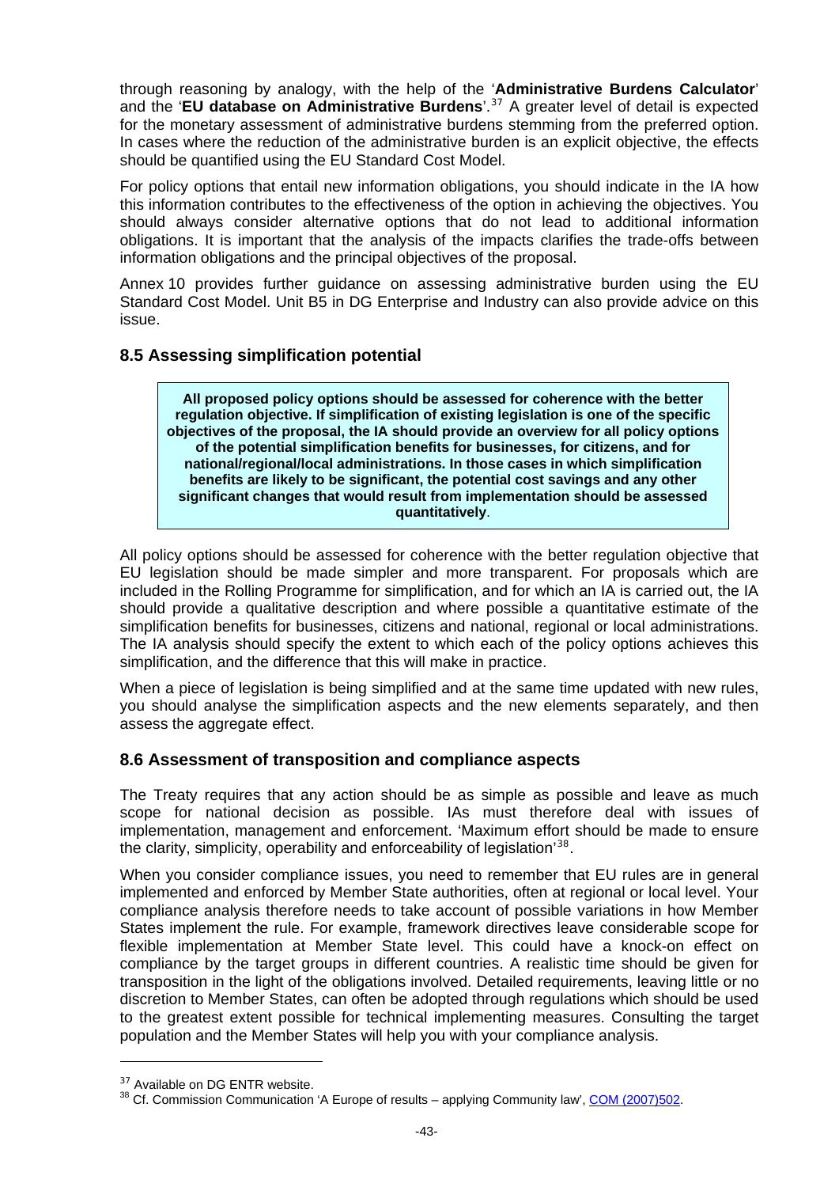through reasoning by analogy, with the help of the '**Administrative Burdens Calculator**' and the '**EU database on Administrative Burdens**'.[37] A greater level of detail is expected for the monetary assessment of administrative burdens stemming from the preferred option. In cases where the reduction of the administrative burden is an explicit objective, the effects should be quantified using the EU Standard Cost Model.

For policy options that entail new information obligations, you should indicate in the IA how this information contributes to the effectiveness of the option in achieving the objectives. You should always consider alternative options that do not lead to additional information obligations. It is important that the analysis of the impacts clarifies the trade-offs between information obligations and the principal objectives of the proposal.

Annex 10 provides further guidance on assessing administrative burden using the EU Standard Cost Model. Unit B5 in DG Enterprise and Industry can also provide advice on this issue.

## 8.5 Assessing simplification potential

> **All proposed policy options should be assessed for coherence with the better regulation objective. If simplification of existing legislation is one of the specific objectives of the proposal, the IA should provide an overview for all policy options of the potential simplification benefits for businesses, for citizens, and for national/regional/local administrations. In those cases in which simplification benefits are likely to be significant, the potential cost savings and any other significant changes that would result from implementation should be assessed quantitatively**.

All policy options should be assessed for coherence with the better regulation objective that EU legislation should be made simpler and more transparent. For proposals which are included in the Rolling Programme for simplification, and for which an IA is carried out, the IA should provide a qualitative description and where possible a quantitative estimate of the simplification benefits for businesses, citizens and national, regional or local administrations. The IA analysis should specify the extent to which each of the policy options achieves this simplification, and the difference that this will make in practice.

When a piece of legislation is being simplified and at the same time updated with new rules, you should analyse the simplification aspects and the new elements separately, and then assess the aggregate effect.

## 8.6 Assessment of transposition and compliance aspects

The Treaty requires that any action should be as simple as possible and leave as much scope for national decision as possible. IAs must therefore deal with issues of implementation, management and enforcement. 'Maximum effort should be made to ensure the clarity, simplicity, operability and enforceability of legislation'[38].

When you consider compliance issues, you need to remember that EU rules are in general implemented and enforced by Member State authorities, often at regional or local level. Your compliance analysis therefore needs to take account of possible variations in how Member States implement the rule. For example, framework directives leave considerable scope for flexible implementation at Member State level. This could have a knock-on effect on compliance by the target groups in different countries. A realistic time should be given for transposition in the light of the obligations involved. Detailed requirements, leaving little or no discretion to Member States, can often be adopted through regulations which should be used to the greatest extent possible for technical implementing measures. Consulting the target population and the Member States will help you with your compliance analysis.

---

[37] Available on DG ENTR website.

[38] Cf. Commission Communication 'A Europe of results – applying Community law', COM (2007)502.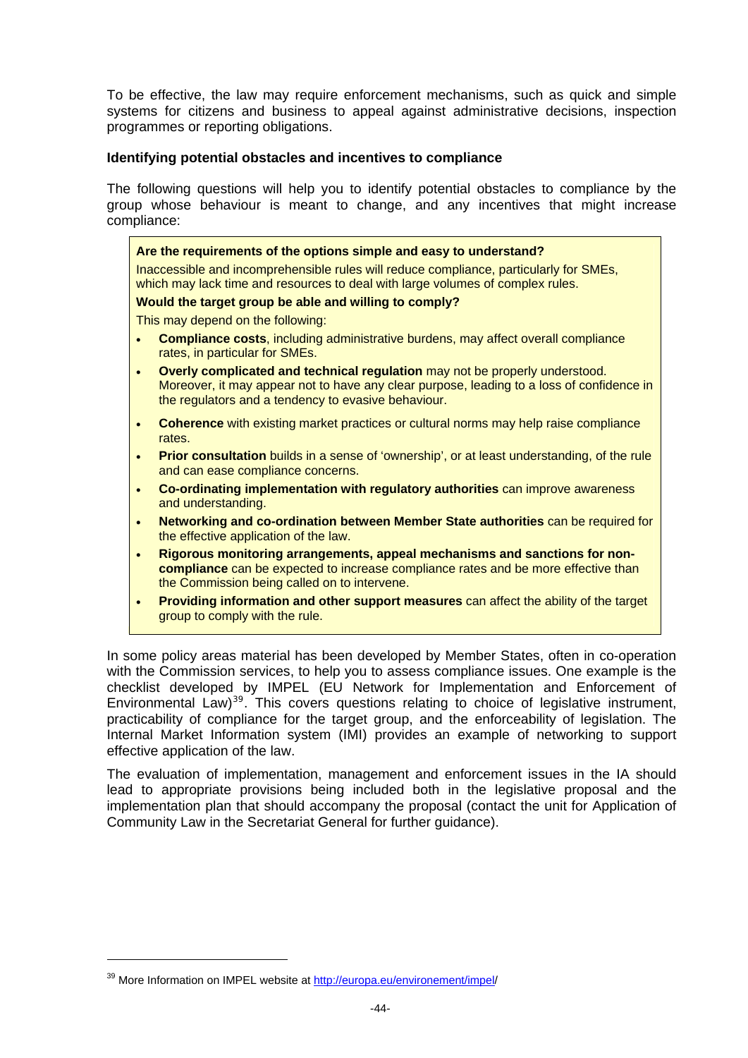To be effective, the law may require enforcement mechanisms, such as quick and simple systems for citizens and business to appeal against administrative decisions, inspection programmes or reporting obligations.

**Identifying potential obstacles and incentives to compliance**

The following questions will help you to identify potential obstacles to compliance by the group whose behaviour is meant to change, and any incentives that might increase compliance:

> **Are the requirements of the options simple and easy to understand?**
>
> Inaccessible and incomprehensible rules will reduce compliance, particularly for SMEs, which may lack time and resources to deal with large volumes of complex rules.
>
> **Would the target group be able and willing to comply?**
>
> This may depend on the following:
>
> - **Compliance costs**, including administrative burdens, may affect overall compliance rates, in particular for SMEs.
> - **Overly complicated and technical regulation** may not be properly understood. Moreover, it may appear not to have any clear purpose, leading to a loss of confidence in the regulators and a tendency to evasive behaviour.
> - **Coherence** with existing market practices or cultural norms may help raise compliance rates.
> - **Prior consultation** builds in a sense of 'ownership', or at least understanding, of the rule and can ease compliance concerns.
> - **Co-ordinating implementation with regulatory authorities** can improve awareness and understanding.
> - **Networking and co-ordination between Member State authorities** can be required for the effective application of the law.
> - **Rigorous monitoring arrangements, appeal mechanisms and sanctions for non-compliance** can be expected to increase compliance rates and be more effective than the Commission being called on to intervene.
> - **Providing information and other support measures** can affect the ability of the target group to comply with the rule.

In some policy areas material has been developed by Member States, often in co-operation with the Commission services, to help you to assess compliance issues. One example is the checklist developed by IMPEL (EU Network for Implementation and Enforcement of Environmental Law)[39]. This covers questions relating to choice of legislative instrument, practicability of compliance for the target group, and the enforceability of legislation. The Internal Market Information system (IMI) provides an example of networking to support effective application of the law.

The evaluation of implementation, management and enforcement issues in the IA should lead to appropriate provisions being included both in the legislative proposal and the implementation plan that should accompany the proposal (contact the unit for Application of Community Law in the Secretariat General for further guidance).

---

[39] More Information on IMPEL website at http://europa.eu/environement/impel/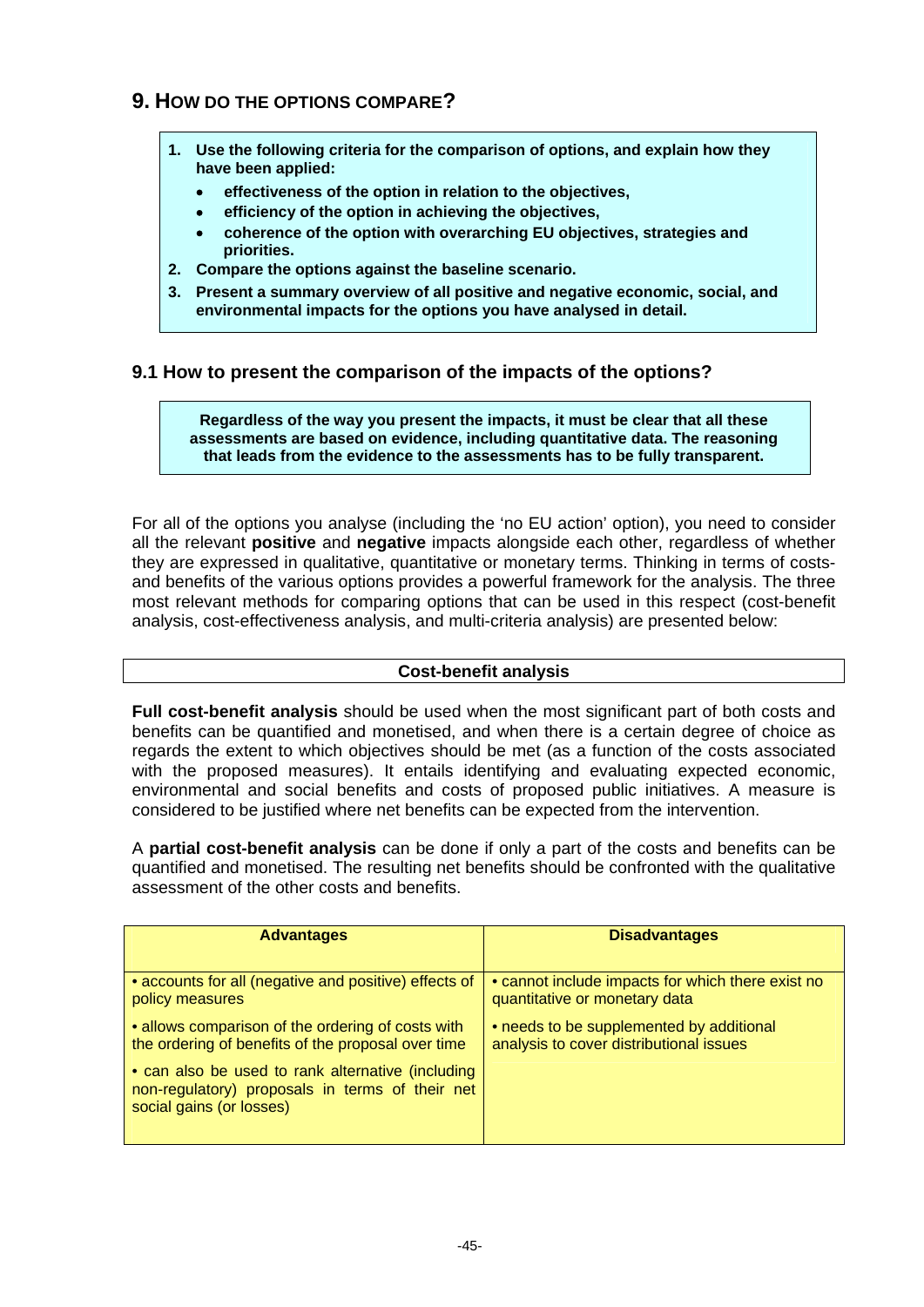## 9. How do the options compare?

> **1. Use the following criteria for the comparison of options, and explain how they have been applied:**
>
> - **effectiveness of the option in relation to the objectives,**
> - **efficiency of the option in achieving the objectives,**
> - **coherence of the option with overarching EU objectives, strategies and priorities.**
>
> **2. Compare the options against the baseline scenario.**
>
> **3. Present a summary overview of all positive and negative economic, social, and environmental impacts for the options you have analysed in detail.**

### 9.1 How to present the comparison of the impacts of the options?

> **Regardless of the way you present the impacts, it must be clear that all these assessments are based on evidence, including quantitative data. The reasoning that leads from the evidence to the assessments has to be fully transparent.**

For all of the options you analyse (including the 'no EU action' option), you need to consider all the relevant **positive** and **negative** impacts alongside each other, regardless of whether they are expressed in qualitative, quantitative or monetary terms. Thinking in terms of costs-and benefits of the various options provides a powerful framework for the analysis. The three most relevant methods for comparing options that can be used in this respect (cost-benefit analysis, cost-effectiveness analysis, and multi-criteria analysis) are presented below:

**Cost-benefit analysis**

**Full cost-benefit analysis** should be used when the most significant part of both costs and benefits can be quantified and monetised, and when there is a certain degree of choice as regards the extent to which objectives should be met (as a function of the costs associated with the proposed measures). It entails identifying and evaluating expected economic, environmental and social benefits and costs of proposed public initiatives. A measure is considered to be justified where net benefits can be expected from the intervention.

A **partial cost-benefit analysis** can be done if only a part of the costs and benefits can be quantified and monetised. The resulting net benefits should be confronted with the qualitative assessment of the other costs and benefits.

| Advantages | Disadvantages |
|---|---|
| • accounts for all (negative and positive) effects of policy measures<br>• allows comparison of the ordering of costs with the ordering of benefits of the proposal over time<br>• can also be used to rank alternative (including non-regulatory) proposals in terms of their net social gains (or losses) | • cannot include impacts for which there exist no quantitative or monetary data<br>• needs to be supplemented by additional analysis to cover distributional issues |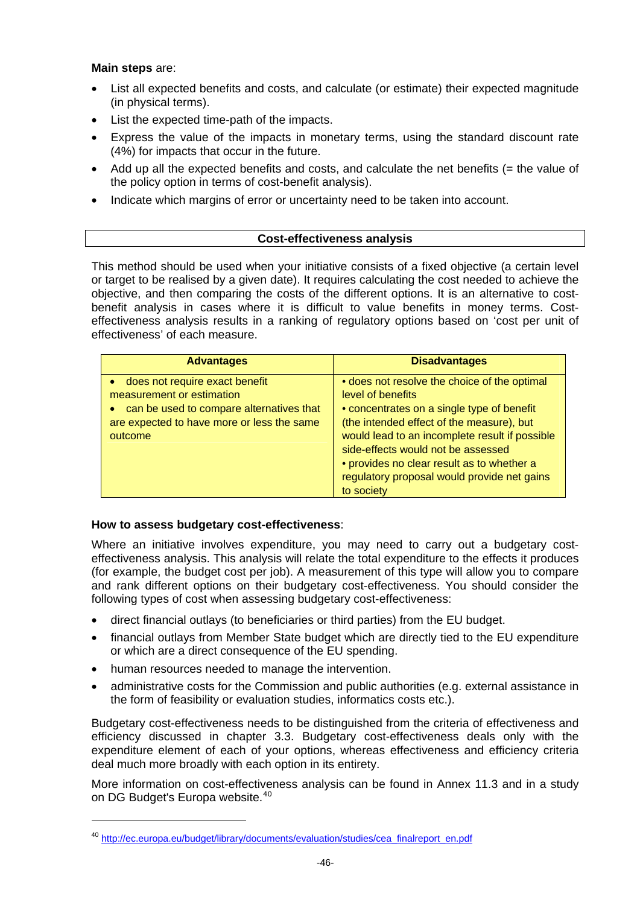**Main steps** are:

- List all expected benefits and costs, and calculate (or estimate) their expected magnitude (in physical terms).
- List the expected time-path of the impacts.
- Express the value of the impacts in monetary terms, using the standard discount rate (4%) for impacts that occur in the future.
- Add up all the expected benefits and costs, and calculate the net benefits (= the value of the policy option in terms of cost-benefit analysis).
- Indicate which margins of error or uncertainty need to be taken into account.

## Cost-effectiveness analysis

This method should be used when your initiative consists of a fixed objective (a certain level or target to be realised by a given date). It requires calculating the cost needed to achieve the objective, and then comparing the costs of the different options. It is an alternative to cost-benefit analysis in cases where it is difficult to value benefits in money terms. Cost-effectiveness analysis results in a ranking of regulatory options based on 'cost per unit of effectiveness' of each measure.

| Advantages | Disadvantages |
|---|---|
| • does not require exact benefit measurement or estimation<br>• can be used to compare alternatives that are expected to have more or less the same outcome | • does not resolve the choice of the optimal level of benefits<br>• concentrates on a single type of benefit (the intended effect of the measure), but would lead to an incomplete result if possible side-effects would not be assessed<br>• provides no clear result as to whether a regulatory proposal would provide net gains to society |

**How to assess budgetary cost-effectiveness**:

Where an initiative involves expenditure, you may need to carry out a budgetary cost-effectiveness analysis. This analysis will relate the total expenditure to the effects it produces (for example, the budget cost per job). A measurement of this type will allow you to compare and rank different options on their budgetary cost-effectiveness. You should consider the following types of cost when assessing budgetary cost-effectiveness:

- direct financial outlays (to beneficiaries or third parties) from the EU budget.
- financial outlays from Member State budget which are directly tied to the EU expenditure or which are a direct consequence of the EU spending.
- human resources needed to manage the intervention.
- administrative costs for the Commission and public authorities (e.g. external assistance in the form of feasibility or evaluation studies, informatics costs etc.).

Budgetary cost-effectiveness needs to be distinguished from the criteria of effectiveness and efficiency discussed in chapter 3.3. Budgetary cost-effectiveness deals only with the expenditure element of each of your options, whereas effectiveness and efficiency criteria deal much more broadly with each option in its entirety.

More information on cost-effectiveness analysis can be found in Annex 11.3 and in a study on DG Budget's Europa website.[40]

---

[40] http://ec.europa.eu/budget/library/documents/evaluation/studies/cea_finalreport_en.pdf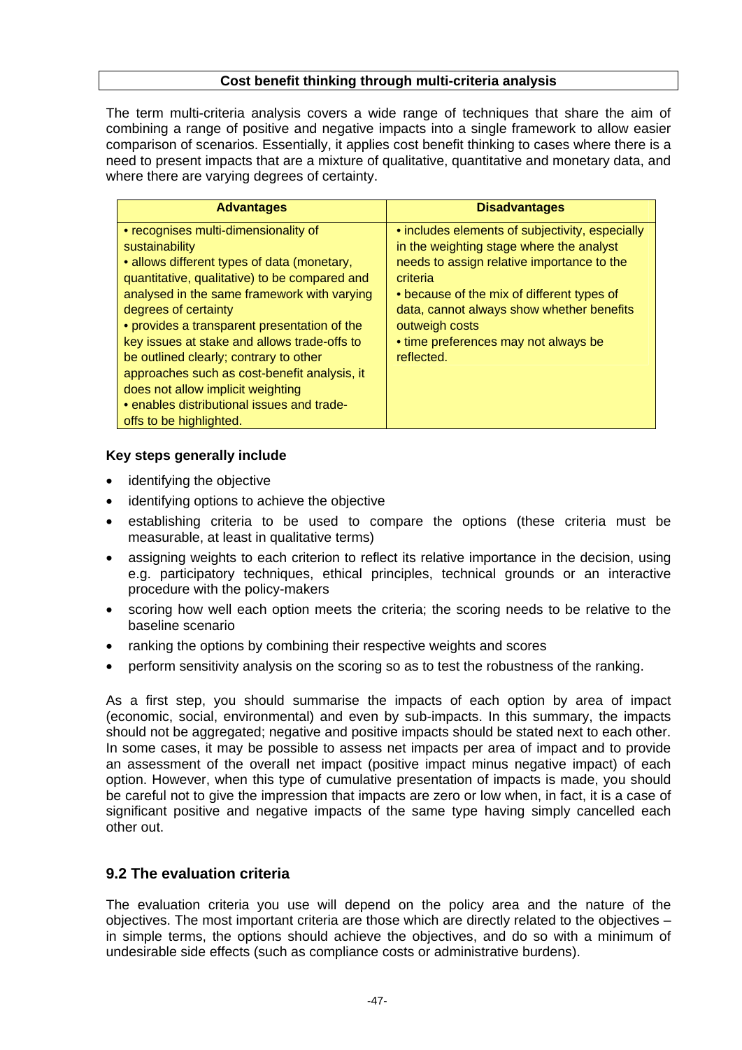**Cost benefit thinking through multi-criteria analysis**

The term multi-criteria analysis covers a wide range of techniques that share the aim of combining a range of positive and negative impacts into a single framework to allow easier comparison of scenarios. Essentially, it applies cost benefit thinking to cases where there is a need to present impacts that are a mixture of qualitative, quantitative and monetary data, and where there are varying degrees of certainty.

| Advantages | Disadvantages |
|---|---|
| • recognises multi-dimensionality of sustainability<br>• allows different types of data (monetary, quantitative, qualitative) to be compared and analysed in the same framework with varying degrees of certainty<br>• provides a transparent presentation of the key issues at stake and allows trade-offs to be outlined clearly; contrary to other approaches such as cost-benefit analysis, it does not allow implicit weighting<br>• enables distributional issues and trade-offs to be highlighted. | • includes elements of subjectivity, especially in the weighting stage where the analyst needs to assign relative importance to the criteria<br>• because of the mix of different types of data, cannot always show whether benefits outweigh costs<br>• time preferences may not always be reflected. |

**Key steps generally include**

- identifying the objective
- identifying options to achieve the objective
- establishing criteria to be used to compare the options (these criteria must be measurable, at least in qualitative terms)
- assigning weights to each criterion to reflect its relative importance in the decision, using e.g. participatory techniques, ethical principles, technical grounds or an interactive procedure with the policy-makers
- scoring how well each option meets the criteria; the scoring needs to be relative to the baseline scenario
- ranking the options by combining their respective weights and scores
- perform sensitivity analysis on the scoring so as to test the robustness of the ranking.

As a first step, you should summarise the impacts of each option by area of impact (economic, social, environmental) and even by sub-impacts. In this summary, the impacts should not be aggregated; negative and positive impacts should be stated next to each other. In some cases, it may be possible to assess net impacts per area of impact and to provide an assessment of the overall net impact (positive impact minus negative impact) of each option. However, when this type of cumulative presentation of impacts is made, you should be careful not to give the impression that impacts are zero or low when, in fact, it is a case of significant positive and negative impacts of the same type having simply cancelled each other out.

## 9.2 The evaluation criteria

The evaluation criteria you use will depend on the policy area and the nature of the objectives. The most important criteria are those which are directly related to the objectives – in simple terms, the options should achieve the objectives, and do so with a minimum of undesirable side effects (such as compliance costs or administrative burdens).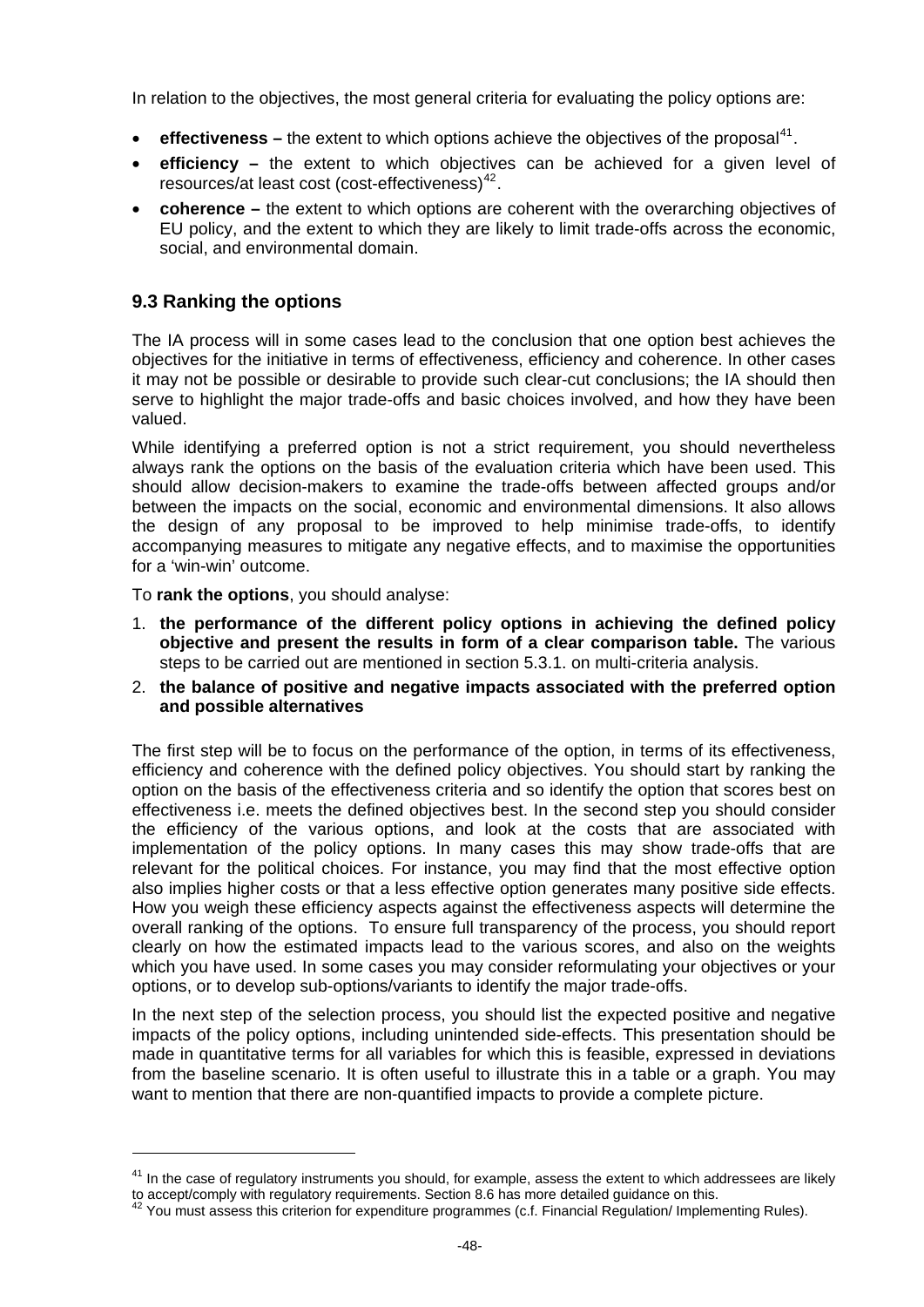In relation to the objectives, the most general criteria for evaluating the policy options are:

- **effectiveness –** the extent to which options achieve the objectives of the proposal[41].
- **efficiency –** the extent to which objectives can be achieved for a given level of resources/at least cost (cost-effectiveness)[42].
- **coherence –** the extent to which options are coherent with the overarching objectives of EU policy, and the extent to which they are likely to limit trade-offs across the economic, social, and environmental domain.

## 9.3 Ranking the options

The IA process will in some cases lead to the conclusion that one option best achieves the objectives for the initiative in terms of effectiveness, efficiency and coherence. In other cases it may not be possible or desirable to provide such clear-cut conclusions; the IA should then serve to highlight the major trade-offs and basic choices involved, and how they have been valued.

While identifying a preferred option is not a strict requirement, you should nevertheless always rank the options on the basis of the evaluation criteria which have been used. This should allow decision-makers to examine the trade-offs between affected groups and/or between the impacts on the social, economic and environmental dimensions. It also allows the design of any proposal to be improved to help minimise trade-offs, to identify accompanying measures to mitigate any negative effects, and to maximise the opportunities for a 'win-win' outcome.

To **rank the options**, you should analyse:

1. **the performance of the different policy options in achieving the defined policy objective and present the results in form of a clear comparison table.** The various steps to be carried out are mentioned in section 5.3.1. on multi-criteria analysis.
2. **the balance of positive and negative impacts associated with the preferred option and possible alternatives**

The first step will be to focus on the performance of the option, in terms of its effectiveness, efficiency and coherence with the defined policy objectives. You should start by ranking the option on the basis of the effectiveness criteria and so identify the option that scores best on effectiveness i.e. meets the defined objectives best. In the second step you should consider the efficiency of the various options, and look at the costs that are associated with implementation of the policy options. In many cases this may show trade-offs that are relevant for the political choices. For instance, you may find that the most effective option also implies higher costs or that a less effective option generates many positive side effects. How you weigh these efficiency aspects against the effectiveness aspects will determine the overall ranking of the options. To ensure full transparency of the process, you should report clearly on how the estimated impacts lead to the various scores, and also on the weights which you have used. In some cases you may consider reformulating your objectives or your options, or to develop sub-options/variants to identify the major trade-offs.

In the next step of the selection process, you should list the expected positive and negative impacts of the policy options, including unintended side-effects. This presentation should be made in quantitative terms for all variables for which this is feasible, expressed in deviations from the baseline scenario. It is often useful to illustrate this in a table or a graph. You may want to mention that there are non-quantified impacts to provide a complete picture.

---

[41] In the case of regulatory instruments you should, for example, assess the extent to which addressees are likely to accept/comply with regulatory requirements. Section 8.6 has more detailed guidance on this.

[42] You must assess this criterion for expenditure programmes (c.f. Financial Regulation/ Implementing Rules).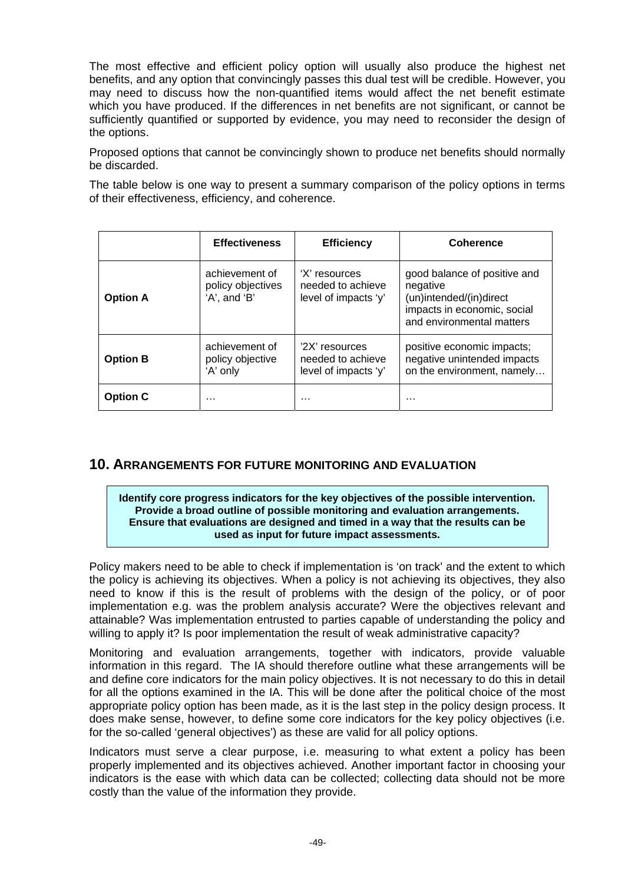The most effective and efficient policy option will usually also produce the highest net benefits, and any option that convincingly passes this dual test will be credible. However, you may need to discuss how the non-quantified items would affect the net benefit estimate which you have produced. If the differences in net benefits are not significant, or cannot be sufficiently quantified or supported by evidence, you may need to reconsider the design of the options.

Proposed options that cannot be convincingly shown to produce net benefits should normally be discarded.

The table below is one way to present a summary comparison of the policy options in terms of their effectiveness, efficiency, and coherence.

| | **Effectiveness** | **Efficiency** | **Coherence** |
|---|---|---|---|
| **Option A** | achievement of policy objectives 'A', and 'B' | 'X' resources needed to achieve level of impacts 'y' | good balance of positive and negative (un)intended/(in)direct impacts in economic, social and environmental matters |
| **Option B** | achievement of policy objective 'A' only | '2X' resources needed to achieve level of impacts 'y' | positive economic impacts; negative unintended impacts on the environment, namely… |
| **Option C** | … | … | … |

## 10. Arrangements for future monitoring and evaluation

**Identify core progress indicators for the key objectives of the possible intervention. Provide a broad outline of possible monitoring and evaluation arrangements. Ensure that evaluations are designed and timed in a way that the results can be used as input for future impact assessments.**

Policy makers need to be able to check if implementation is 'on track' and the extent to which the policy is achieving its objectives. When a policy is not achieving its objectives, they also need to know if this is the result of problems with the design of the policy, or of poor implementation e.g. was the problem analysis accurate? Were the objectives relevant and attainable? Was implementation entrusted to parties capable of understanding the policy and willing to apply it? Is poor implementation the result of weak administrative capacity?

Monitoring and evaluation arrangements, together with indicators, provide valuable information in this regard. The IA should therefore outline what these arrangements will be and define core indicators for the main policy objectives. It is not necessary to do this in detail for all the options examined in the IA. This will be done after the political choice of the most appropriate policy option has been made, as it is the last step in the policy design process. It does make sense, however, to define some core indicators for the key policy objectives (i.e. for the so-called 'general objectives') as these are valid for all policy options.

Indicators must serve a clear purpose, i.e. measuring to what extent a policy has been properly implemented and its objectives achieved. Another important factor in choosing your indicators is the ease with which data can be collected; collecting data should not be more costly than the value of the information they provide.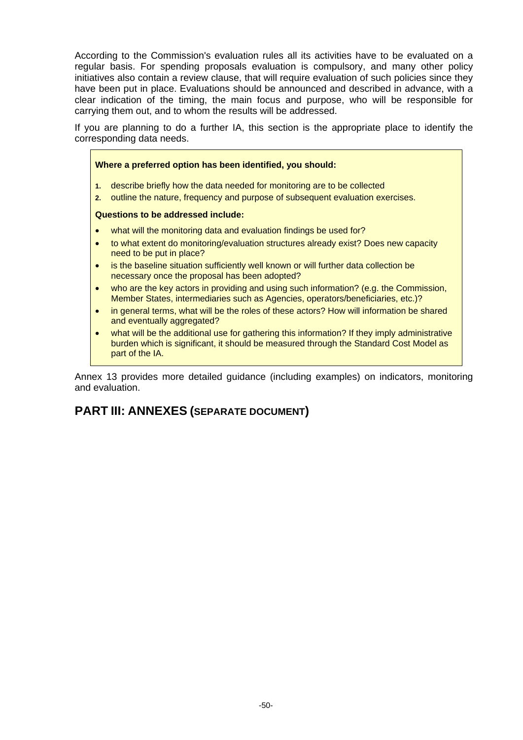According to the Commission's evaluation rules all its activities have to be evaluated on a regular basis. For spending proposals evaluation is compulsory, and many other policy initiatives also contain a review clause, that will require evaluation of such policies since they have been put in place. Evaluations should be announced and described in advance, with a clear indication of the timing, the main focus and purpose, who will be responsible for carrying them out, and to whom the results will be addressed.

If you are planning to do a further IA, this section is the appropriate place to identify the corresponding data needs.

**Where a preferred option has been identified, you should:**

1. describe briefly how the data needed for monitoring are to be collected
2. outline the nature, frequency and purpose of subsequent evaluation exercises.

**Questions to be addressed include:**

- what will the monitoring data and evaluation findings be used for?
- to what extent do monitoring/evaluation structures already exist? Does new capacity need to be put in place?
- is the baseline situation sufficiently well known or will further data collection be necessary once the proposal has been adopted?
- who are the key actors in providing and using such information? (e.g. the Commission, Member States, intermediaries such as Agencies, operators/beneficiaries, etc.)?
- in general terms, what will be the roles of these actors? How will information be shared and eventually aggregated?
- what will be the additional use for gathering this information? If they imply administrative burden which is significant, it should be measured through the Standard Cost Model as part of the IA.

Annex 13 provides more detailed guidance (including examples) on indicators, monitoring and evaluation.

# PART III: ANNEXES (SEPARATE DOCUMENT)